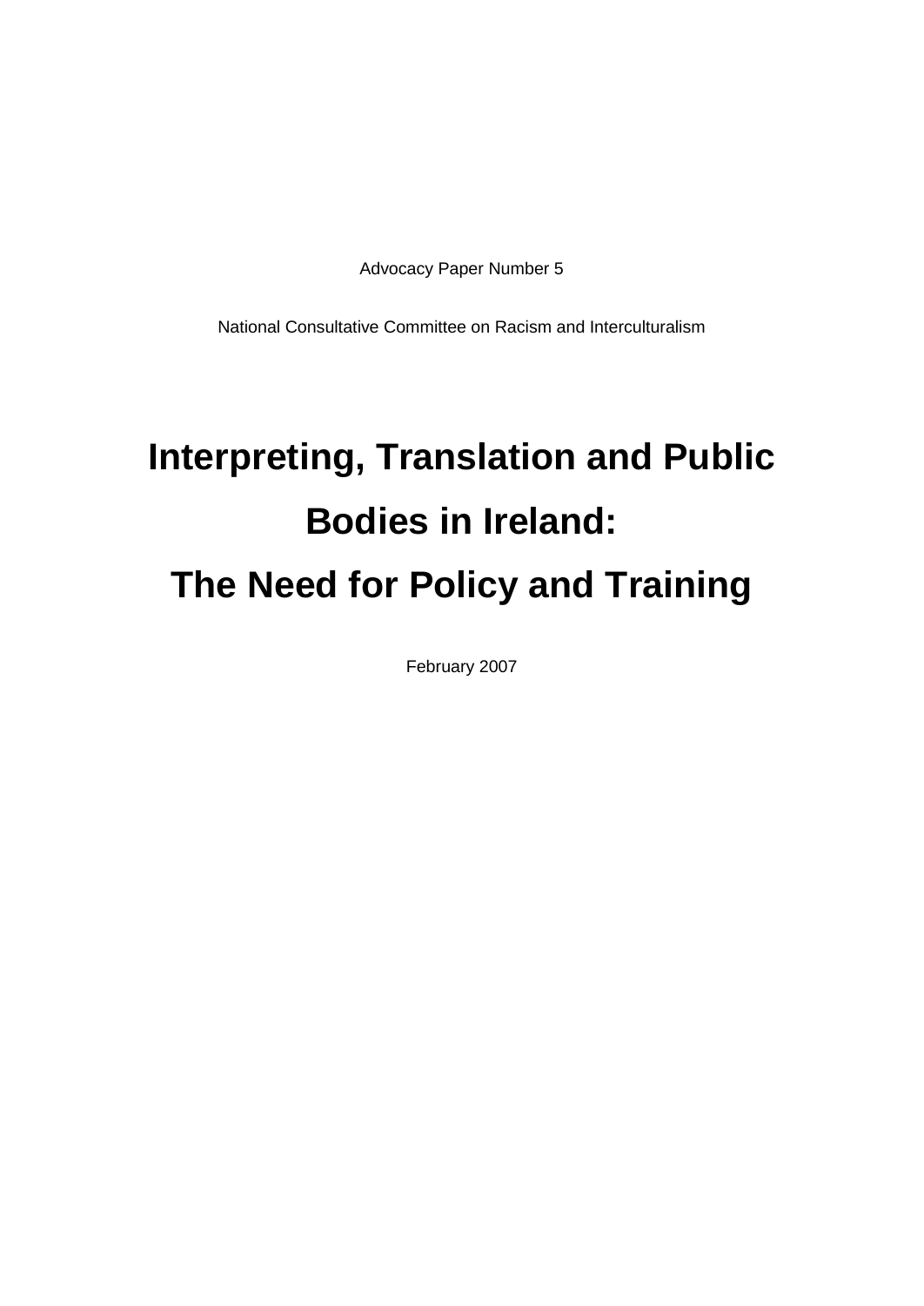Advocacy Paper Number 5

National Consultative Committee on Racism and Interculturalism

# Interpreting, Translation and Public Bodies in Ireland: The Need for Policy and Training

February 2007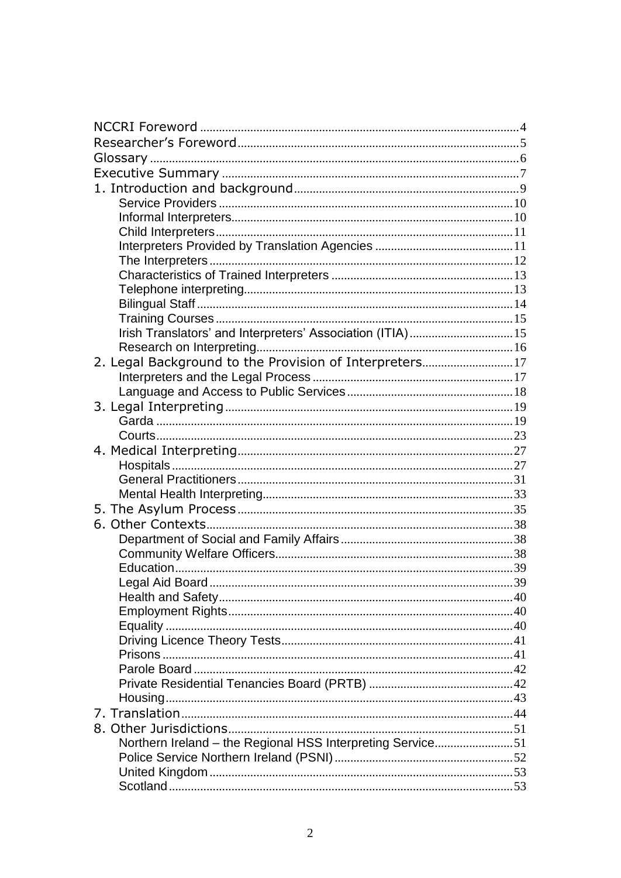NCCRI Foreword .....4
Researcher's Foreword .....5
Glossary .....6
Executive Summary .....7
1. Introduction and background .....9
- Service Providers .....10
- Informal Interpreters .....10
- Child Interpreters .....11
- Interpreters Provided by Translation Agencies .....11
- The Interpreters .....12
- Characteristics of Trained Interpreters .....13
- Telephone interpreting .....13
- Bilingual Staff .....14
- Training Courses .....15
- Irish Translators' and Interpreters' Association (ITIA) .....15
- Research on Interpreting .....16

2. Legal Background to the Provision of Interpreters .....17
- Interpreters and the Legal Process .....17
- Language and Access to Public Services .....18

3. Legal Interpreting .....19
- Garda .....19
- Courts .....23

4. Medical Interpreting .....27
- Hospitals .....27
- General Practitioners .....31
- Mental Health Interpreting .....33

5. The Asylum Process .....35
6. Other Contexts .....38
- Department of Social and Family Affairs .....38
- Community Welfare Officers .....38
- Education .....39
- Legal Aid Board .....39
- Health and Safety .....40
- Employment Rights .....40
- Equality .....40
- Driving Licence Theory Tests .....41
- Prisons .....41
- Parole Board .....42
- Private Residential Tenancies Board (PRTB) .....42
- Housing .....43

7. Translation .....44
8. Other Jurisdictions .....51
- Northern Ireland – the Regional HSS Interpreting Service .....51
- Police Service Northern Ireland (PSNI) .....52
- United Kingdom .....53
- Scotland .....53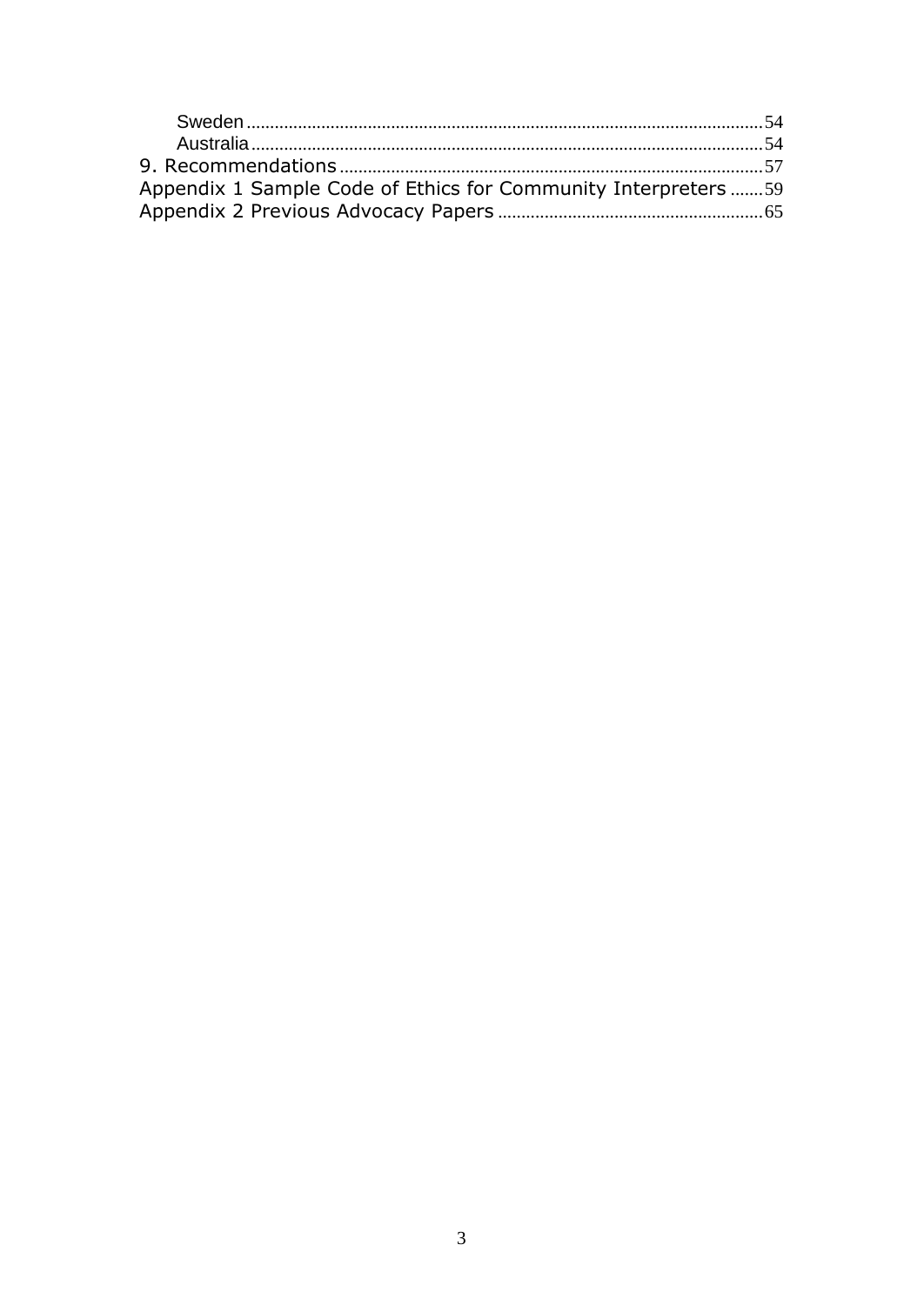- Sweden ........ 54
- Australia ........ 54

9. Recommendations ........ 57

Appendix 1 Sample Code of Ethics for Community Interpreters ........ 59

Appendix 2 Previous Advocacy Papers ........ 65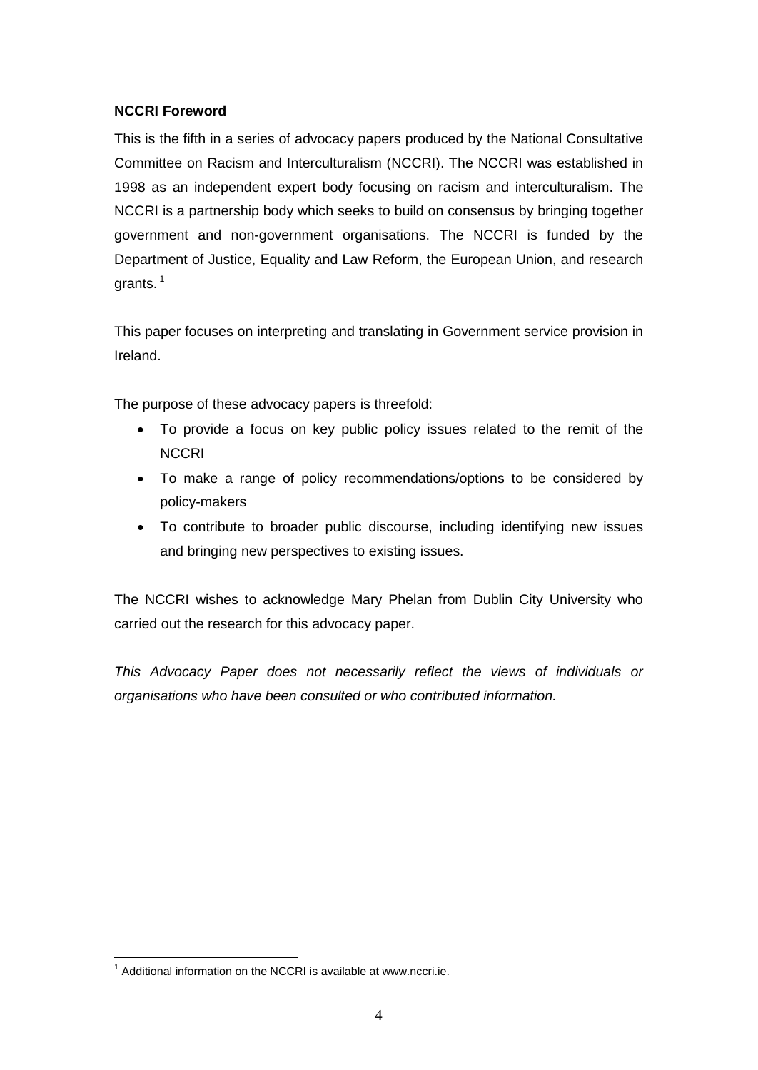**NCCRI Foreword**

This is the fifth in a series of advocacy papers produced by the National Consultative Committee on Racism and Interculturalism (NCCRI). The NCCRI was established in 1998 as an independent expert body focusing on racism and interculturalism. The NCCRI is a partnership body which seeks to build on consensus by bringing together government and non-government organisations. The NCCRI is funded by the Department of Justice, Equality and Law Reform, the European Union, and research grants. [1]

This paper focuses on interpreting and translating in Government service provision in Ireland.

The purpose of these advocacy papers is threefold:

- To provide a focus on key public policy issues related to the remit of the NCCRI
- To make a range of policy recommendations/options to be considered by policy-makers
- To contribute to broader public discourse, including identifying new issues and bringing new perspectives to existing issues.

The NCCRI wishes to acknowledge Mary Phelan from Dublin City University who carried out the research for this advocacy paper.

*This Advocacy Paper does not necessarily reflect the views of individuals or organisations who have been consulted or who contributed information.*

---

[1] Additional information on the NCCRI is available at www.nccri.ie.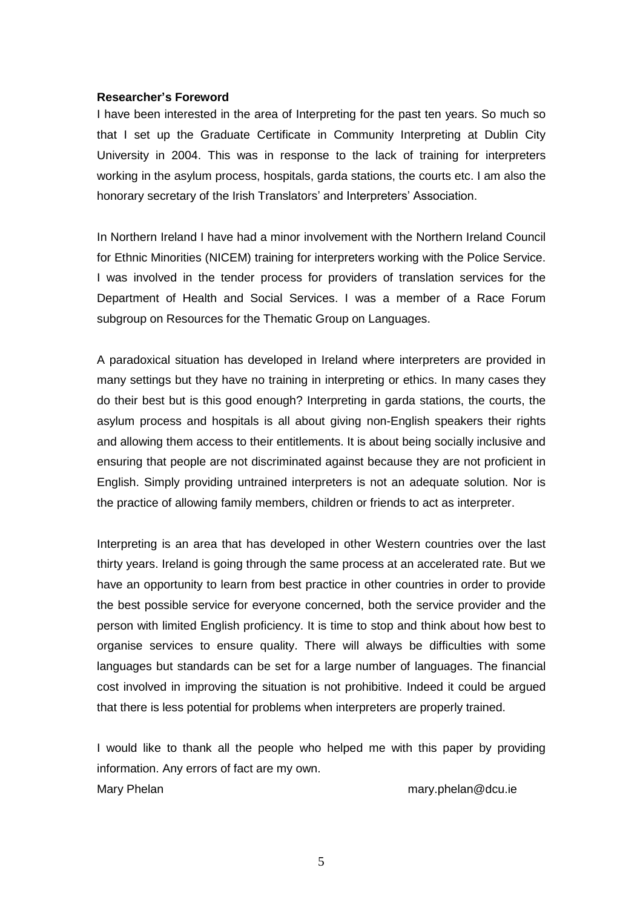**Researcher's Foreword**

I have been interested in the area of Interpreting for the past ten years. So much so that I set up the Graduate Certificate in Community Interpreting at Dublin City University in 2004. This was in response to the lack of training for interpreters working in the asylum process, hospitals, garda stations, the courts etc. I am also the honorary secretary of the Irish Translators' and Interpreters' Association.

In Northern Ireland I have had a minor involvement with the Northern Ireland Council for Ethnic Minorities (NICEM) training for interpreters working with the Police Service. I was involved in the tender process for providers of translation services for the Department of Health and Social Services. I was a member of a Race Forum subgroup on Resources for the Thematic Group on Languages.

A paradoxical situation has developed in Ireland where interpreters are provided in many settings but they have no training in interpreting or ethics. In many cases they do their best but is this good enough? Interpreting in garda stations, the courts, the asylum process and hospitals is all about giving non-English speakers their rights and allowing them access to their entitlements. It is about being socially inclusive and ensuring that people are not discriminated against because they are not proficient in English. Simply providing untrained interpreters is not an adequate solution. Nor is the practice of allowing family members, children or friends to act as interpreter.

Interpreting is an area that has developed in other Western countries over the last thirty years. Ireland is going through the same process at an accelerated rate. But we have an opportunity to learn from best practice in other countries in order to provide the best possible service for everyone concerned, both the service provider and the person with limited English proficiency. It is time to stop and think about how best to organise services to ensure quality. There will always be difficulties with some languages but standards can be set for a large number of languages. The financial cost involved in improving the situation is not prohibitive. Indeed it could be argued that there is less potential for problems when interpreters are properly trained.

I would like to thank all the people who helped me with this paper by providing information. Any errors of fact are my own.

Mary Phelan mary.phelan@dcu.ie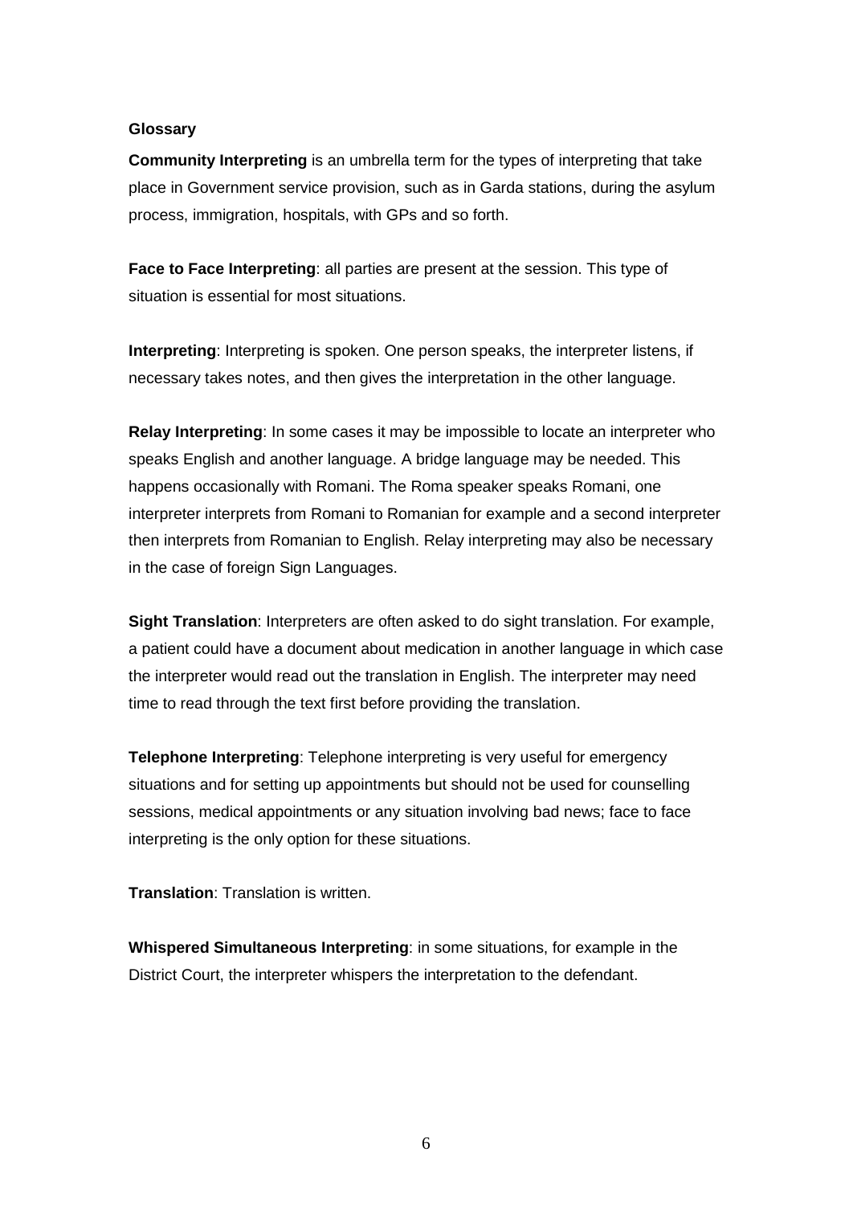**Glossary**

**Community Interpreting** is an umbrella term for the types of interpreting that take place in Government service provision, such as in Garda stations, during the asylum process, immigration, hospitals, with GPs and so forth.

**Face to Face Interpreting**: all parties are present at the session. This type of situation is essential for most situations.

**Interpreting**: Interpreting is spoken. One person speaks, the interpreter listens, if necessary takes notes, and then gives the interpretation in the other language.

**Relay Interpreting**: In some cases it may be impossible to locate an interpreter who speaks English and another language. A bridge language may be needed. This happens occasionally with Romani. The Roma speaker speaks Romani, one interpreter interprets from Romani to Romanian for example and a second interpreter then interprets from Romanian to English. Relay interpreting may also be necessary in the case of foreign Sign Languages.

**Sight Translation**: Interpreters are often asked to do sight translation. For example, a patient could have a document about medication in another language in which case the interpreter would read out the translation in English. The interpreter may need time to read through the text first before providing the translation.

**Telephone Interpreting**: Telephone interpreting is very useful for emergency situations and for setting up appointments but should not be used for counselling sessions, medical appointments or any situation involving bad news; face to face interpreting is the only option for these situations.

**Translation**: Translation is written.

**Whispered Simultaneous Interpreting**: in some situations, for example in the District Court, the interpreter whispers the interpretation to the defendant.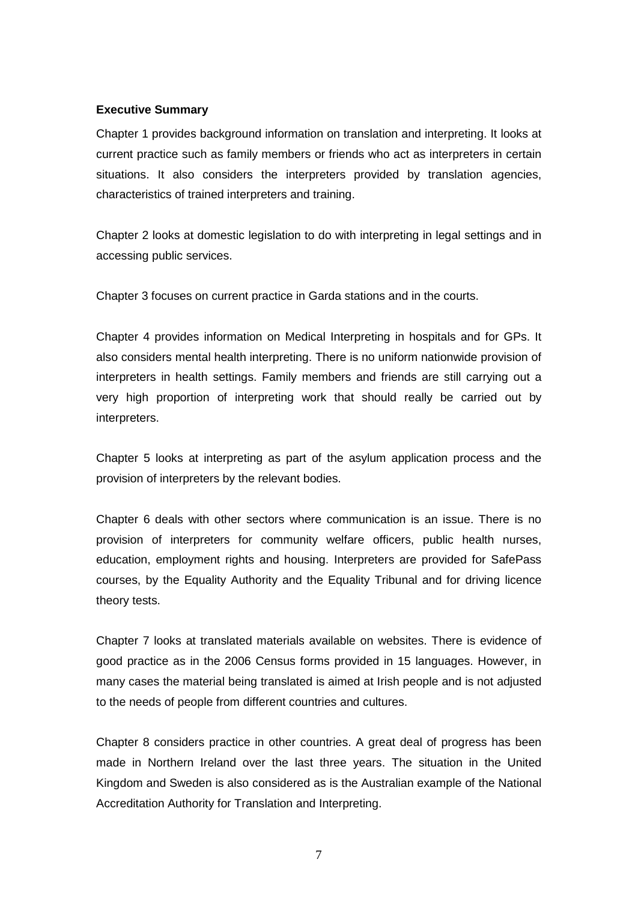**Executive Summary**

Chapter 1 provides background information on translation and interpreting. It looks at current practice such as family members or friends who act as interpreters in certain situations. It also considers the interpreters provided by translation agencies, characteristics of trained interpreters and training.

Chapter 2 looks at domestic legislation to do with interpreting in legal settings and in accessing public services.

Chapter 3 focuses on current practice in Garda stations and in the courts.

Chapter 4 provides information on Medical Interpreting in hospitals and for GPs. It also considers mental health interpreting. There is no uniform nationwide provision of interpreters in health settings. Family members and friends are still carrying out a very high proportion of interpreting work that should really be carried out by interpreters.

Chapter 5 looks at interpreting as part of the asylum application process and the provision of interpreters by the relevant bodies.

Chapter 6 deals with other sectors where communication is an issue. There is no provision of interpreters for community welfare officers, public health nurses, education, employment rights and housing. Interpreters are provided for SafePass courses, by the Equality Authority and the Equality Tribunal and for driving licence theory tests.

Chapter 7 looks at translated materials available on websites. There is evidence of good practice as in the 2006 Census forms provided in 15 languages. However, in many cases the material being translated is aimed at Irish people and is not adjusted to the needs of people from different countries and cultures.

Chapter 8 considers practice in other countries. A great deal of progress has been made in Northern Ireland over the last three years. The situation in the United Kingdom and Sweden is also considered as is the Australian example of the National Accreditation Authority for Translation and Interpreting.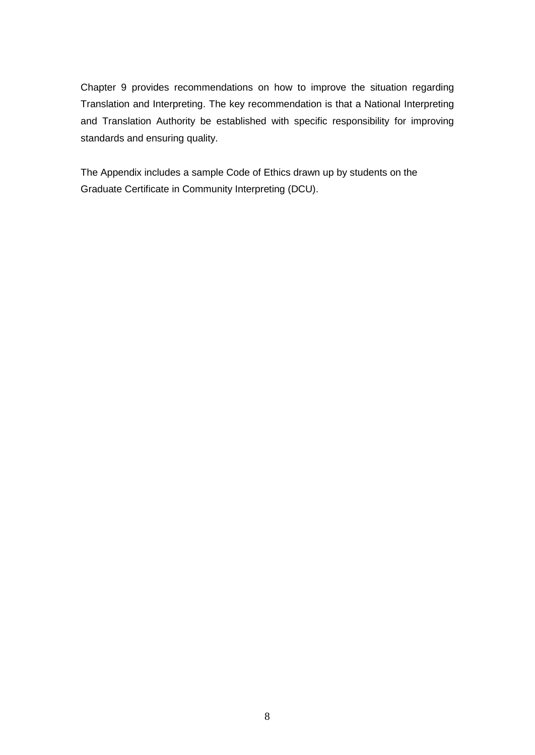Chapter 9 provides recommendations on how to improve the situation regarding Translation and Interpreting. The key recommendation is that a National Interpreting and Translation Authority be established with specific responsibility for improving standards and ensuring quality.

The Appendix includes a sample Code of Ethics drawn up by students on the Graduate Certificate in Community Interpreting (DCU).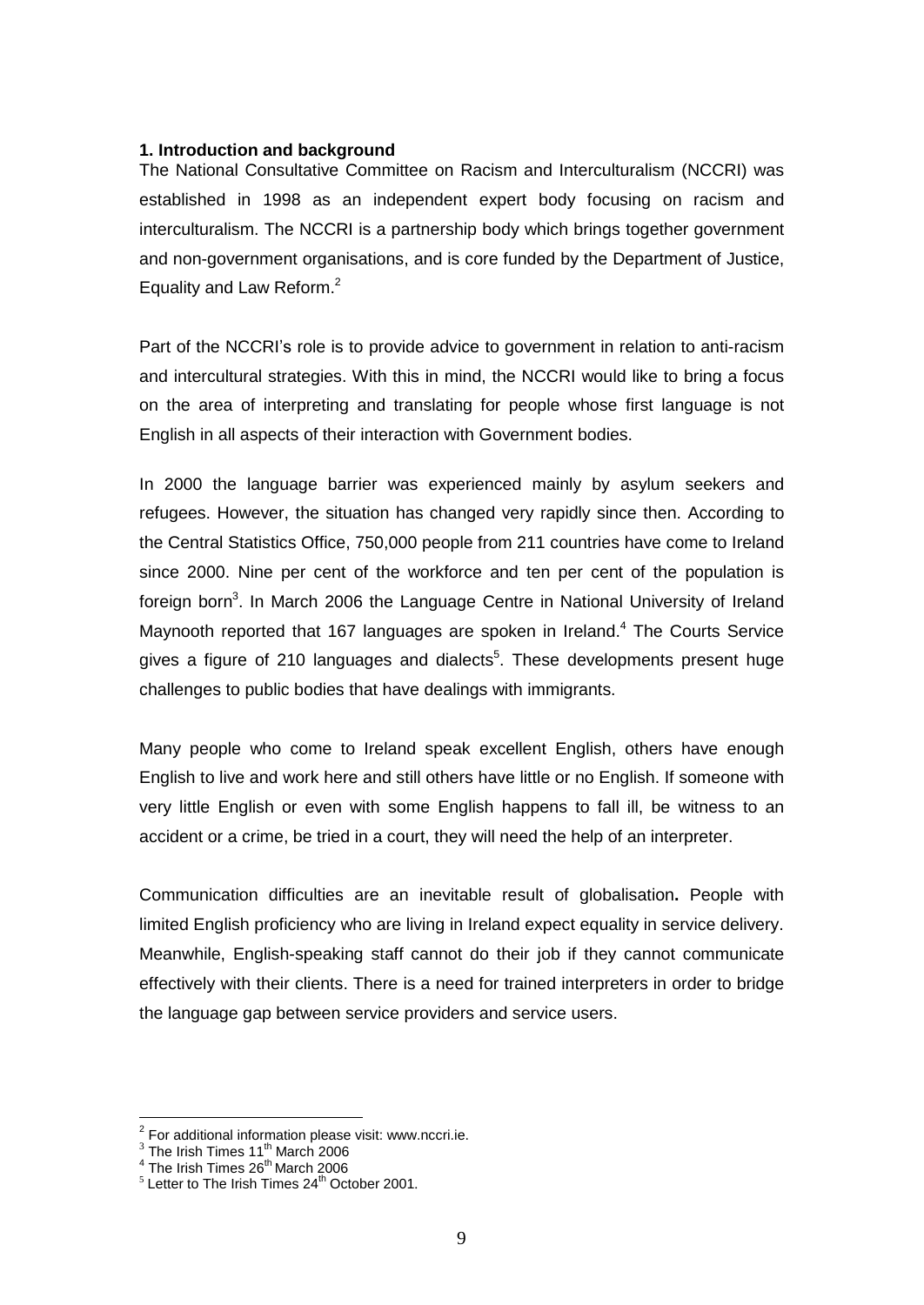## 1. Introduction and background

The National Consultative Committee on Racism and Interculturalism (NCCRI) was established in 1998 as an independent expert body focusing on racism and interculturalism. The NCCRI is a partnership body which brings together government and non-government organisations, and is core funded by the Department of Justice, Equality and Law Reform.[2]

Part of the NCCRI's role is to provide advice to government in relation to anti-racism and intercultural strategies. With this in mind, the NCCRI would like to bring a focus on the area of interpreting and translating for people whose first language is not English in all aspects of their interaction with Government bodies.

In 2000 the language barrier was experienced mainly by asylum seekers and refugees. However, the situation has changed very rapidly since then. According to the Central Statistics Office, 750,000 people from 211 countries have come to Ireland since 2000. Nine per cent of the workforce and ten per cent of the population is foreign born[3]. In March 2006 the Language Centre in National University of Ireland Maynooth reported that 167 languages are spoken in Ireland.[4] The Courts Service gives a figure of 210 languages and dialects[5]. These developments present huge challenges to public bodies that have dealings with immigrants.

Many people who come to Ireland speak excellent English, others have enough English to live and work here and still others have little or no English. If someone with very little English or even with some English happens to fall ill, be witness to an accident or a crime, be tried in a court, they will need the help of an interpreter.

Communication difficulties are an inevitable result of globalisation**.** People with limited English proficiency who are living in Ireland expect equality in service delivery. Meanwhile, English-speaking staff cannot do their job if they cannot communicate effectively with their clients. There is a need for trained interpreters in order to bridge the language gap between service providers and service users.

---

[2] For additional information please visit: www.nccri.ie.

[3] The Irish Times 11th March 2006

[4] The Irish Times 26th March 2006

[5] Letter to The Irish Times 24th October 2001.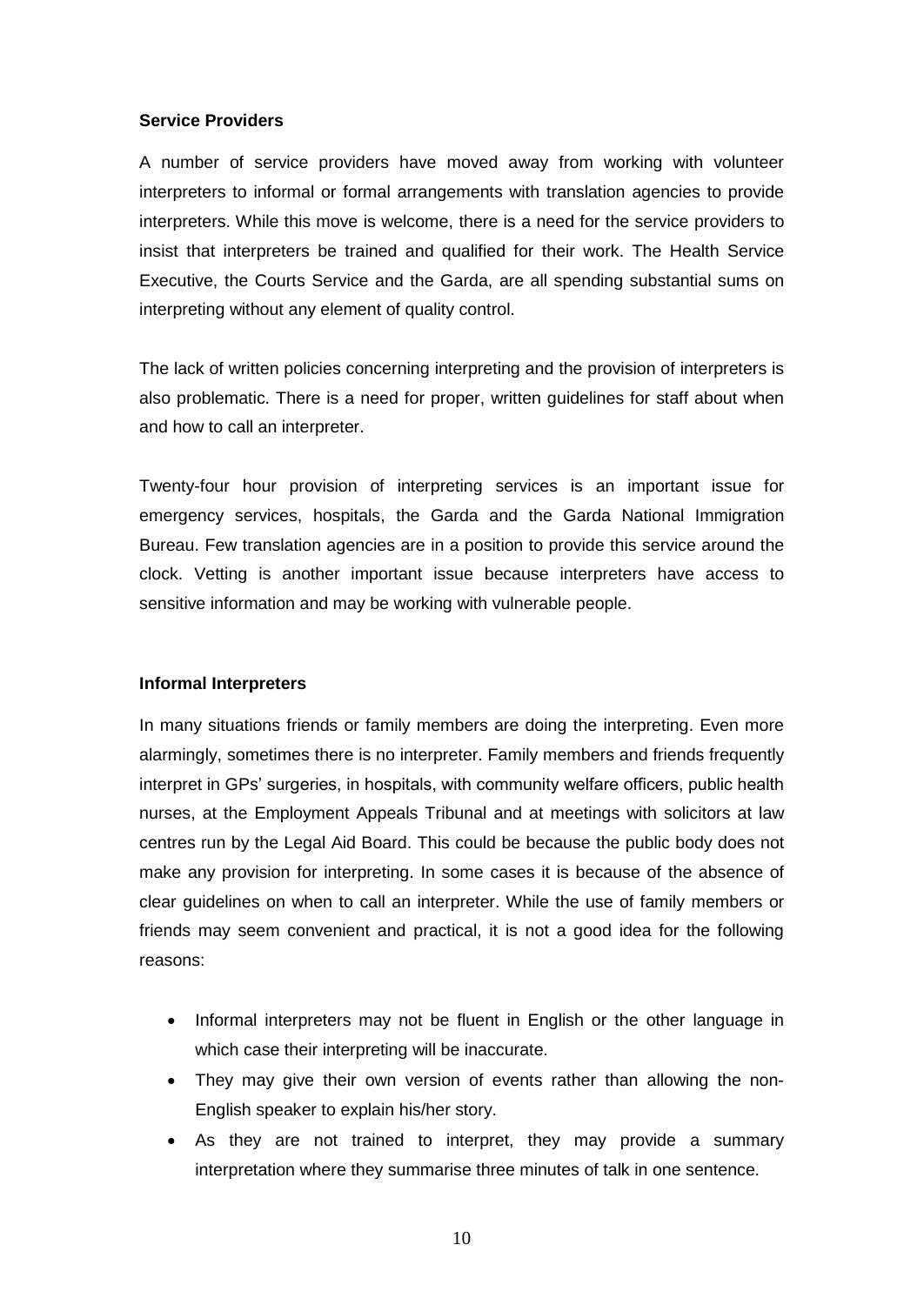**Service Providers**

A number of service providers have moved away from working with volunteer interpreters to informal or formal arrangements with translation agencies to provide interpreters. While this move is welcome, there is a need for the service providers to insist that interpreters be trained and qualified for their work. The Health Service Executive, the Courts Service and the Garda, are all spending substantial sums on interpreting without any element of quality control.

The lack of written policies concerning interpreting and the provision of interpreters is also problematic. There is a need for proper, written guidelines for staff about when and how to call an interpreter.

Twenty-four hour provision of interpreting services is an important issue for emergency services, hospitals, the Garda and the Garda National Immigration Bureau. Few translation agencies are in a position to provide this service around the clock. Vetting is another important issue because interpreters have access to sensitive information and may be working with vulnerable people.

**Informal Interpreters**

In many situations friends or family members are doing the interpreting. Even more alarmingly, sometimes there is no interpreter. Family members and friends frequently interpret in GPs' surgeries, in hospitals, with community welfare officers, public health nurses, at the Employment Appeals Tribunal and at meetings with solicitors at law centres run by the Legal Aid Board. This could be because the public body does not make any provision for interpreting. In some cases it is because of the absence of clear guidelines on when to call an interpreter. While the use of family members or friends may seem convenient and practical, it is not a good idea for the following reasons:

- Informal interpreters may not be fluent in English or the other language in which case their interpreting will be inaccurate.
- They may give their own version of events rather than allowing the non-English speaker to explain his/her story.
- As they are not trained to interpret, they may provide a summary interpretation where they summarise three minutes of talk in one sentence.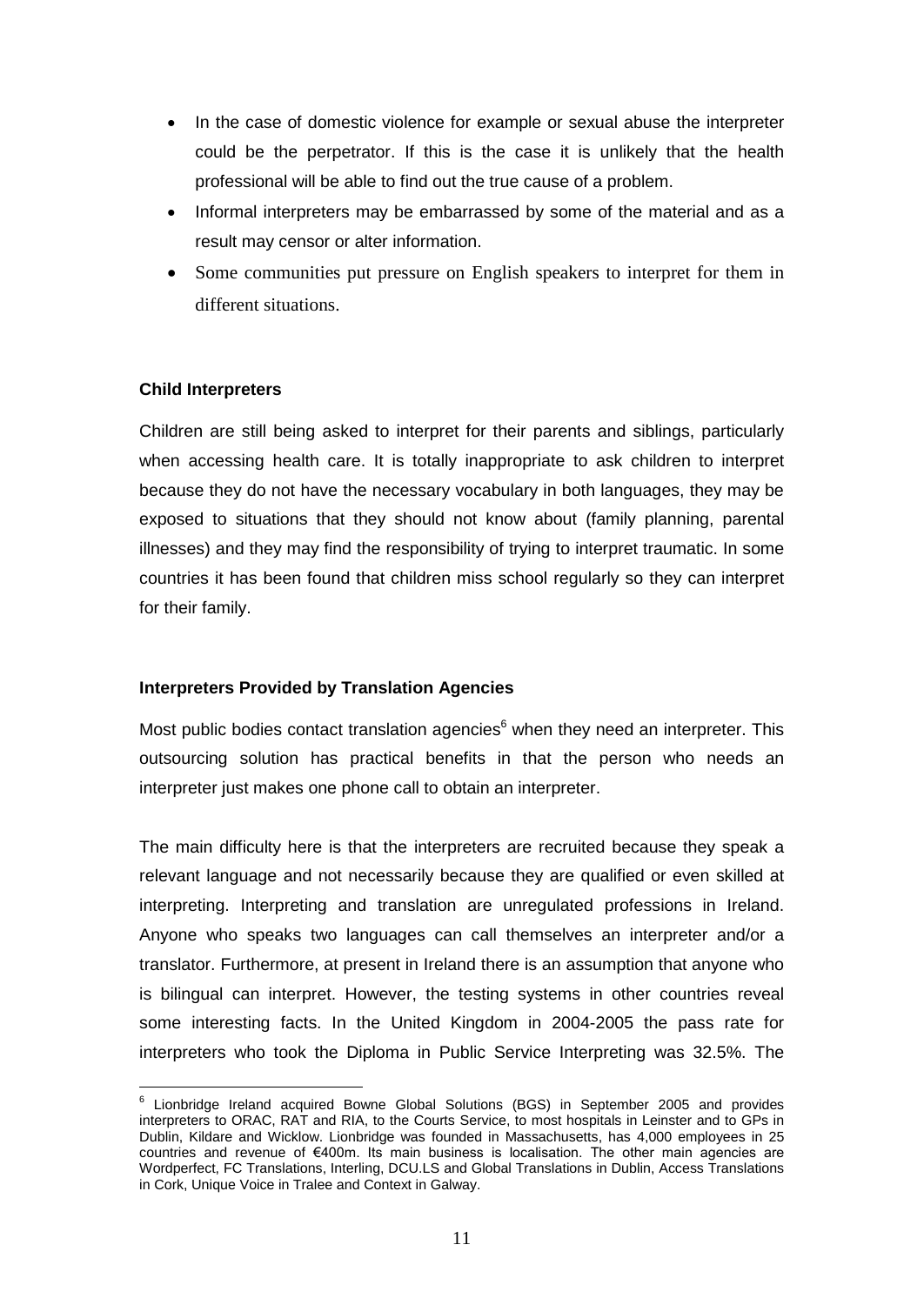- In the case of domestic violence for example or sexual abuse the interpreter could be the perpetrator. If this is the case it is unlikely that the health professional will be able to find out the true cause of a problem.
- Informal interpreters may be embarrassed by some of the material and as a result may censor or alter information.
- Some communities put pressure on English speakers to interpret for them in different situations.

**Child Interpreters**

Children are still being asked to interpret for their parents and siblings, particularly when accessing health care. It is totally inappropriate to ask children to interpret because they do not have the necessary vocabulary in both languages, they may be exposed to situations that they should not know about (family planning, parental illnesses) and they may find the responsibility of trying to interpret traumatic. In some countries it has been found that children miss school regularly so they can interpret for their family.

**Interpreters Provided by Translation Agencies**

Most public bodies contact translation agencies[6] when they need an interpreter. This outsourcing solution has practical benefits in that the person who needs an interpreter just makes one phone call to obtain an interpreter.

The main difficulty here is that the interpreters are recruited because they speak a relevant language and not necessarily because they are qualified or even skilled at interpreting. Interpreting and translation are unregulated professions in Ireland. Anyone who speaks two languages can call themselves an interpreter and/or a translator. Furthermore, at present in Ireland there is an assumption that anyone who is bilingual can interpret. However, the testing systems in other countries reveal some interesting facts. In the United Kingdom in 2004-2005 the pass rate for interpreters who took the Diploma in Public Service Interpreting was 32.5%. The

[6] Lionbridge Ireland acquired Bowne Global Solutions (BGS) in September 2005 and provides interpreters to ORAC, RAT and RIA, to the Courts Service, to most hospitals in Leinster and to GPs in Dublin, Kildare and Wicklow. Lionbridge was founded in Massachusetts, has 4,000 employees in 25 countries and revenue of €400m. Its main business is localisation. The other main agencies are Wordperfect, FC Translations, Interling, DCU.LS and Global Translations in Dublin, Access Translations in Cork, Unique Voice in Tralee and Context in Galway.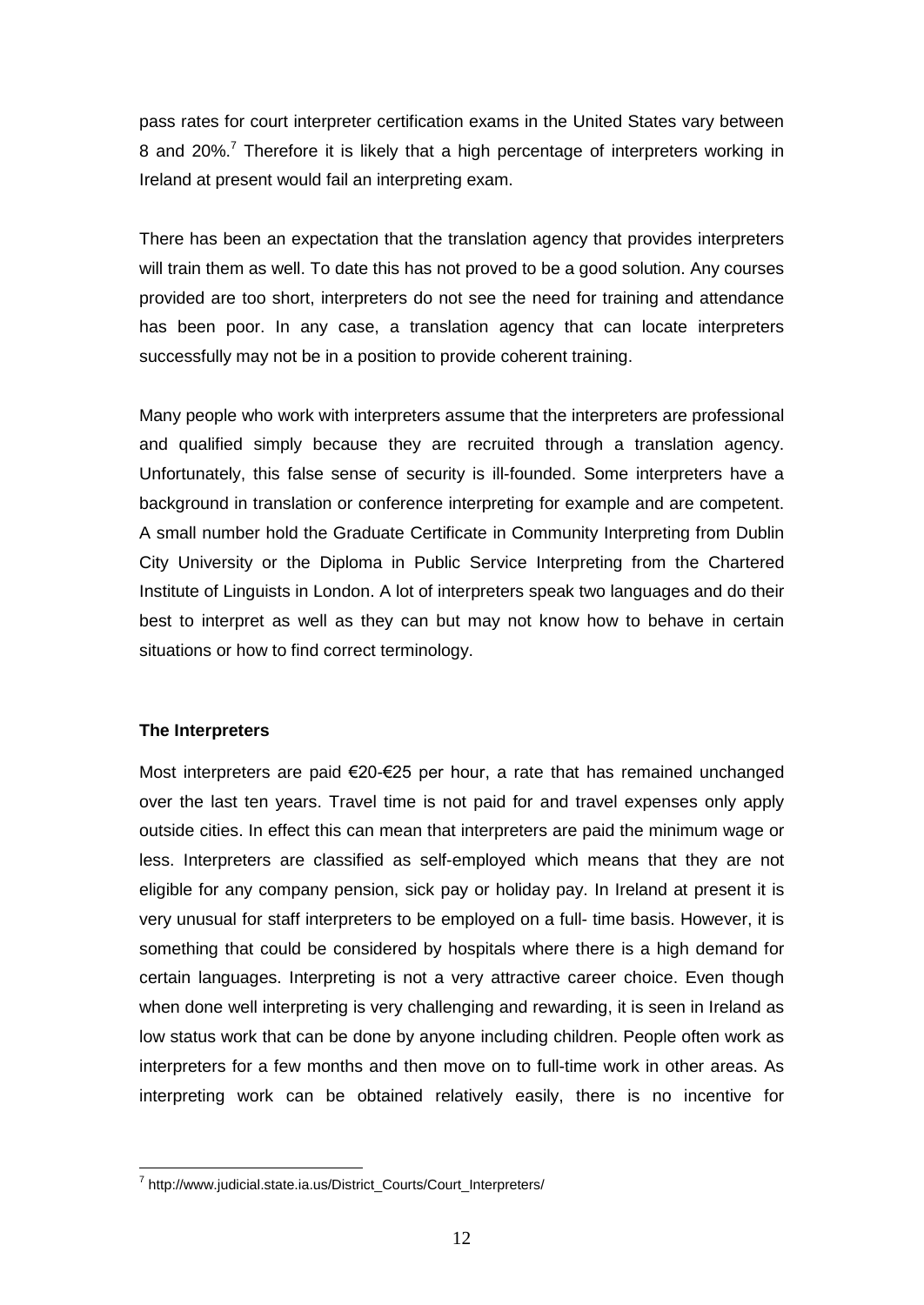pass rates for court interpreter certification exams in the United States vary between 8 and 20%.[7] Therefore it is likely that a high percentage of interpreters working in Ireland at present would fail an interpreting exam.

There has been an expectation that the translation agency that provides interpreters will train them as well. To date this has not proved to be a good solution. Any courses provided are too short, interpreters do not see the need for training and attendance has been poor. In any case, a translation agency that can locate interpreters successfully may not be in a position to provide coherent training.

Many people who work with interpreters assume that the interpreters are professional and qualified simply because they are recruited through a translation agency. Unfortunately, this false sense of security is ill-founded. Some interpreters have a background in translation or conference interpreting for example and are competent. A small number hold the Graduate Certificate in Community Interpreting from Dublin City University or the Diploma in Public Service Interpreting from the Chartered Institute of Linguists in London. A lot of interpreters speak two languages and do their best to interpret as well as they can but may not know how to behave in certain situations or how to find correct terminology.

**The Interpreters**

Most interpreters are paid €20-€25 per hour, a rate that has remained unchanged over the last ten years. Travel time is not paid for and travel expenses only apply outside cities. In effect this can mean that interpreters are paid the minimum wage or less. Interpreters are classified as self-employed which means that they are not eligible for any company pension, sick pay or holiday pay. In Ireland at present it is very unusual for staff interpreters to be employed on a full- time basis. However, it is something that could be considered by hospitals where there is a high demand for certain languages. Interpreting is not a very attractive career choice. Even though when done well interpreting is very challenging and rewarding, it is seen in Ireland as low status work that can be done by anyone including children. People often work as interpreters for a few months and then move on to full-time work in other areas. As interpreting work can be obtained relatively easily, there is no incentive for

[7] http://www.judicial.state.ia.us/District_Courts/Court_Interpreters/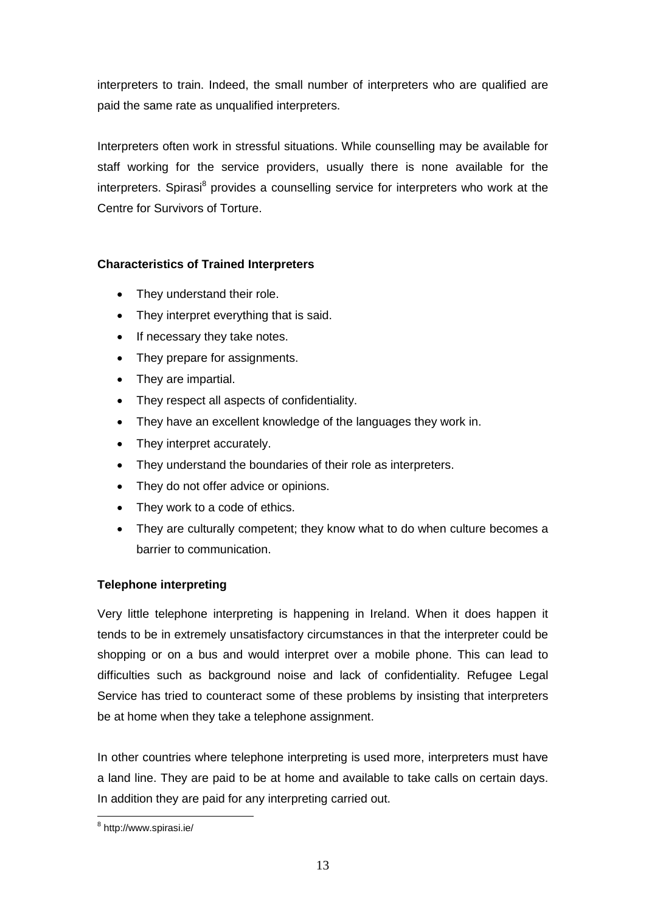interpreters to train. Indeed, the small number of interpreters who are qualified are paid the same rate as unqualified interpreters.

Interpreters often work in stressful situations. While counselling may be available for staff working for the service providers, usually there is none available for the interpreters. Spirasi[8] provides a counselling service for interpreters who work at the Centre for Survivors of Torture.

**Characteristics of Trained Interpreters**

- They understand their role.
- They interpret everything that is said.
- If necessary they take notes.
- They prepare for assignments.
- They are impartial.
- They respect all aspects of confidentiality.
- They have an excellent knowledge of the languages they work in.
- They interpret accurately.
- They understand the boundaries of their role as interpreters.
- They do not offer advice or opinions.
- They work to a code of ethics.
- They are culturally competent; they know what to do when culture becomes a barrier to communication.

**Telephone interpreting**

Very little telephone interpreting is happening in Ireland. When it does happen it tends to be in extremely unsatisfactory circumstances in that the interpreter could be shopping or on a bus and would interpret over a mobile phone. This can lead to difficulties such as background noise and lack of confidentiality. Refugee Legal Service has tried to counteract some of these problems by insisting that interpreters be at home when they take a telephone assignment.

In other countries where telephone interpreting is used more, interpreters must have a land line. They are paid to be at home and available to take calls on certain days. In addition they are paid for any interpreting carried out.

[8] http://www.spirasi.ie/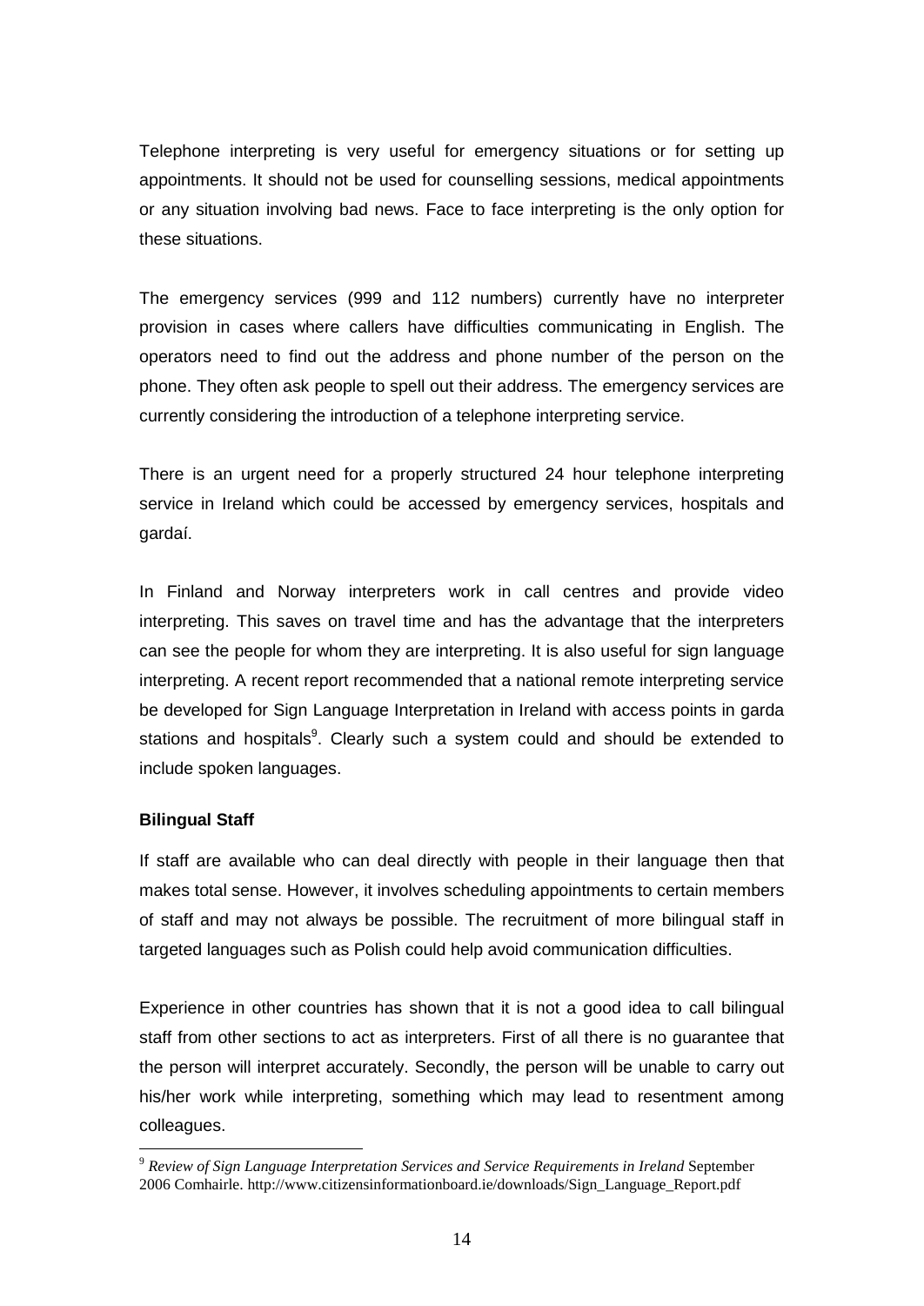Telephone interpreting is very useful for emergency situations or for setting up appointments. It should not be used for counselling sessions, medical appointments or any situation involving bad news. Face to face interpreting is the only option for these situations.

The emergency services (999 and 112 numbers) currently have no interpreter provision in cases where callers have difficulties communicating in English. The operators need to find out the address and phone number of the person on the phone. They often ask people to spell out their address. The emergency services are currently considering the introduction of a telephone interpreting service.

There is an urgent need for a properly structured 24 hour telephone interpreting service in Ireland which could be accessed by emergency services, hospitals and gardaí.

In Finland and Norway interpreters work in call centres and provide video interpreting. This saves on travel time and has the advantage that the interpreters can see the people for whom they are interpreting. It is also useful for sign language interpreting. A recent report recommended that a national remote interpreting service be developed for Sign Language Interpretation in Ireland with access points in garda stations and hospitals[9]. Clearly such a system could and should be extended to include spoken languages.

**Bilingual Staff**

If staff are available who can deal directly with people in their language then that makes total sense. However, it involves scheduling appointments to certain members of staff and may not always be possible. The recruitment of more bilingual staff in targeted languages such as Polish could help avoid communication difficulties.

Experience in other countries has shown that it is not a good idea to call bilingual staff from other sections to act as interpreters. First of all there is no guarantee that the person will interpret accurately. Secondly, the person will be unable to carry out his/her work while interpreting, something which may lead to resentment among colleagues.

[9] *Review of Sign Language Interpretation Services and Service Requirements in Ireland* September 2006 Comhairle. http://www.citizensinformationboard.ie/downloads/Sign_Language_Report.pdf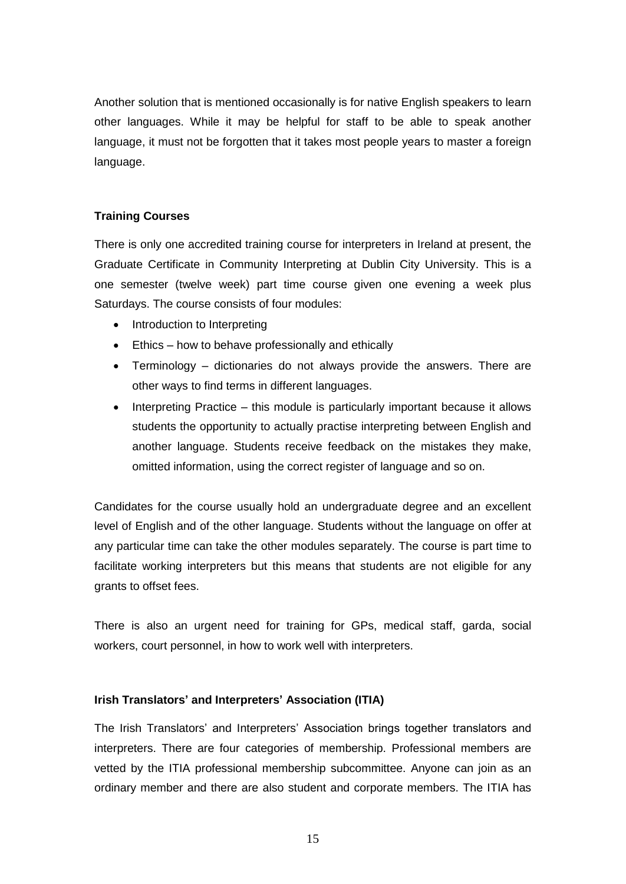Another solution that is mentioned occasionally is for native English speakers to learn other languages. While it may be helpful for staff to be able to speak another language, it must not be forgotten that it takes most people years to master a foreign language.

**Training Courses**

There is only one accredited training course for interpreters in Ireland at present, the Graduate Certificate in Community Interpreting at Dublin City University. This is a one semester (twelve week) part time course given one evening a week plus Saturdays. The course consists of four modules:

- Introduction to Interpreting
- Ethics – how to behave professionally and ethically
- Terminology – dictionaries do not always provide the answers. There are other ways to find terms in different languages.
- Interpreting Practice – this module is particularly important because it allows students the opportunity to actually practise interpreting between English and another language. Students receive feedback on the mistakes they make, omitted information, using the correct register of language and so on.

Candidates for the course usually hold an undergraduate degree and an excellent level of English and of the other language. Students without the language on offer at any particular time can take the other modules separately. The course is part time to facilitate working interpreters but this means that students are not eligible for any grants to offset fees.

There is also an urgent need for training for GPs, medical staff, garda, social workers, court personnel, in how to work well with interpreters.

**Irish Translators' and Interpreters' Association (ITIA)**

The Irish Translators' and Interpreters' Association brings together translators and interpreters. There are four categories of membership. Professional members are vetted by the ITIA professional membership subcommittee. Anyone can join as an ordinary member and there are also student and corporate members. The ITIA has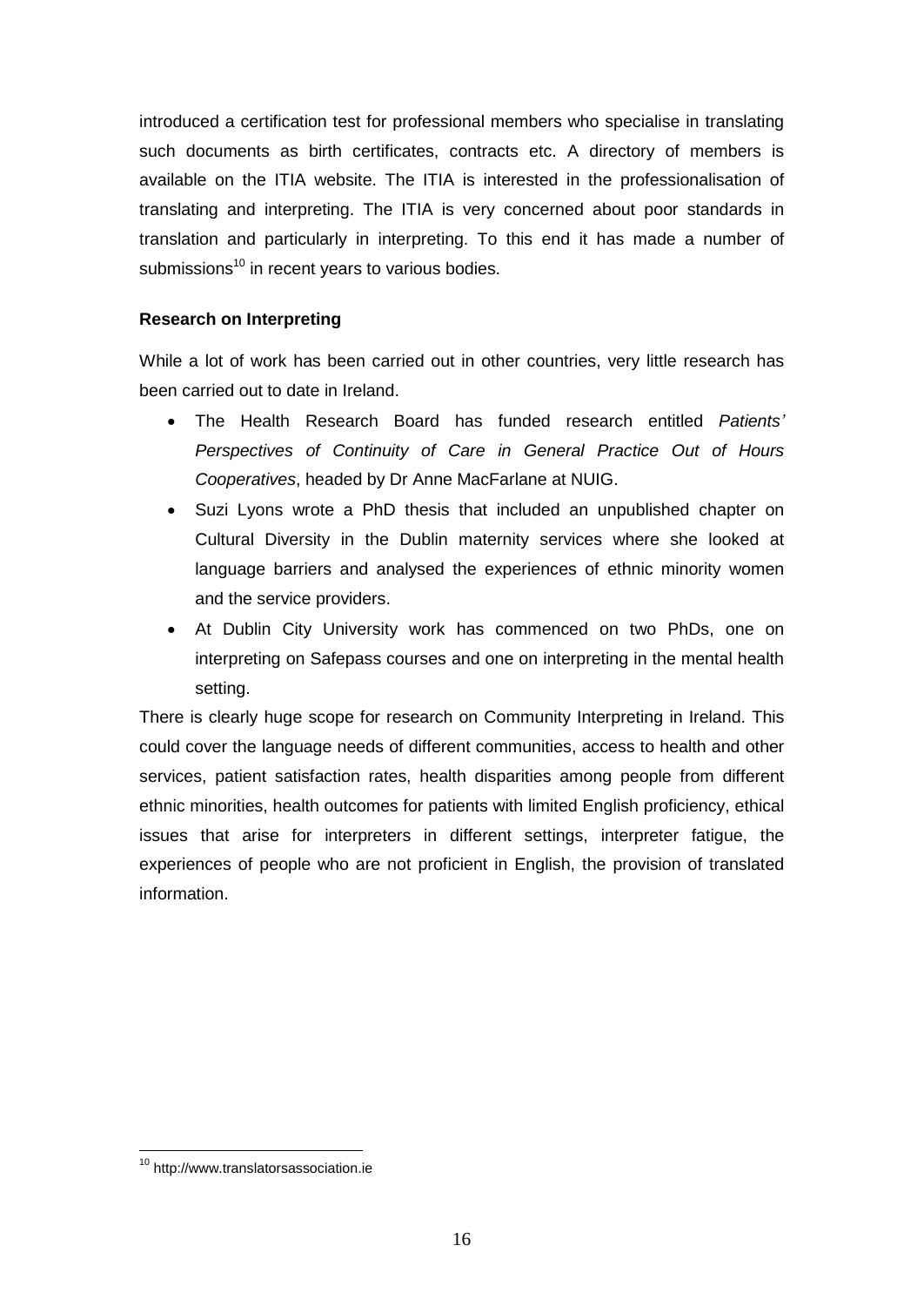introduced a certification test for professional members who specialise in translating such documents as birth certificates, contracts etc. A directory of members is available on the ITIA website. The ITIA is interested in the professionalisation of translating and interpreting. The ITIA is very concerned about poor standards in translation and particularly in interpreting. To this end it has made a number of submissions[10] in recent years to various bodies.

**Research on Interpreting**

While a lot of work has been carried out in other countries, very little research has been carried out to date in Ireland.

- The Health Research Board has funded research entitled *Patients' Perspectives of Continuity of Care in General Practice Out of Hours Cooperatives*, headed by Dr Anne MacFarlane at NUIG.
- Suzi Lyons wrote a PhD thesis that included an unpublished chapter on Cultural Diversity in the Dublin maternity services where she looked at language barriers and analysed the experiences of ethnic minority women and the service providers.
- At Dublin City University work has commenced on two PhDs, one on interpreting on Safepass courses and one on interpreting in the mental health setting.

There is clearly huge scope for research on Community Interpreting in Ireland. This could cover the language needs of different communities, access to health and other services, patient satisfaction rates, health disparities among people from different ethnic minorities, health outcomes for patients with limited English proficiency, ethical issues that arise for interpreters in different settings, interpreter fatigue, the experiences of people who are not proficient in English, the provision of translated information.

[10] http://www.translatorsassociation.ie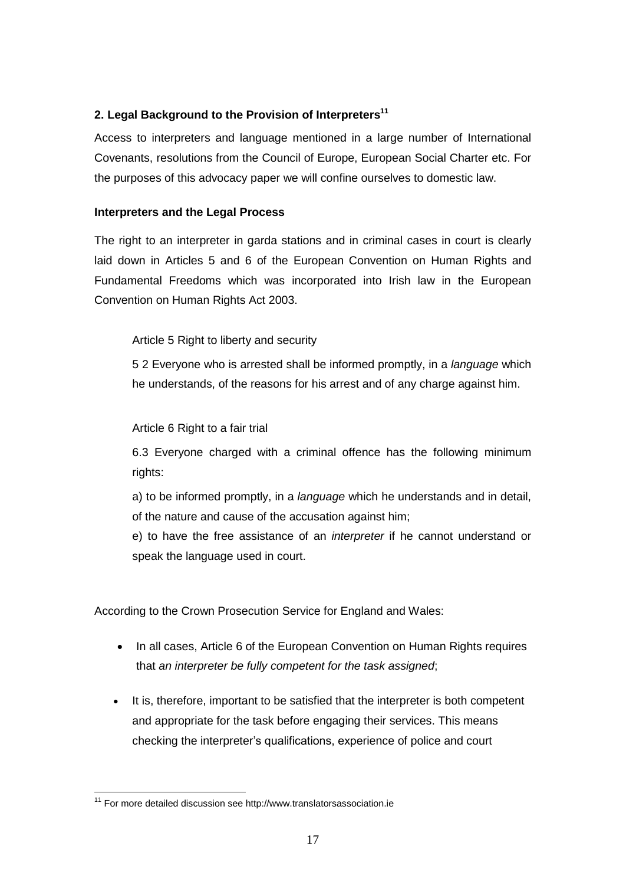## 2. Legal Background to the Provision of Interpreters[11]

Access to interpreters and language mentioned in a large number of International Covenants, resolutions from the Council of Europe, European Social Charter etc. For the purposes of this advocacy paper we will confine ourselves to domestic law.

**Interpreters and the Legal Process**

The right to an interpreter in garda stations and in criminal cases in court is clearly laid down in Articles 5 and 6 of the European Convention on Human Rights and Fundamental Freedoms which was incorporated into Irish law in the European Convention on Human Rights Act 2003.

> Article 5 Right to liberty and security
>
> 5 2 Everyone who is arrested shall be informed promptly, in a *language* which he understands, of the reasons for his arrest and of any charge against him.
>
> Article 6 Right to a fair trial
>
> 6.3 Everyone charged with a criminal offence has the following minimum rights:
>
> a) to be informed promptly, in a *language* which he understands and in detail, of the nature and cause of the accusation against him;
>
> e) to have the free assistance of an *interpreter* if he cannot understand or speak the language used in court.

According to the Crown Prosecution Service for England and Wales:

- In all cases, Article 6 of the European Convention on Human Rights requires that *an interpreter be fully competent for the task assigned*;
- It is, therefore, important to be satisfied that the interpreter is both competent and appropriate for the task before engaging their services. This means checking the interpreter's qualifications, experience of police and court

[11] For more detailed discussion see http://www.translatorsassociation.ie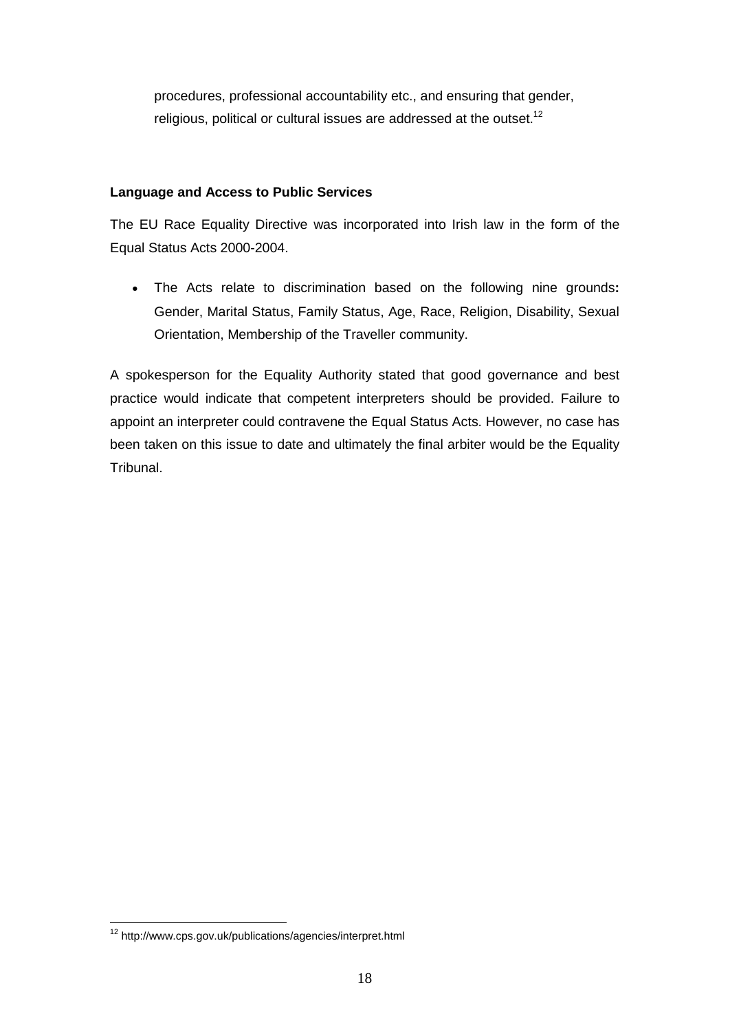procedures, professional accountability etc., and ensuring that gender, religious, political or cultural issues are addressed at the outset.[12]

**Language and Access to Public Services**

The EU Race Equality Directive was incorporated into Irish law in the form of the Equal Status Acts 2000-2004.

- The Acts relate to discrimination based on the following nine grounds**:** Gender, Marital Status, Family Status, Age, Race, Religion, Disability, Sexual Orientation, Membership of the Traveller community.

A spokesperson for the Equality Authority stated that good governance and best practice would indicate that competent interpreters should be provided. Failure to appoint an interpreter could contravene the Equal Status Acts. However, no case has been taken on this issue to date and ultimately the final arbiter would be the Equality Tribunal.

---

[12] http://www.cps.gov.uk/publications/agencies/interpret.html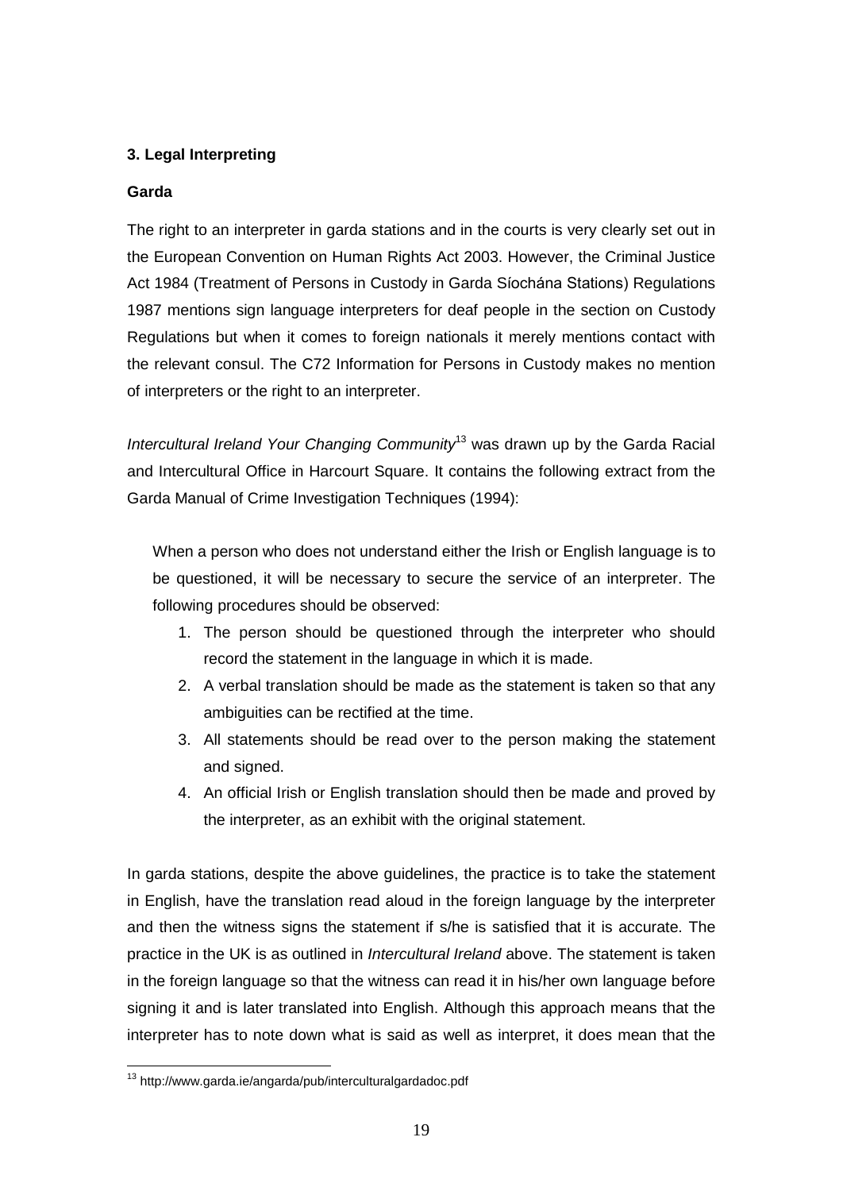### 3. Legal Interpreting

#### Garda

The right to an interpreter in garda stations and in the courts is very clearly set out in the European Convention on Human Rights Act 2003. However, the Criminal Justice Act 1984 (Treatment of Persons in Custody in Garda Síochána Stations) Regulations 1987 mentions sign language interpreters for deaf people in the section on Custody Regulations but when it comes to foreign nationals it merely mentions contact with the relevant consul. The C72 Information for Persons in Custody makes no mention of interpreters or the right to an interpreter.

*Intercultural Ireland Your Changing Community*[13] was drawn up by the Garda Racial and Intercultural Office in Harcourt Square. It contains the following extract from the Garda Manual of Crime Investigation Techniques (1994):

> When a person who does not understand either the Irish or English language is to be questioned, it will be necessary to secure the service of an interpreter. The following procedures should be observed:
>
> 1. The person should be questioned through the interpreter who should record the statement in the language in which it is made.
> 2. A verbal translation should be made as the statement is taken so that any ambiguities can be rectified at the time.
> 3. All statements should be read over to the person making the statement and signed.
> 4. An official Irish or English translation should then be made and proved by the interpreter, as an exhibit with the original statement.

In garda stations, despite the above guidelines, the practice is to take the statement in English, have the translation read aloud in the foreign language by the interpreter and then the witness signs the statement if s/he is satisfied that it is accurate. The practice in the UK is as outlined in *Intercultural Ireland* above. The statement is taken in the foreign language so that the witness can read it in his/her own language before signing it and is later translated into English. Although this approach means that the interpreter has to note down what is said as well as interpret, it does mean that the

---

[13] http://www.garda.ie/angarda/pub/interculturalgardadoc.pdf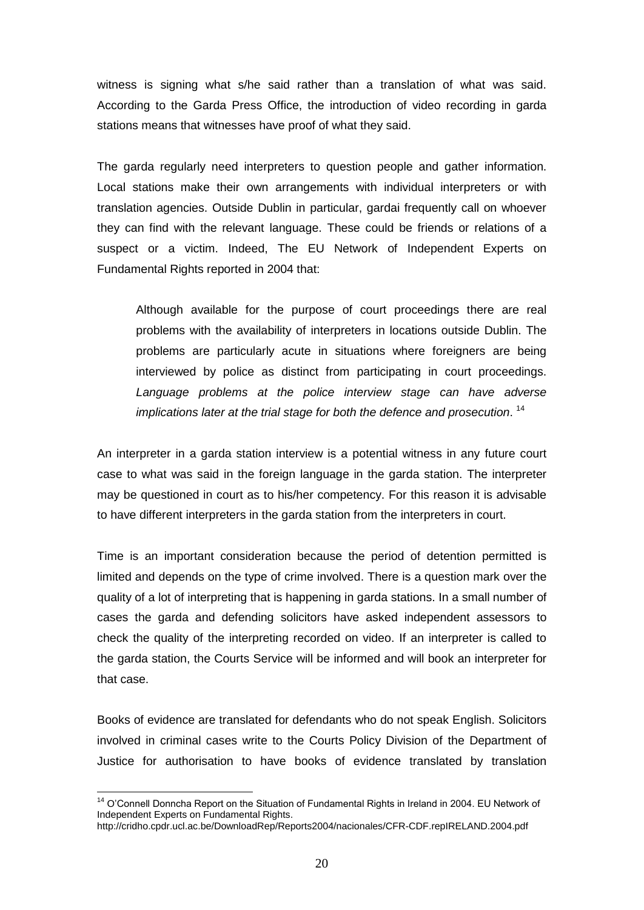witness is signing what s/he said rather than a translation of what was said. According to the Garda Press Office, the introduction of video recording in garda stations means that witnesses have proof of what they said.

The garda regularly need interpreters to question people and gather information. Local stations make their own arrangements with individual interpreters or with translation agencies. Outside Dublin in particular, gardai frequently call on whoever they can find with the relevant language. These could be friends or relations of a suspect or a victim. Indeed, The EU Network of Independent Experts on Fundamental Rights reported in 2004 that:

> Although available for the purpose of court proceedings there are real problems with the availability of interpreters in locations outside Dublin. The problems are particularly acute in situations where foreigners are being interviewed by police as distinct from participating in court proceedings. *Language problems at the police interview stage can have adverse implications later at the trial stage for both the defence and prosecution*. [14]

An interpreter in a garda station interview is a potential witness in any future court case to what was said in the foreign language in the garda station. The interpreter may be questioned in court as to his/her competency. For this reason it is advisable to have different interpreters in the garda station from the interpreters in court.

Time is an important consideration because the period of detention permitted is limited and depends on the type of crime involved. There is a question mark over the quality of a lot of interpreting that is happening in garda stations. In a small number of cases the garda and defending solicitors have asked independent assessors to check the quality of the interpreting recorded on video. If an interpreter is called to the garda station, the Courts Service will be informed and will book an interpreter for that case.

Books of evidence are translated for defendants who do not speak English. Solicitors involved in criminal cases write to the Courts Policy Division of the Department of Justice for authorisation to have books of evidence translated by translation

---

[14] O'Connell Donncha Report on the Situation of Fundamental Rights in Ireland in 2004. EU Network of Independent Experts on Fundamental Rights.
http://cridho.cpdr.ucl.ac.be/DownloadRep/Reports2004/nacionales/CFR-CDF.repIRELAND.2004.pdf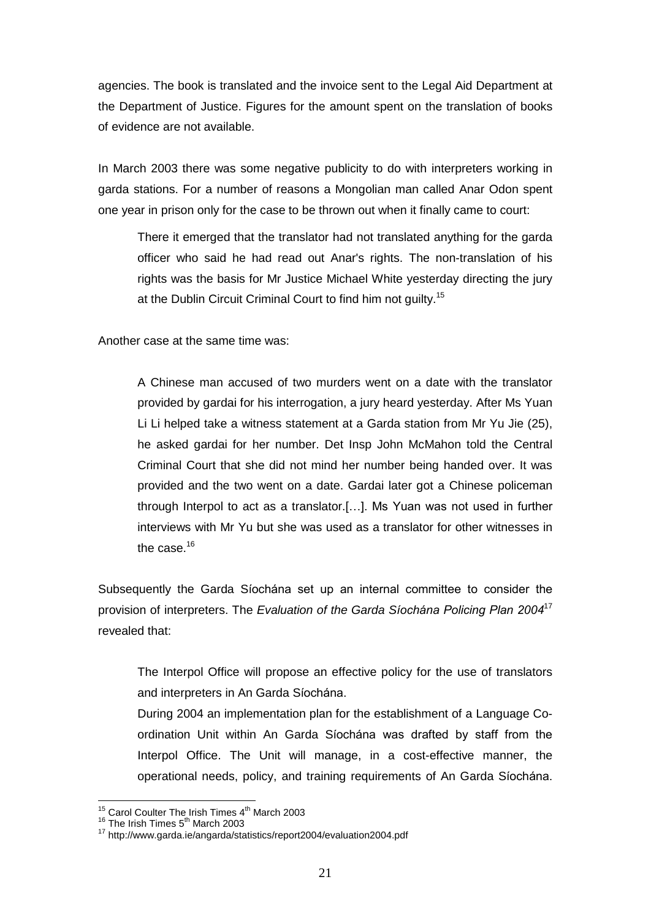agencies. The book is translated and the invoice sent to the Legal Aid Department at the Department of Justice. Figures for the amount spent on the translation of books of evidence are not available.

In March 2003 there was some negative publicity to do with interpreters working in garda stations. For a number of reasons a Mongolian man called Anar Odon spent one year in prison only for the case to be thrown out when it finally came to court:

> There it emerged that the translator had not translated anything for the garda officer who said he had read out Anar's rights. The non-translation of his rights was the basis for Mr Justice Michael White yesterday directing the jury at the Dublin Circuit Criminal Court to find him not guilty.[15]

Another case at the same time was:

> A Chinese man accused of two murders went on a date with the translator provided by gardai for his interrogation, a jury heard yesterday. After Ms Yuan Li Li helped take a witness statement at a Garda station from Mr Yu Jie (25), he asked gardai for her number. Det Insp John McMahon told the Central Criminal Court that she did not mind her number being handed over. It was provided and the two went on a date. Gardai later got a Chinese policeman through Interpol to act as a translator.[…]. Ms Yuan was not used in further interviews with Mr Yu but she was used as a translator for other witnesses in the case.[16]

Subsequently the Garda Síochána set up an internal committee to consider the provision of interpreters. The *Evaluation of the Garda Síochána Policing Plan 2004*[17] revealed that:

> The Interpol Office will propose an effective policy for the use of translators and interpreters in An Garda Síochána.
>
> During 2004 an implementation plan for the establishment of a Language Co-ordination Unit within An Garda Síochána was drafted by staff from the Interpol Office. The Unit will manage, in a cost-effective manner, the operational needs, policy, and training requirements of An Garda Síochána.

---

[15] Carol Coulter The Irish Times 4th March 2003

[16] The Irish Times 5th March 2003

[17] http://www.garda.ie/angarda/statistics/report2004/evaluation2004.pdf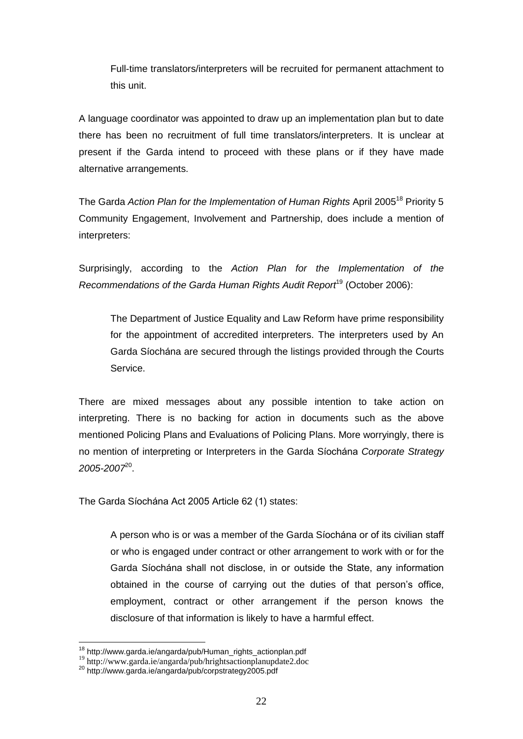> Full-time translators/interpreters will be recruited for permanent attachment to this unit.

A language coordinator was appointed to draw up an implementation plan but to date there has been no recruitment of full time translators/interpreters. It is unclear at present if the Garda intend to proceed with these plans or if they have made alternative arrangements.

The Garda *Action Plan for the Implementation of Human Rights* April 2005[18] Priority 5 Community Engagement, Involvement and Partnership, does include a mention of interpreters:

Surprisingly, according to the *Action Plan for the Implementation of the Recommendations of the Garda Human Rights Audit Report*[19] (October 2006):

> The Department of Justice Equality and Law Reform have prime responsibility for the appointment of accredited interpreters. The interpreters used by An Garda Síochána are secured through the listings provided through the Courts Service.

There are mixed messages about any possible intention to take action on interpreting. There is no backing for action in documents such as the above mentioned Policing Plans and Evaluations of Policing Plans. More worryingly, there is no mention of interpreting or Interpreters in the Garda Síochána *Corporate Strategy 2005-2007*[20].

The Garda Síochána Act 2005 Article 62 (1) states:

> A person who is or was a member of the Garda Síochána or of its civilian staff or who is engaged under contract or other arrangement to work with or for the Garda Síochána shall not disclose, in or outside the State, any information obtained in the course of carrying out the duties of that person's office, employment, contract or other arrangement if the person knows the disclosure of that information is likely to have a harmful effect.

---

[18] http://www.garda.ie/angarda/pub/Human_rights_actionplan.pdf

[19] http://www.garda.ie/angarda/pub/hrightsactionplanupdate2.doc

[20] http://www.garda.ie/angarda/pub/corpstrategy2005.pdf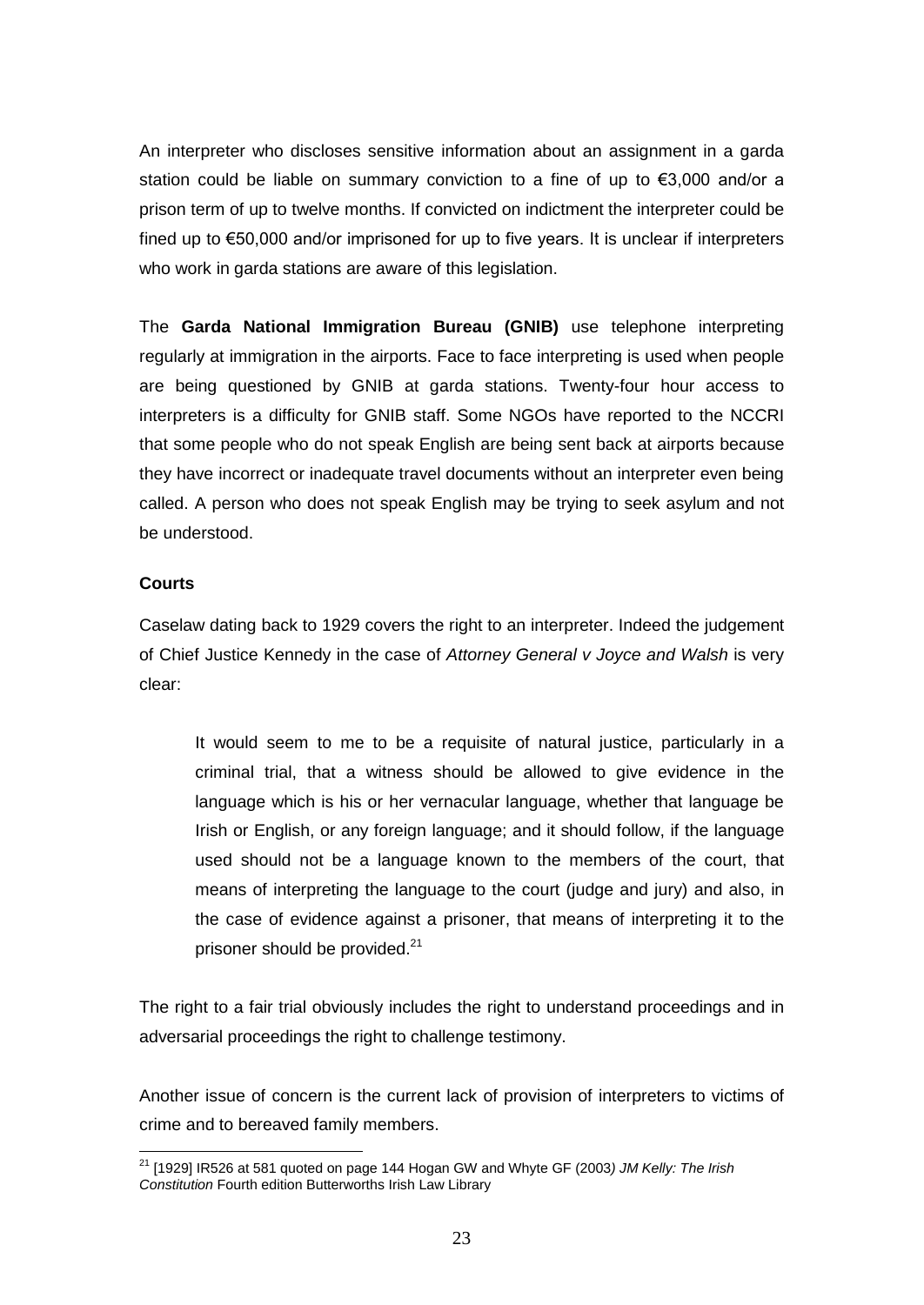An interpreter who discloses sensitive information about an assignment in a garda station could be liable on summary conviction to a fine of up to €3,000 and/or a prison term of up to twelve months. If convicted on indictment the interpreter could be fined up to €50,000 and/or imprisoned for up to five years. It is unclear if interpreters who work in garda stations are aware of this legislation.

The **Garda National Immigration Bureau (GNIB)** use telephone interpreting regularly at immigration in the airports. Face to face interpreting is used when people are being questioned by GNIB at garda stations. Twenty-four hour access to interpreters is a difficulty for GNIB staff. Some NGOs have reported to the NCCRI that some people who do not speak English are being sent back at airports because they have incorrect or inadequate travel documents without an interpreter even being called. A person who does not speak English may be trying to seek asylum and not be understood.

**Courts**

Caselaw dating back to 1929 covers the right to an interpreter. Indeed the judgement of Chief Justice Kennedy in the case of *Attorney General v Joyce and Walsh* is very clear:

> It would seem to me to be a requisite of natural justice, particularly in a criminal trial, that a witness should be allowed to give evidence in the language which is his or her vernacular language, whether that language be Irish or English, or any foreign language; and it should follow, if the language used should not be a language known to the members of the court, that means of interpreting the language to the court (judge and jury) and also, in the case of evidence against a prisoner, that means of interpreting it to the prisoner should be provided.[21]

The right to a fair trial obviously includes the right to understand proceedings and in adversarial proceedings the right to challenge testimony.

Another issue of concern is the current lack of provision of interpreters to victims of crime and to bereaved family members.

---

[21] [1929] IR526 at 581 quoted on page 144 Hogan GW and Whyte GF (2003) *JM Kelly: The Irish Constitution* Fourth edition Butterworths Irish Law Library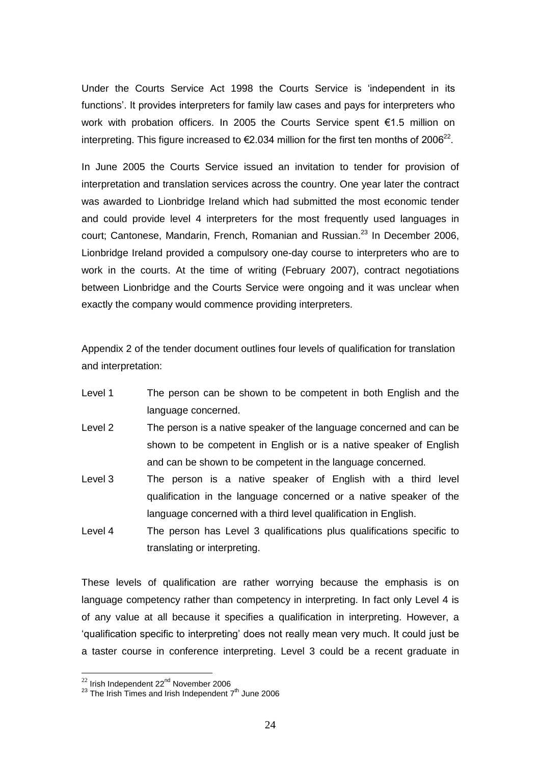Under the Courts Service Act 1998 the Courts Service is 'independent in its functions'. It provides interpreters for family law cases and pays for interpreters who work with probation officers. In 2005 the Courts Service spent €1.5 million on interpreting. This figure increased to €2.034 million for the first ten months of 2006[22].

In June 2005 the Courts Service issued an invitation to tender for provision of interpretation and translation services across the country. One year later the contract was awarded to Lionbridge Ireland which had submitted the most economic tender and could provide level 4 interpreters for the most frequently used languages in court; Cantonese, Mandarin, French, Romanian and Russian.[23] In December 2006, Lionbridge Ireland provided a compulsory one-day course to interpreters who are to work in the courts. At the time of writing (February 2007), contract negotiations between Lionbridge and the Courts Service were ongoing and it was unclear when exactly the company would commence providing interpreters.

Appendix 2 of the tender document outlines four levels of qualification for translation and interpretation:

| | |
|---|---|
| Level 1 | The person can be shown to be competent in both English and the language concerned. |
| Level 2 | The person is a native speaker of the language concerned and can be shown to be competent in English or is a native speaker of English and can be shown to be competent in the language concerned. |
| Level 3 | The person is a native speaker of English with a third level qualification in the language concerned or a native speaker of the language concerned with a third level qualification in English. |
| Level 4 | The person has Level 3 qualifications plus qualifications specific to translating or interpreting. |

These levels of qualification are rather worrying because the emphasis is on language competency rather than competency in interpreting. In fact only Level 4 is of any value at all because it specifies a qualification in interpreting. However, a 'qualification specific to interpreting' does not really mean very much. It could just be a taster course in conference interpreting. Level 3 could be a recent graduate in

[22] Irish Independent 22nd November 2006

[23] The Irish Times and Irish Independent 7th June 2006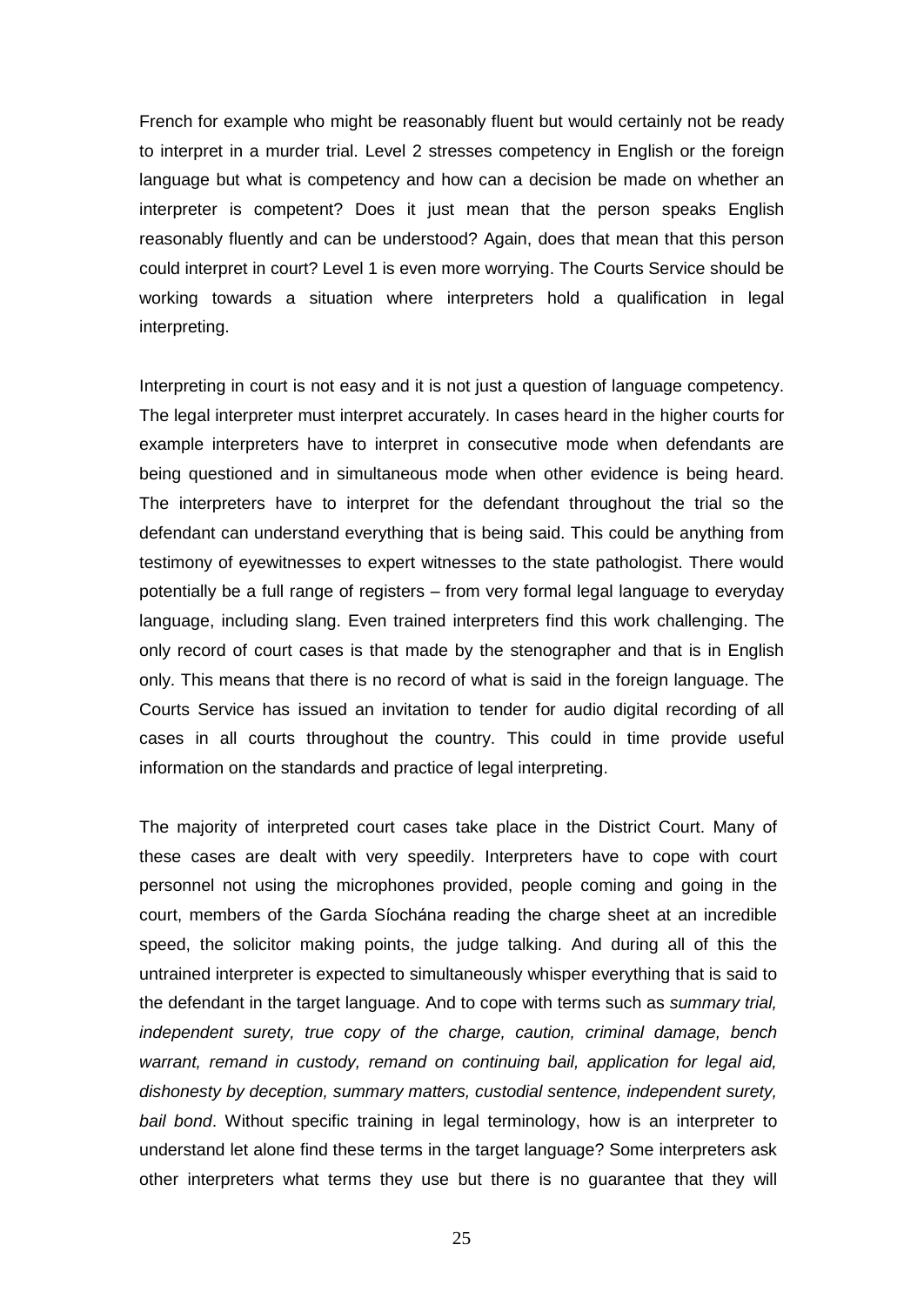French for example who might be reasonably fluent but would certainly not be ready to interpret in a murder trial. Level 2 stresses competency in English or the foreign language but what is competency and how can a decision be made on whether an interpreter is competent? Does it just mean that the person speaks English reasonably fluently and can be understood? Again, does that mean that this person could interpret in court? Level 1 is even more worrying. The Courts Service should be working towards a situation where interpreters hold a qualification in legal interpreting.

Interpreting in court is not easy and it is not just a question of language competency. The legal interpreter must interpret accurately. In cases heard in the higher courts for example interpreters have to interpret in consecutive mode when defendants are being questioned and in simultaneous mode when other evidence is being heard. The interpreters have to interpret for the defendant throughout the trial so the defendant can understand everything that is being said. This could be anything from testimony of eyewitnesses to expert witnesses to the state pathologist. There would potentially be a full range of registers – from very formal legal language to everyday language, including slang. Even trained interpreters find this work challenging. The only record of court cases is that made by the stenographer and that is in English only. This means that there is no record of what is said in the foreign language. The Courts Service has issued an invitation to tender for audio digital recording of all cases in all courts throughout the country. This could in time provide useful information on the standards and practice of legal interpreting.

The majority of interpreted court cases take place in the District Court. Many of these cases are dealt with very speedily. Interpreters have to cope with court personnel not using the microphones provided, people coming and going in the court, members of the Garda Síochána reading the charge sheet at an incredible speed, the solicitor making points, the judge talking. And during all of this the untrained interpreter is expected to simultaneously whisper everything that is said to the defendant in the target language. And to cope with terms such as *summary trial, independent surety, true copy of the charge, caution, criminal damage, bench warrant, remand in custody, remand on continuing bail, application for legal aid, dishonesty by deception, summary matters, custodial sentence, independent surety, bail bond*. Without specific training in legal terminology, how is an interpreter to understand let alone find these terms in the target language? Some interpreters ask other interpreters what terms they use but there is no guarantee that they will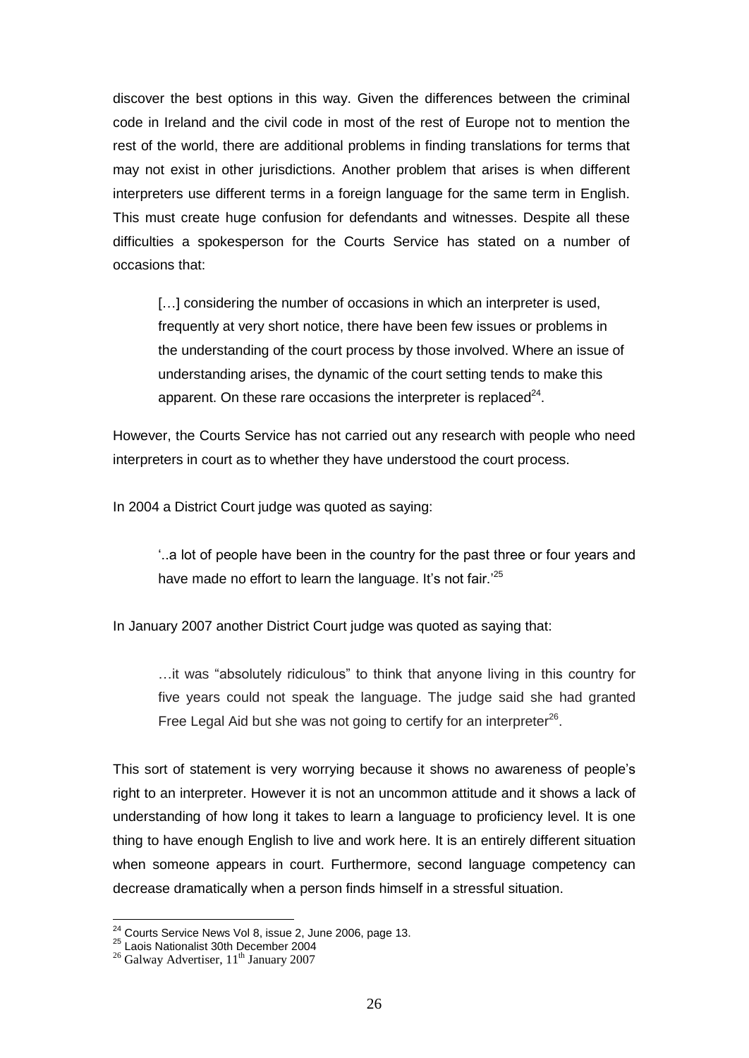discover the best options in this way. Given the differences between the criminal code in Ireland and the civil code in most of the rest of Europe not to mention the rest of the world, there are additional problems in finding translations for terms that may not exist in other jurisdictions. Another problem that arises is when different interpreters use different terms in a foreign language for the same term in English. This must create huge confusion for defendants and witnesses. Despite all these difficulties a spokesperson for the Courts Service has stated on a number of occasions that:

> […] considering the number of occasions in which an interpreter is used, frequently at very short notice, there have been few issues or problems in the understanding of the court process by those involved. Where an issue of understanding arises, the dynamic of the court setting tends to make this apparent. On these rare occasions the interpreter is replaced[24].

However, the Courts Service has not carried out any research with people who need interpreters in court as to whether they have understood the court process.

In 2004 a District Court judge was quoted as saying:

> '..a lot of people have been in the country for the past three or four years and have made no effort to learn the language. It's not fair.'[25]

In January 2007 another District Court judge was quoted as saying that:

> …it was "absolutely ridiculous" to think that anyone living in this country for five years could not speak the language. The judge said she had granted Free Legal Aid but she was not going to certify for an interpreter[26].

This sort of statement is very worrying because it shows no awareness of people's right to an interpreter. However it is not an uncommon attitude and it shows a lack of understanding of how long it takes to learn a language to proficiency level. It is one thing to have enough English to live and work here. It is an entirely different situation when someone appears in court. Furthermore, second language competency can decrease dramatically when a person finds himself in a stressful situation.

---

[24] Courts Service News Vol 8, issue 2, June 2006, page 13.
[25] Laois Nationalist 30th December 2004
[26] Galway Advertiser, 11th January 2007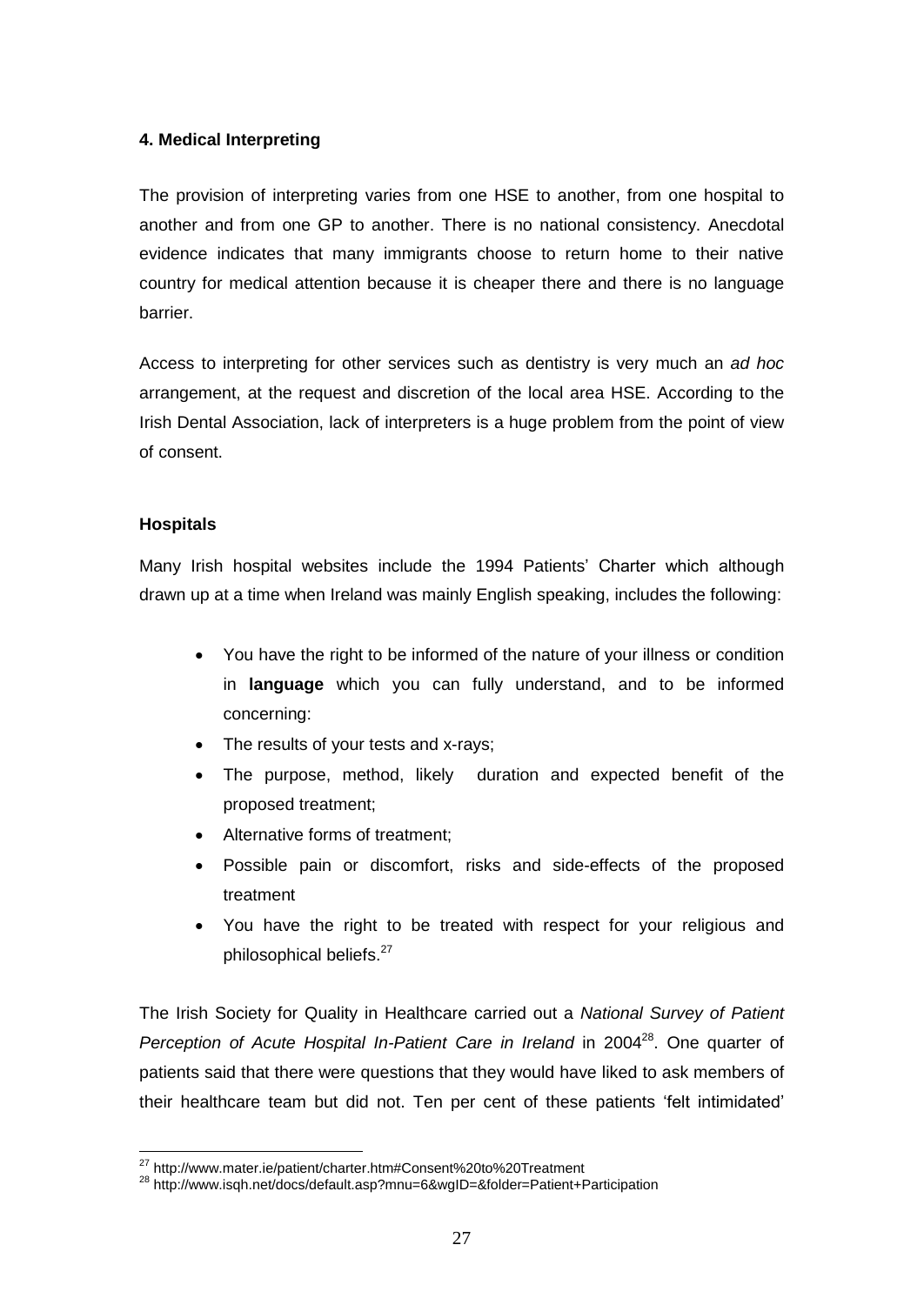#### 4. Medical Interpreting

The provision of interpreting varies from one HSE to another, from one hospital to another and from one GP to another. There is no national consistency. Anecdotal evidence indicates that many immigrants choose to return home to their native country for medical attention because it is cheaper there and there is no language barrier.

Access to interpreting for other services such as dentistry is very much an *ad hoc* arrangement, at the request and discretion of the local area HSE. According to the Irish Dental Association, lack of interpreters is a huge problem from the point of view of consent.

#### Hospitals

Many Irish hospital websites include the 1994 Patients' Charter which although drawn up at a time when Ireland was mainly English speaking, includes the following:

- You have the right to be informed of the nature of your illness or condition in **language** which you can fully understand, and to be informed concerning:
- The results of your tests and x-rays;
- The purpose, method, likely duration and expected benefit of the proposed treatment;
- Alternative forms of treatment;
- Possible pain or discomfort, risks and side-effects of the proposed treatment
- You have the right to be treated with respect for your religious and philosophical beliefs.[27]

The Irish Society for Quality in Healthcare carried out a *National Survey of Patient Perception of Acute Hospital In-Patient Care in Ireland* in 2004[28]. One quarter of patients said that there were questions that they would have liked to ask members of their healthcare team but did not. Ten per cent of these patients 'felt intimidated'

[27] http://www.mater.ie/patient/charter.htm#Consent%20to%20Treatment
[28] http://www.isqh.net/docs/default.asp?mnu=6&wgID=&folder=Patient+Participation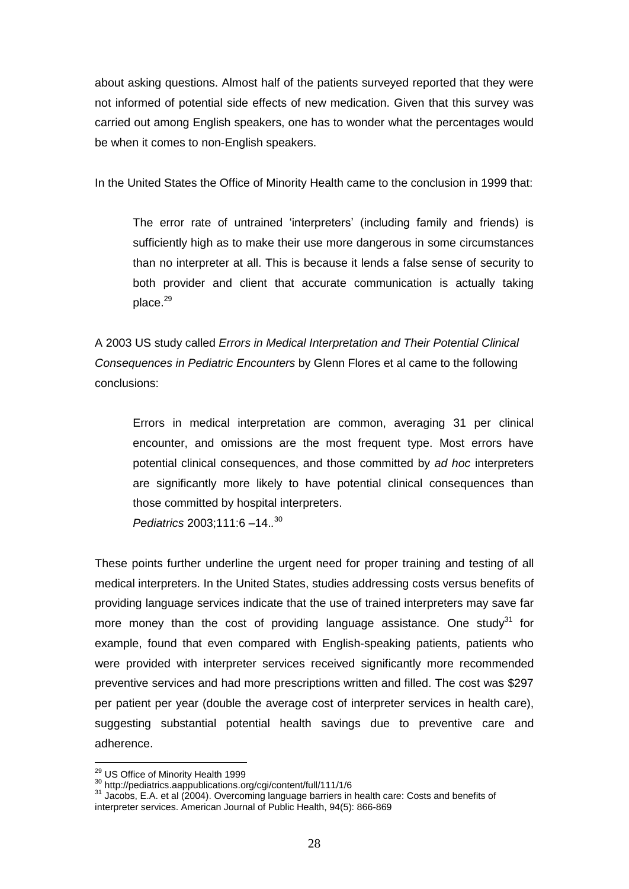about asking questions. Almost half of the patients surveyed reported that they were not informed of potential side effects of new medication. Given that this survey was carried out among English speakers, one has to wonder what the percentages would be when it comes to non-English speakers.

In the United States the Office of Minority Health came to the conclusion in 1999 that:

> The error rate of untrained 'interpreters' (including family and friends) is sufficiently high as to make their use more dangerous in some circumstances than no interpreter at all. This is because it lends a false sense of security to both provider and client that accurate communication is actually taking place.[29]

A 2003 US study called *Errors in Medical Interpretation and Their Potential Clinical Consequences in Pediatric Encounters* by Glenn Flores et al came to the following conclusions:

> Errors in medical interpretation are common, averaging 31 per clinical encounter, and omissions are the most frequent type. Most errors have potential clinical consequences, and those committed by *ad hoc* interpreters are significantly more likely to have potential clinical consequences than those committed by hospital interpreters.
> *Pediatrics* 2003;111:6 –14..[30]

These points further underline the urgent need for proper training and testing of all medical interpreters. In the United States, studies addressing costs versus benefits of providing language services indicate that the use of trained interpreters may save far more money than the cost of providing language assistance. One study[31] for example, found that even compared with English-speaking patients, patients who were provided with interpreter services received significantly more recommended preventive services and had more prescriptions written and filled. The cost was $297 per patient per year (double the average cost of interpreter services in health care), suggesting substantial potential health savings due to preventive care and adherence.

---

[29] US Office of Minority Health 1999

[30] http://pediatrics.aappublications.org/cgi/content/full/111/1/6

[31] Jacobs, E.A. et al (2004). Overcoming language barriers in health care: Costs and benefits of interpreter services. American Journal of Public Health, 94(5): 866-869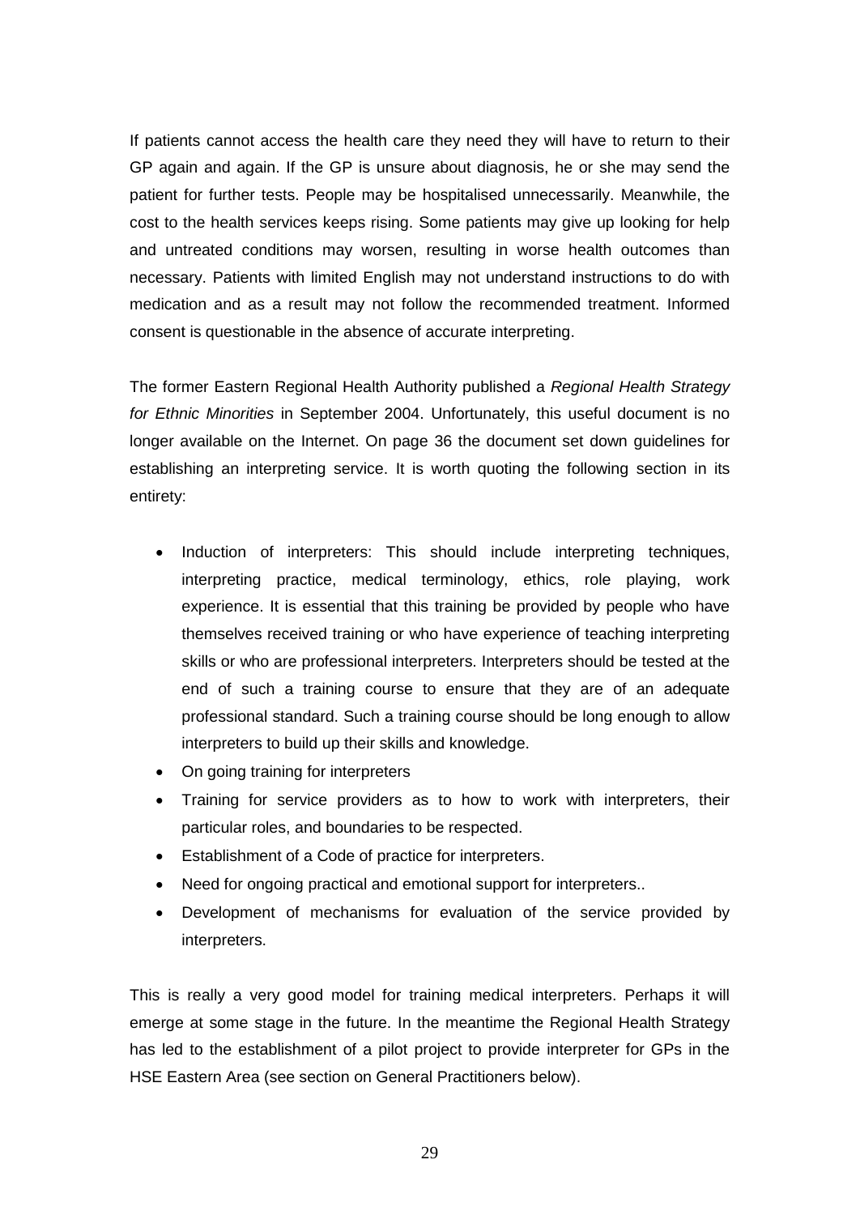If patients cannot access the health care they need they will have to return to their GP again and again. If the GP is unsure about diagnosis, he or she may send the patient for further tests. People may be hospitalised unnecessarily. Meanwhile, the cost to the health services keeps rising. Some patients may give up looking for help and untreated conditions may worsen, resulting in worse health outcomes than necessary. Patients with limited English may not understand instructions to do with medication and as a result may not follow the recommended treatment. Informed consent is questionable in the absence of accurate interpreting.

The former Eastern Regional Health Authority published a *Regional Health Strategy for Ethnic Minorities* in September 2004. Unfortunately, this useful document is no longer available on the Internet. On page 36 the document set down guidelines for establishing an interpreting service. It is worth quoting the following section in its entirety:

- Induction of interpreters: This should include interpreting techniques, interpreting practice, medical terminology, ethics, role playing, work experience. It is essential that this training be provided by people who have themselves received training or who have experience of teaching interpreting skills or who are professional interpreters. Interpreters should be tested at the end of such a training course to ensure that they are of an adequate professional standard. Such a training course should be long enough to allow interpreters to build up their skills and knowledge.
- On going training for interpreters
- Training for service providers as to how to work with interpreters, their particular roles, and boundaries to be respected.
- Establishment of a Code of practice for interpreters.
- Need for ongoing practical and emotional support for interpreters..
- Development of mechanisms for evaluation of the service provided by interpreters.

This is really a very good model for training medical interpreters. Perhaps it will emerge at some stage in the future. In the meantime the Regional Health Strategy has led to the establishment of a pilot project to provide interpreter for GPs in the HSE Eastern Area (see section on General Practitioners below).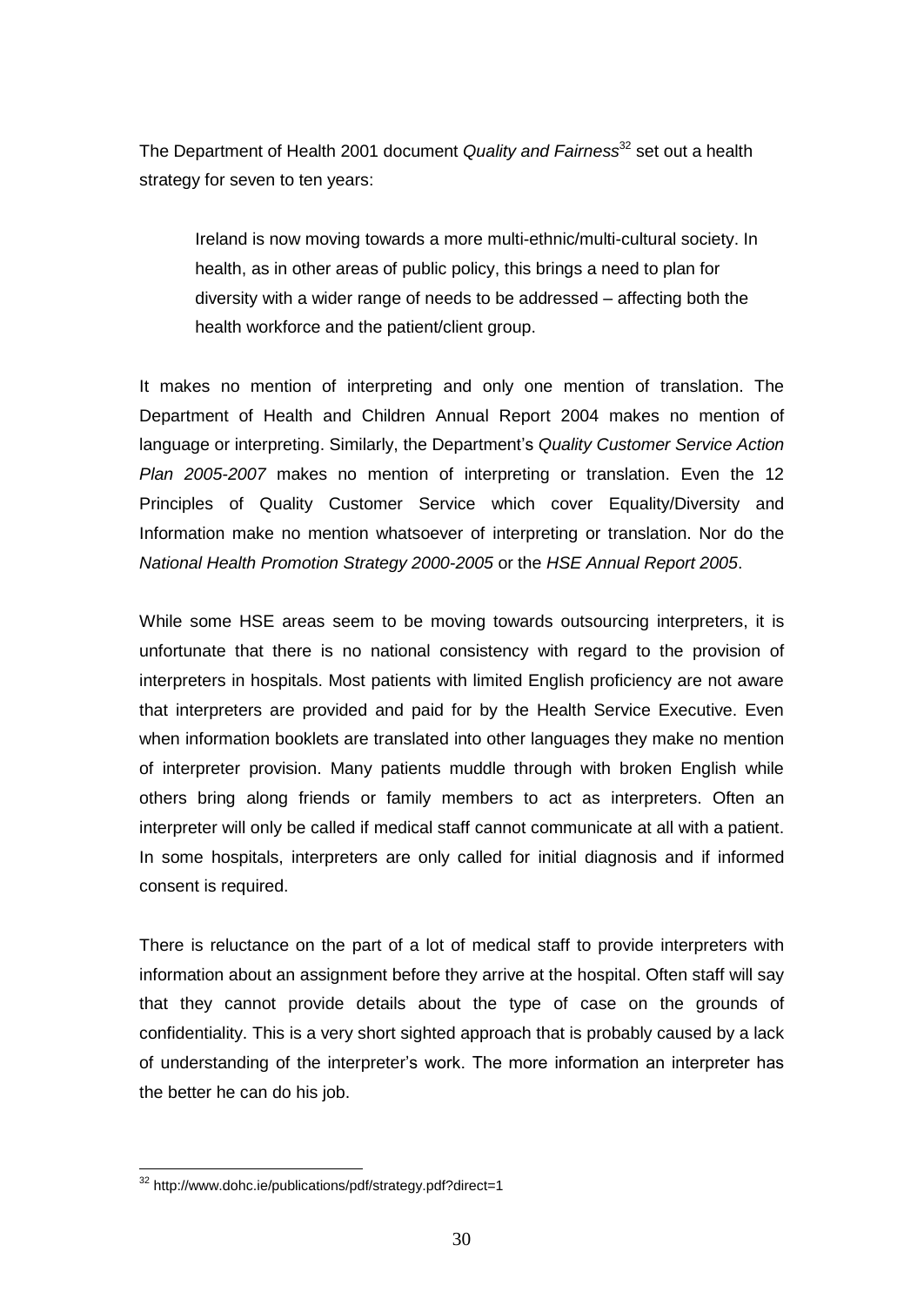The Department of Health 2001 document *Quality and Fairness*[32] set out a health strategy for seven to ten years:

> Ireland is now moving towards a more multi-ethnic/multi-cultural society. In health, as in other areas of public policy, this brings a need to plan for diversity with a wider range of needs to be addressed – affecting both the health workforce and the patient/client group.

It makes no mention of interpreting and only one mention of translation. The Department of Health and Children Annual Report 2004 makes no mention of language or interpreting. Similarly, the Department's *Quality Customer Service Action Plan 2005-2007* makes no mention of interpreting or translation. Even the 12 Principles of Quality Customer Service which cover Equality/Diversity and Information make no mention whatsoever of interpreting or translation. Nor do the *National Health Promotion Strategy 2000-2005* or the *HSE Annual Report 2005*.

While some HSE areas seem to be moving towards outsourcing interpreters, it is unfortunate that there is no national consistency with regard to the provision of interpreters in hospitals. Most patients with limited English proficiency are not aware that interpreters are provided and paid for by the Health Service Executive. Even when information booklets are translated into other languages they make no mention of interpreter provision. Many patients muddle through with broken English while others bring along friends or family members to act as interpreters. Often an interpreter will only be called if medical staff cannot communicate at all with a patient. In some hospitals, interpreters are only called for initial diagnosis and if informed consent is required.

There is reluctance on the part of a lot of medical staff to provide interpreters with information about an assignment before they arrive at the hospital. Often staff will say that they cannot provide details about the type of case on the grounds of confidentiality. This is a very short sighted approach that is probably caused by a lack of understanding of the interpreter's work. The more information an interpreter has the better he can do his job.

[32] http://www.dohc.ie/publications/pdf/strategy.pdf?direct=1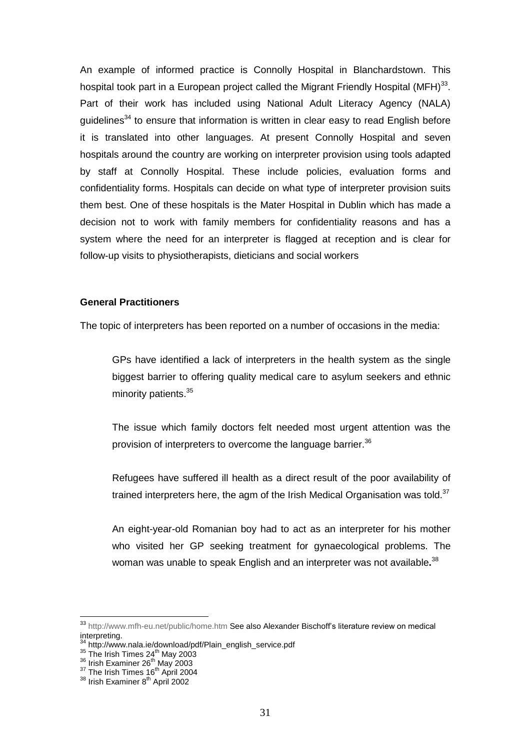An example of informed practice is Connolly Hospital in Blanchardstown. This hospital took part in a European project called the Migrant Friendly Hospital (MFH)[33]. Part of their work has included using National Adult Literacy Agency (NALA) guidelines[34] to ensure that information is written in clear easy to read English before it is translated into other languages. At present Connolly Hospital and seven hospitals around the country are working on interpreter provision using tools adapted by staff at Connolly Hospital. These include policies, evaluation forms and confidentiality forms. Hospitals can decide on what type of interpreter provision suits them best. One of these hospitals is the Mater Hospital in Dublin which has made a decision not to work with family members for confidentiality reasons and has a system where the need for an interpreter is flagged at reception and is clear for follow-up visits to physiotherapists, dieticians and social workers

**General Practitioners**

The topic of interpreters has been reported on a number of occasions in the media:

> GPs have identified a lack of interpreters in the health system as the single biggest barrier to offering quality medical care to asylum seekers and ethnic minority patients.[35]
>
> The issue which family doctors felt needed most urgent attention was the provision of interpreters to overcome the language barrier.[36]
>
> Refugees have suffered ill health as a direct result of the poor availability of trained interpreters here, the agm of the Irish Medical Organisation was told.[37]
>
> An eight-year-old Romanian boy had to act as an interpreter for his mother who visited her GP seeking treatment for gynaecological problems. The woman was unable to speak English and an interpreter was not available**.**[38]

---

[33] http://www.mfh-eu.net/public/home.htm See also Alexander Bischoff's literature review on medical interpreting.

[34] http://www.nala.ie/download/pdf/Plain_english_service.pdf

[35] The Irish Times 24th May 2003

[36] Irish Examiner 26th May 2003

[37] The Irish Times 16th April 2004

[38] Irish Examiner 8th April 2002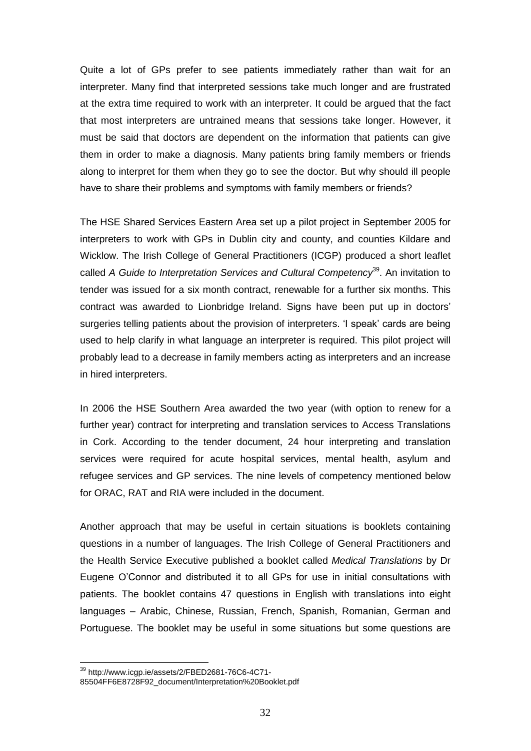Quite a lot of GPs prefer to see patients immediately rather than wait for an interpreter. Many find that interpreted sessions take much longer and are frustrated at the extra time required to work with an interpreter. It could be argued that the fact that most interpreters are untrained means that sessions take longer. However, it must be said that doctors are dependent on the information that patients can give them in order to make a diagnosis. Many patients bring family members or friends along to interpret for them when they go to see the doctor. But why should ill people have to share their problems and symptoms with family members or friends?

The HSE Shared Services Eastern Area set up a pilot project in September 2005 for interpreters to work with GPs in Dublin city and county, and counties Kildare and Wicklow. The Irish College of General Practitioners (ICGP) produced a short leaflet called *A Guide to Interpretation Services and Cultural Competency*[39]. An invitation to tender was issued for a six month contract, renewable for a further six months. This contract was awarded to Lionbridge Ireland. Signs have been put up in doctors' surgeries telling patients about the provision of interpreters. 'I speak' cards are being used to help clarify in what language an interpreter is required. This pilot project will probably lead to a decrease in family members acting as interpreters and an increase in hired interpreters.

In 2006 the HSE Southern Area awarded the two year (with option to renew for a further year) contract for interpreting and translation services to Access Translations in Cork. According to the tender document, 24 hour interpreting and translation services were required for acute hospital services, mental health, asylum and refugee services and GP services. The nine levels of competency mentioned below for ORAC, RAT and RIA were included in the document.

Another approach that may be useful in certain situations is booklets containing questions in a number of languages. The Irish College of General Practitioners and the Health Service Executive published a booklet called *Medical Translations* by Dr Eugene O'Connor and distributed it to all GPs for use in initial consultations with patients. The booklet contains 47 questions in English with translations into eight languages – Arabic, Chinese, Russian, French, Spanish, Romanian, German and Portuguese. The booklet may be useful in some situations but some questions are

[39] http://www.icgp.ie/assets/2/FBED2681-76C6-4C71-85504FF6E8728F92_document/Interpretation%20Booklet.pdf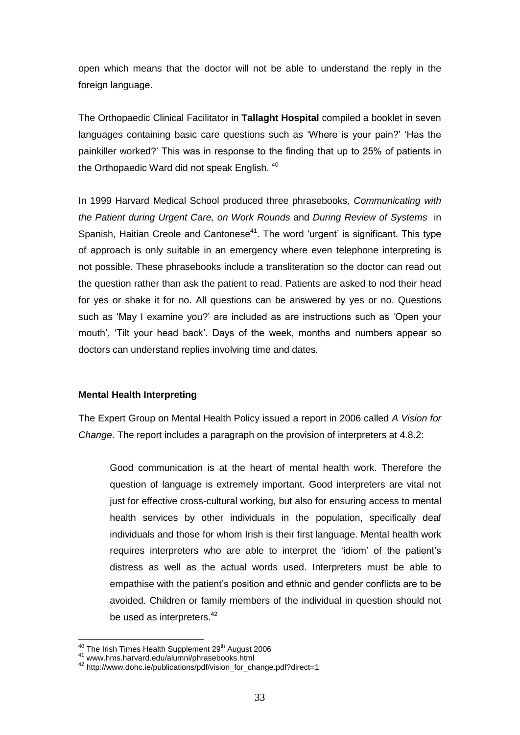open which means that the doctor will not be able to understand the reply in the foreign language.

The Orthopaedic Clinical Facilitator in **Tallaght Hospital** compiled a booklet in seven languages containing basic care questions such as 'Where is your pain?' 'Has the painkiller worked?' This was in response to the finding that up to 25% of patients in the Orthopaedic Ward did not speak English. [40]

In 1999 Harvard Medical School produced three phrasebooks, *Communicating with the Patient during Urgent Care, on Work Rounds* and *During Review of Systems* in Spanish, Haitian Creole and Cantonese[41]. The word 'urgent' is significant. This type of approach is only suitable in an emergency where even telephone interpreting is not possible. These phrasebooks include a transliteration so the doctor can read out the question rather than ask the patient to read. Patients are asked to nod their head for yes or shake it for no. All questions can be answered by yes or no. Questions such as 'May I examine you?' are included as are instructions such as 'Open your mouth', 'Tilt your head back'. Days of the week, months and numbers appear so doctors can understand replies involving time and dates.

**Mental Health Interpreting**

The Expert Group on Mental Health Policy issued a report in 2006 called *A Vision for Change*. The report includes a paragraph on the provision of interpreters at 4.8.2:

> Good communication is at the heart of mental health work. Therefore the question of language is extremely important. Good interpreters are vital not just for effective cross-cultural working, but also for ensuring access to mental health services by other individuals in the population, specifically deaf individuals and those for whom Irish is their first language. Mental health work requires interpreters who are able to interpret the 'idiom' of the patient's distress as well as the actual words used. Interpreters must be able to empathise with the patient's position and ethnic and gender conflicts are to be avoided. Children or family members of the individual in question should not be used as interpreters.[42]

---

[40] The Irish Times Health Supplement 29th August 2006

[41] www.hms.harvard.edu/alumni/phrasebooks.html

[42] http://www.dohc.ie/publications/pdf/vision_for_change.pdf?direct=1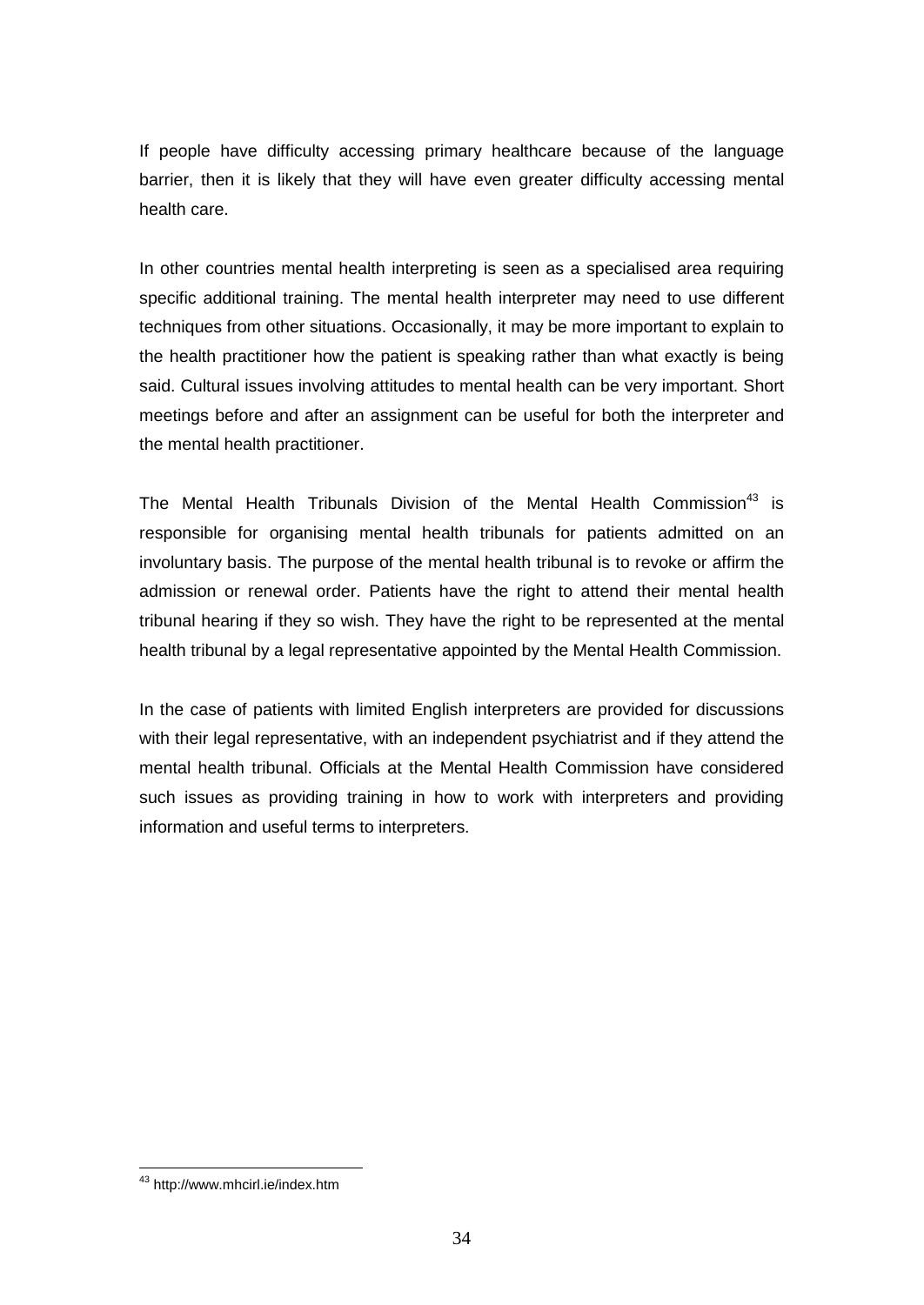If people have difficulty accessing primary healthcare because of the language barrier, then it is likely that they will have even greater difficulty accessing mental health care.

In other countries mental health interpreting is seen as a specialised area requiring specific additional training. The mental health interpreter may need to use different techniques from other situations. Occasionally, it may be more important to explain to the health practitioner how the patient is speaking rather than what exactly is being said. Cultural issues involving attitudes to mental health can be very important. Short meetings before and after an assignment can be useful for both the interpreter and the mental health practitioner.

The Mental Health Tribunals Division of the Mental Health Commission[43] is responsible for organising mental health tribunals for patients admitted on an involuntary basis. The purpose of the mental health tribunal is to revoke or affirm the admission or renewal order. Patients have the right to attend their mental health tribunal hearing if they so wish. They have the right to be represented at the mental health tribunal by a legal representative appointed by the Mental Health Commission.

In the case of patients with limited English interpreters are provided for discussions with their legal representative, with an independent psychiatrist and if they attend the mental health tribunal. Officials at the Mental Health Commission have considered such issues as providing training in how to work with interpreters and providing information and useful terms to interpreters.

[43] http://www.mhcirl.ie/index.htm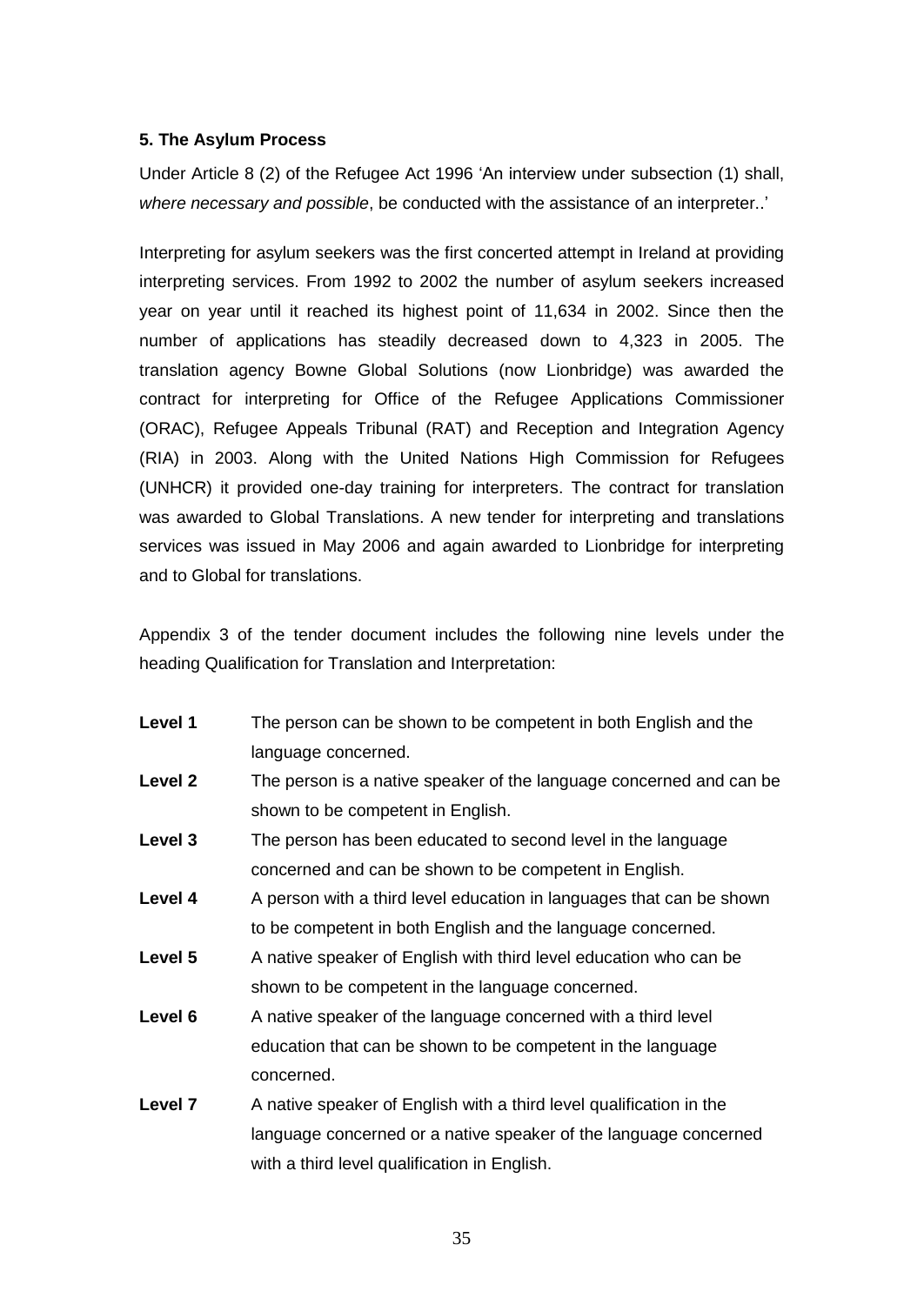**5. The Asylum Process**

Under Article 8 (2) of the Refugee Act 1996 'An interview under subsection (1) shall, *where necessary and possible*, be conducted with the assistance of an interpreter..'

Interpreting for asylum seekers was the first concerted attempt in Ireland at providing interpreting services. From 1992 to 2002 the number of asylum seekers increased year on year until it reached its highest point of 11,634 in 2002. Since then the number of applications has steadily decreased down to 4,323 in 2005. The translation agency Bowne Global Solutions (now Lionbridge) was awarded the contract for interpreting for Office of the Refugee Applications Commissioner (ORAC), Refugee Appeals Tribunal (RAT) and Reception and Integration Agency (RIA) in 2003. Along with the United Nations High Commission for Refugees (UNHCR) it provided one-day training for interpreters. The contract for translation was awarded to Global Translations. A new tender for interpreting and translations services was issued in May 2006 and again awarded to Lionbridge for interpreting and to Global for translations.

Appendix 3 of the tender document includes the following nine levels under the heading Qualification for Translation and Interpretation:

**Level 1** The person can be shown to be competent in both English and the language concerned.

**Level 2** The person is a native speaker of the language concerned and can be shown to be competent in English.

**Level 3** The person has been educated to second level in the language concerned and can be shown to be competent in English.

**Level 4** A person with a third level education in languages that can be shown to be competent in both English and the language concerned.

**Level 5** A native speaker of English with third level education who can be shown to be competent in the language concerned.

**Level 6** A native speaker of the language concerned with a third level education that can be shown to be competent in the language concerned.

**Level 7** A native speaker of English with a third level qualification in the language concerned or a native speaker of the language concerned with a third level qualification in English.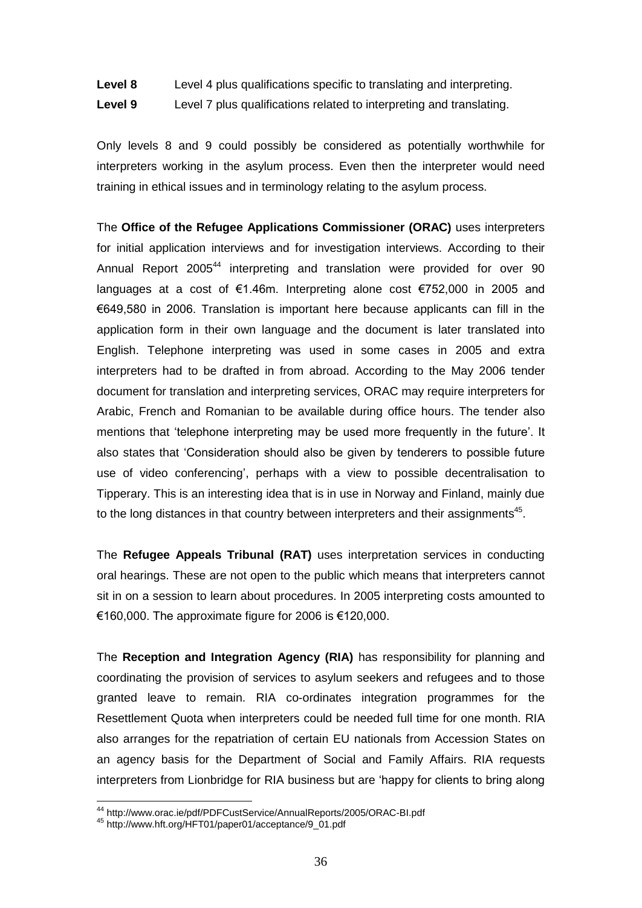**Level 8** Level 4 plus qualifications specific to translating and interpreting.

**Level 9** Level 7 plus qualifications related to interpreting and translating.

Only levels 8 and 9 could possibly be considered as potentially worthwhile for interpreters working in the asylum process. Even then the interpreter would need training in ethical issues and in terminology relating to the asylum process.

The **Office of the Refugee Applications Commissioner (ORAC)** uses interpreters for initial application interviews and for investigation interviews. According to their Annual Report 2005[44] interpreting and translation were provided for over 90 languages at a cost of €1.46m. Interpreting alone cost €752,000 in 2005 and €649,580 in 2006. Translation is important here because applicants can fill in the application form in their own language and the document is later translated into English. Telephone interpreting was used in some cases in 2005 and extra interpreters had to be drafted in from abroad. According to the May 2006 tender document for translation and interpreting services, ORAC may require interpreters for Arabic, French and Romanian to be available during office hours. The tender also mentions that 'telephone interpreting may be used more frequently in the future'. It also states that 'Consideration should also be given by tenderers to possible future use of video conferencing', perhaps with a view to possible decentralisation to Tipperary. This is an interesting idea that is in use in Norway and Finland, mainly due to the long distances in that country between interpreters and their assignments[45].

The **Refugee Appeals Tribunal (RAT)** uses interpretation services in conducting oral hearings. These are not open to the public which means that interpreters cannot sit in on a session to learn about procedures. In 2005 interpreting costs amounted to €160,000. The approximate figure for 2006 is €120,000.

The **Reception and Integration Agency (RIA)** has responsibility for planning and coordinating the provision of services to asylum seekers and refugees and to those granted leave to remain. RIA co-ordinates integration programmes for the Resettlement Quota when interpreters could be needed full time for one month. RIA also arranges for the repatriation of certain EU nationals from Accession States on an agency basis for the Department of Social and Family Affairs. RIA requests interpreters from Lionbridge for RIA business but are 'happy for clients to bring along

[44] http://www.orac.ie/pdf/PDFCustService/AnnualReports/2005/ORAC-BI.pdf

[45] http://www.hft.org/HFT01/paper01/acceptance/9_01.pdf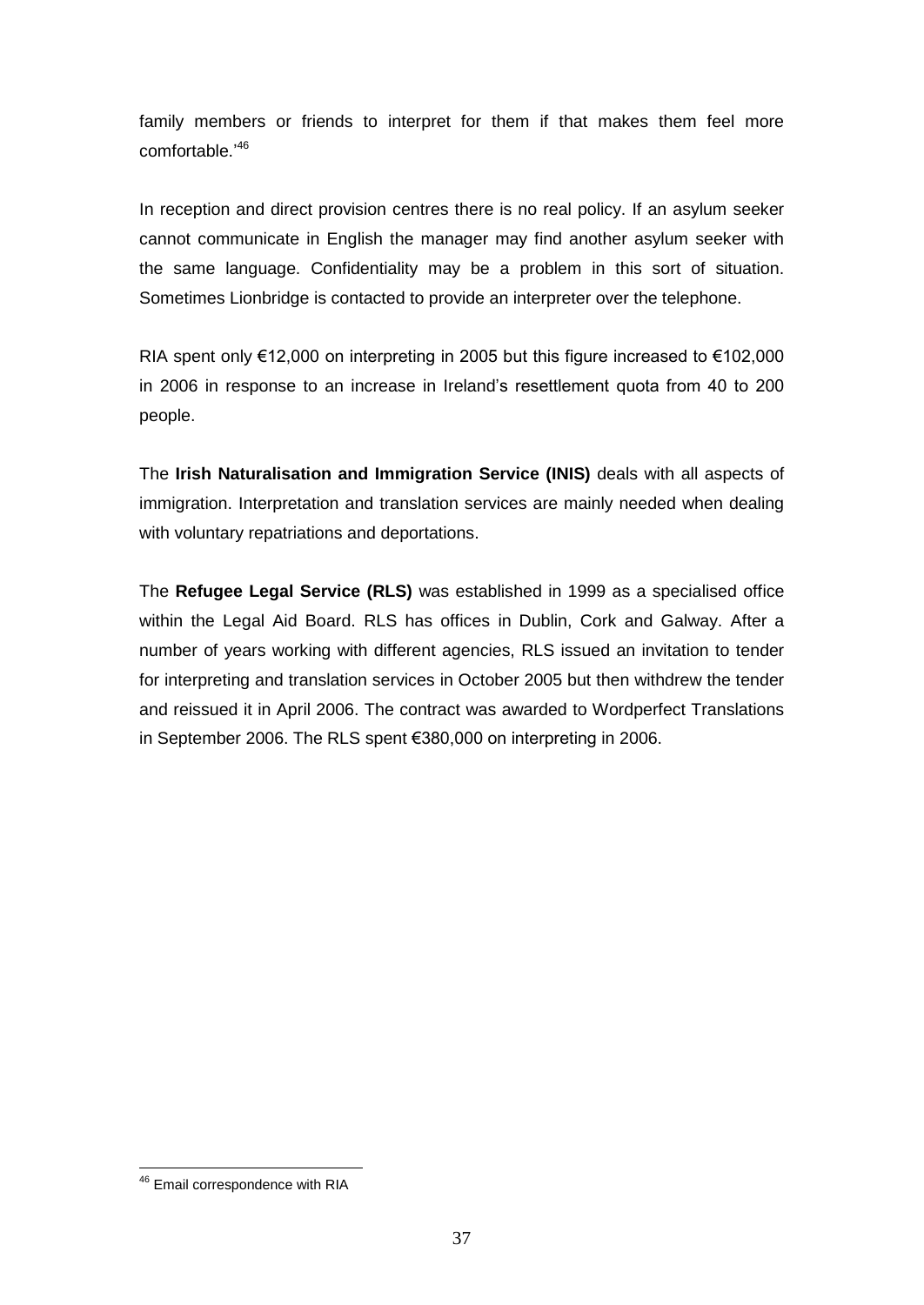family members or friends to interpret for them if that makes them feel more comfortable.'[46]

In reception and direct provision centres there is no real policy. If an asylum seeker cannot communicate in English the manager may find another asylum seeker with the same language. Confidentiality may be a problem in this sort of situation. Sometimes Lionbridge is contacted to provide an interpreter over the telephone.

RIA spent only €12,000 on interpreting in 2005 but this figure increased to €102,000 in 2006 in response to an increase in Ireland's resettlement quota from 40 to 200 people.

The **Irish Naturalisation and Immigration Service (INIS)** deals with all aspects of immigration. Interpretation and translation services are mainly needed when dealing with voluntary repatriations and deportations.

The **Refugee Legal Service (RLS)** was established in 1999 as a specialised office within the Legal Aid Board. RLS has offices in Dublin, Cork and Galway. After a number of years working with different agencies, RLS issued an invitation to tender for interpreting and translation services in October 2005 but then withdrew the tender and reissued it in April 2006. The contract was awarded to Wordperfect Translations in September 2006. The RLS spent €380,000 on interpreting in 2006.

---

[46] Email correspondence with RIA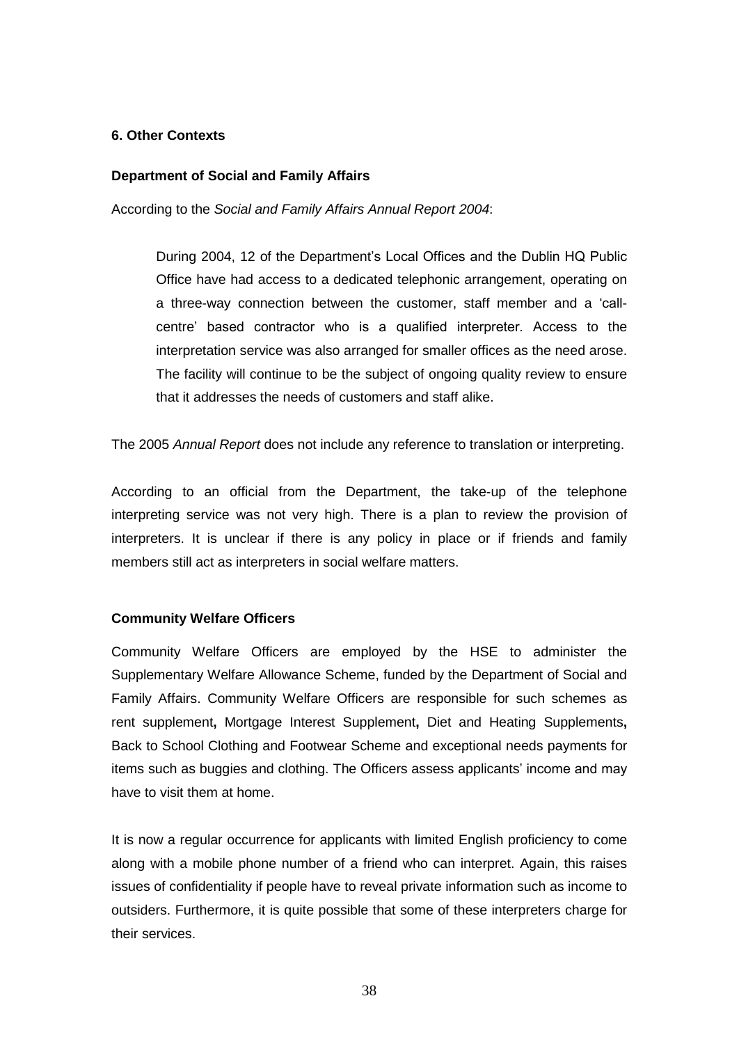## 6. Other Contexts

### Department of Social and Family Affairs

According to the *Social and Family Affairs Annual Report 2004*:

> During 2004, 12 of the Department's Local Offices and the Dublin HQ Public Office have had access to a dedicated telephonic arrangement, operating on a three-way connection between the customer, staff member and a 'call-centre' based contractor who is a qualified interpreter. Access to the interpretation service was also arranged for smaller offices as the need arose. The facility will continue to be the subject of ongoing quality review to ensure that it addresses the needs of customers and staff alike.

The 2005 *Annual Report* does not include any reference to translation or interpreting.

According to an official from the Department, the take-up of the telephone interpreting service was not very high. There is a plan to review the provision of interpreters. It is unclear if there is any policy in place or if friends and family members still act as interpreters in social welfare matters.

### Community Welfare Officers

Community Welfare Officers are employed by the HSE to administer the Supplementary Welfare Allowance Scheme, funded by the Department of Social and Family Affairs. Community Welfare Officers are responsible for such schemes as rent supplement**,** Mortgage Interest Supplement**,** Diet and Heating Supplements**,** Back to School Clothing and Footwear Scheme and exceptional needs payments for items such as buggies and clothing. The Officers assess applicants' income and may have to visit them at home.

It is now a regular occurrence for applicants with limited English proficiency to come along with a mobile phone number of a friend who can interpret. Again, this raises issues of confidentiality if people have to reveal private information such as income to outsiders. Furthermore, it is quite possible that some of these interpreters charge for their services.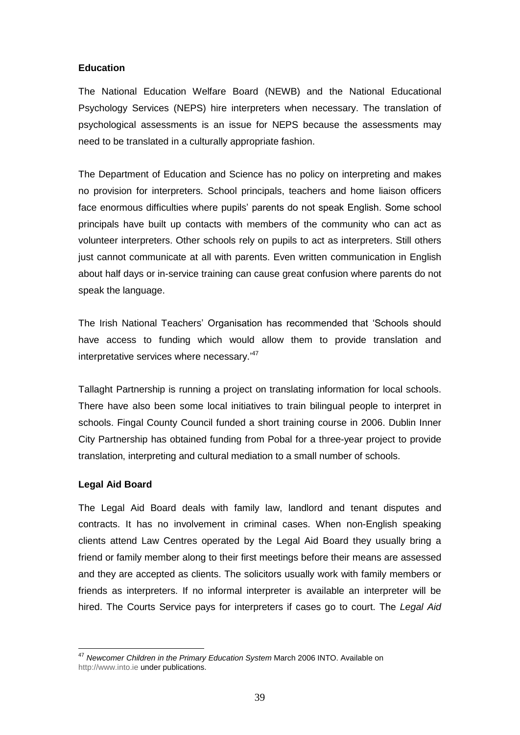### Education

The National Education Welfare Board (NEWB) and the National Educational Psychology Services (NEPS) hire interpreters when necessary. The translation of psychological assessments is an issue for NEPS because the assessments may need to be translated in a culturally appropriate fashion.

The Department of Education and Science has no policy on interpreting and makes no provision for interpreters. School principals, teachers and home liaison officers face enormous difficulties where pupils' parents do not speak English. Some school principals have built up contacts with members of the community who can act as volunteer interpreters. Other schools rely on pupils to act as interpreters. Still others just cannot communicate at all with parents. Even written communication in English about half days or in-service training can cause great confusion where parents do not speak the language.

The Irish National Teachers' Organisation has recommended that 'Schools should have access to funding which would allow them to provide translation and interpretative services where necessary.'[47]

Tallaght Partnership is running a project on translating information for local schools. There have also been some local initiatives to train bilingual people to interpret in schools. Fingal County Council funded a short training course in 2006. Dublin Inner City Partnership has obtained funding from Pobal for a three-year project to provide translation, interpreting and cultural mediation to a small number of schools.

### Legal Aid Board

The Legal Aid Board deals with family law, landlord and tenant disputes and contracts. It has no involvement in criminal cases. When non-English speaking clients attend Law Centres operated by the Legal Aid Board they usually bring a friend or family member along to their first meetings before their means are assessed and they are accepted as clients. The solicitors usually work with family members or friends as interpreters. If no informal interpreter is available an interpreter will be hired. The Courts Service pays for interpreters if cases go to court. The *Legal Aid*

---

[47] *Newcomer Children in the Primary Education System* March 2006 INTO. Available on http://www.into.ie under publications.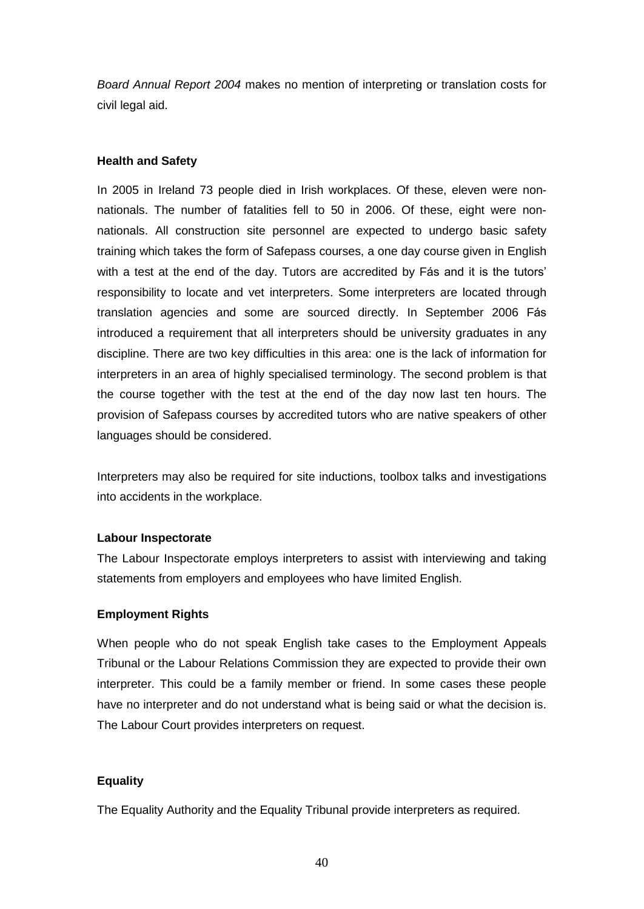*Board Annual Report 2004* makes no mention of interpreting or translation costs for civil legal aid.

**Health and Safety**

In 2005 in Ireland 73 people died in Irish workplaces. Of these, eleven were non-nationals. The number of fatalities fell to 50 in 2006. Of these, eight were non-nationals. All construction site personnel are expected to undergo basic safety training which takes the form of Safepass courses, a one day course given in English with a test at the end of the day. Tutors are accredited by Fás and it is the tutors' responsibility to locate and vet interpreters. Some interpreters are located through translation agencies and some are sourced directly. In September 2006 Fás introduced a requirement that all interpreters should be university graduates in any discipline. There are two key difficulties in this area: one is the lack of information for interpreters in an area of highly specialised terminology. The second problem is that the course together with the test at the end of the day now last ten hours. The provision of Safepass courses by accredited tutors who are native speakers of other languages should be considered.

Interpreters may also be required for site inductions, toolbox talks and investigations into accidents in the workplace.

**Labour Inspectorate**

The Labour Inspectorate employs interpreters to assist with interviewing and taking statements from employers and employees who have limited English.

**Employment Rights**

When people who do not speak English take cases to the Employment Appeals Tribunal or the Labour Relations Commission they are expected to provide their own interpreter. This could be a family member or friend. In some cases these people have no interpreter and do not understand what is being said or what the decision is. The Labour Court provides interpreters on request.

**Equality**

The Equality Authority and the Equality Tribunal provide interpreters as required.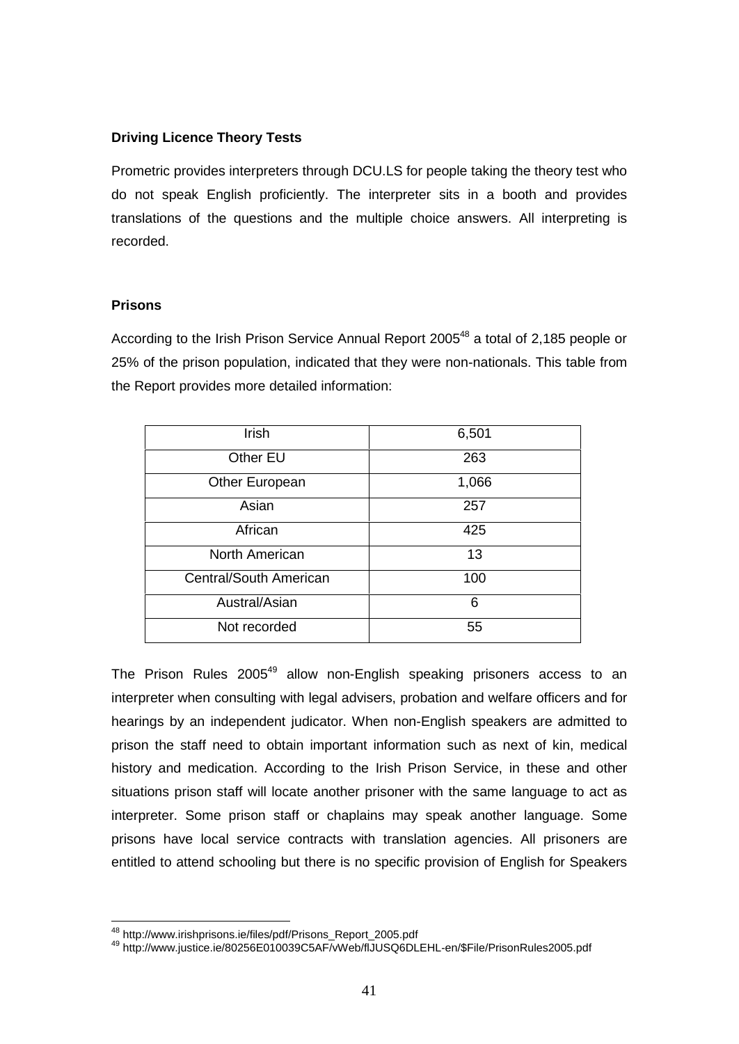**Driving Licence Theory Tests**

Prometric provides interpreters through DCU.LS for people taking the theory test who do not speak English proficiently. The interpreter sits in a booth and provides translations of the questions and the multiple choice answers. All interpreting is recorded.

**Prisons**

According to the Irish Prison Service Annual Report 2005[48] a total of 2,185 people or 25% of the prison population, indicated that they were non-nationals. This table from the Report provides more detailed information:

| | |
|---|---|
| Irish | 6,501 |
| Other EU | 263 |
| Other European | 1,066 |
| Asian | 257 |
| African | 425 |
| North American | 13 |
| Central/South American | 100 |
| Austral/Asian | 6 |
| Not recorded | 55 |

The Prison Rules 2005[49] allow non-English speaking prisoners access to an interpreter when consulting with legal advisers, probation and welfare officers and for hearings by an independent judicator. When non-English speakers are admitted to prison the staff need to obtain important information such as next of kin, medical history and medication. According to the Irish Prison Service, in these and other situations prison staff will locate another prisoner with the same language to act as interpreter. Some prison staff or chaplains may speak another language. Some prisons have local service contracts with translation agencies. All prisoners are entitled to attend schooling but there is no specific provision of English for Speakers

[48] http://www.irishprisons.ie/files/pdf/Prisons_Report_2005.pdf

[49] http://www.justice.ie/80256E010039C5AF/vWeb/flJUSQ6DLEHL-en/$File/PrisonRules2005.pdf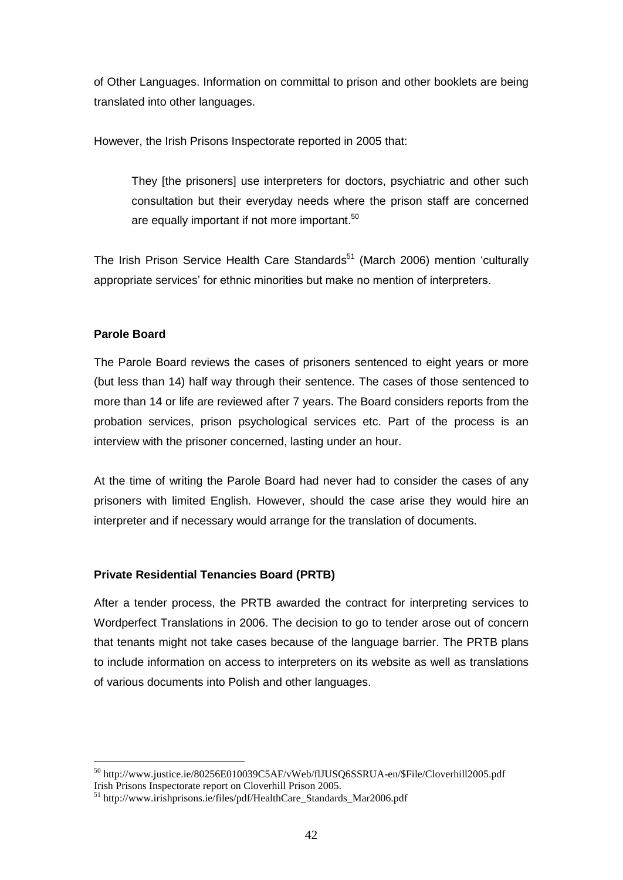of Other Languages. Information on committal to prison and other booklets are being translated into other languages.

However, the Irish Prisons Inspectorate reported in 2005 that:

> They [the prisoners] use interpreters for doctors, psychiatric and other such consultation but their everyday needs where the prison staff are concerned are equally important if not more important.[50]

The Irish Prison Service Health Care Standards[51] (March 2006) mention 'culturally appropriate services' for ethnic minorities but make no mention of interpreters.

**Parole Board**

The Parole Board reviews the cases of prisoners sentenced to eight years or more (but less than 14) half way through their sentence. The cases of those sentenced to more than 14 or life are reviewed after 7 years. The Board considers reports from the probation services, prison psychological services etc. Part of the process is an interview with the prisoner concerned, lasting under an hour.

At the time of writing the Parole Board had never had to consider the cases of any prisoners with limited English. However, should the case arise they would hire an interpreter and if necessary would arrange for the translation of documents.

**Private Residential Tenancies Board (PRTB)**

After a tender process, the PRTB awarded the contract for interpreting services to Wordperfect Translations in 2006. The decision to go to tender arose out of concern that tenants might not take cases because of the language barrier. The PRTB plans to include information on access to interpreters on its website as well as translations of various documents into Polish and other languages.

---

[50] http://www.justice.ie/80256E010039C5AF/vWeb/flJUSQ6SSRUA-en/$File/Cloverhill2005.pdf Irish Prisons Inspectorate report on Cloverhill Prison 2005.

[51] http://www.irishprisons.ie/files/pdf/HealthCare_Standards_Mar2006.pdf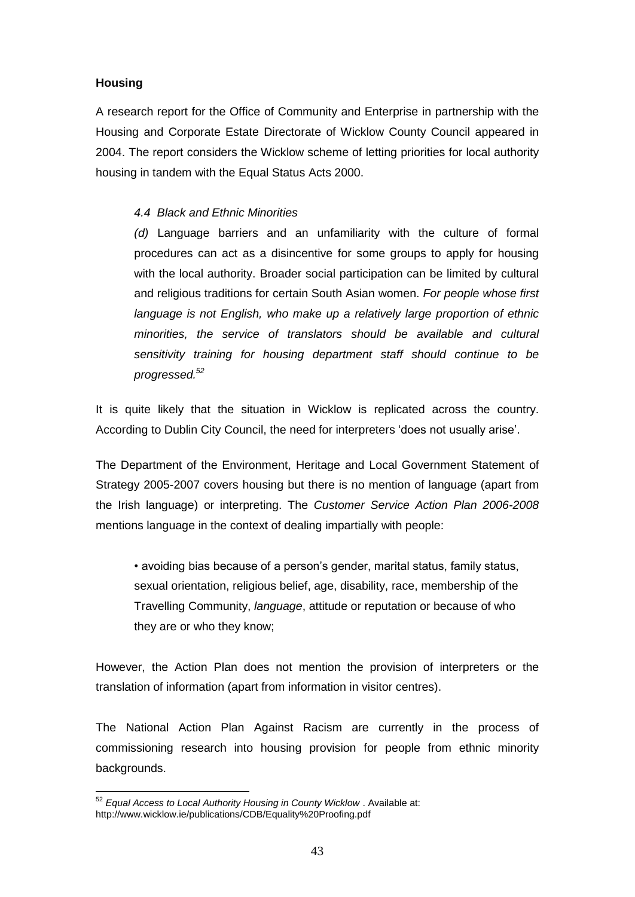**Housing**

A research report for the Office of Community and Enterprise in partnership with the Housing and Corporate Estate Directorate of Wicklow County Council appeared in 2004. The report considers the Wicklow scheme of letting priorities for local authority housing in tandem with the Equal Status Acts 2000.

> *4.4 Black and Ethnic Minorities*
>
> *(d)* Language barriers and an unfamiliarity with the culture of formal procedures can act as a disincentive for some groups to apply for housing with the local authority. Broader social participation can be limited by cultural and religious traditions for certain South Asian women. *For people whose first language is not English, who make up a relatively large proportion of ethnic minorities, the service of translators should be available and cultural sensitivity training for housing department staff should continue to be progressed.*[52]

It is quite likely that the situation in Wicklow is replicated across the country. According to Dublin City Council, the need for interpreters 'does not usually arise'.

The Department of the Environment, Heritage and Local Government Statement of Strategy 2005-2007 covers housing but there is no mention of language (apart from the Irish language) or interpreting. The *Customer Service Action Plan 2006-2008* mentions language in the context of dealing impartially with people:

> • avoiding bias because of a person's gender, marital status, family status, sexual orientation, religious belief, age, disability, race, membership of the Travelling Community, *language*, attitude or reputation or because of who they are or who they know;

However, the Action Plan does not mention the provision of interpreters or the translation of information (apart from information in visitor centres).

The National Action Plan Against Racism are currently in the process of commissioning research into housing provision for people from ethnic minority backgrounds.

---

[52] *Equal Access to Local Authority Housing in County Wicklow* . Available at: http://www.wicklow.ie/publications/CDB/Equality%20Proofing.pdf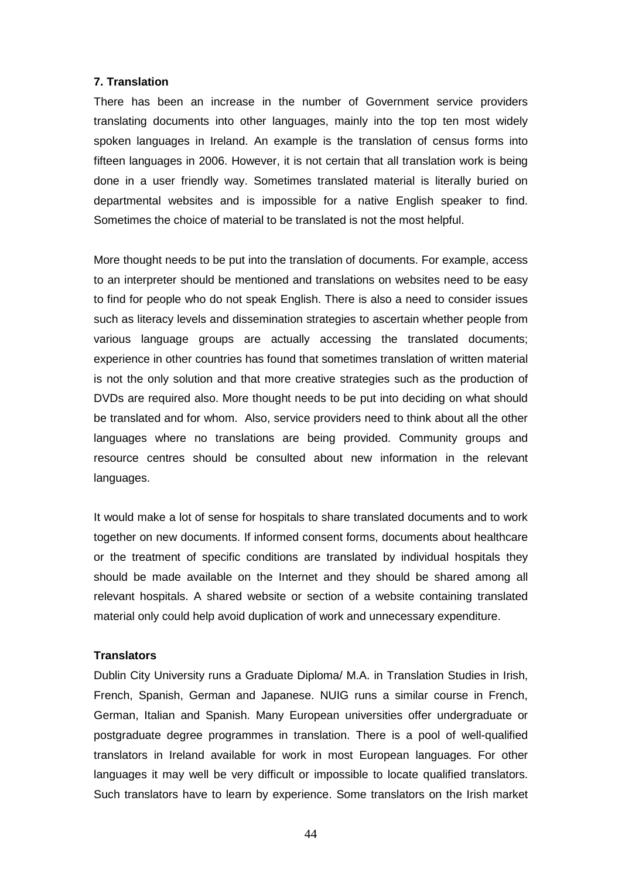### 7. Translation

There has been an increase in the number of Government service providers translating documents into other languages, mainly into the top ten most widely spoken languages in Ireland. An example is the translation of census forms into fifteen languages in 2006. However, it is not certain that all translation work is being done in a user friendly way. Sometimes translated material is literally buried on departmental websites and is impossible for a native English speaker to find. Sometimes the choice of material to be translated is not the most helpful.

More thought needs to be put into the translation of documents. For example, access to an interpreter should be mentioned and translations on websites need to be easy to find for people who do not speak English. There is also a need to consider issues such as literacy levels and dissemination strategies to ascertain whether people from various language groups are actually accessing the translated documents; experience in other countries has found that sometimes translation of written material is not the only solution and that more creative strategies such as the production of DVDs are required also. More thought needs to be put into deciding on what should be translated and for whom. Also, service providers need to think about all the other languages where no translations are being provided. Community groups and resource centres should be consulted about new information in the relevant languages.

It would make a lot of sense for hospitals to share translated documents and to work together on new documents. If informed consent forms, documents about healthcare or the treatment of specific conditions are translated by individual hospitals they should be made available on the Internet and they should be shared among all relevant hospitals. A shared website or section of a website containing translated material only could help avoid duplication of work and unnecessary expenditure.

#### Translators

Dublin City University runs a Graduate Diploma/ M.A. in Translation Studies in Irish, French, Spanish, German and Japanese. NUIG runs a similar course in French, German, Italian and Spanish. Many European universities offer undergraduate or postgraduate degree programmes in translation. There is a pool of well-qualified translators in Ireland available for work in most European languages. For other languages it may well be very difficult or impossible to locate qualified translators. Such translators have to learn by experience. Some translators on the Irish market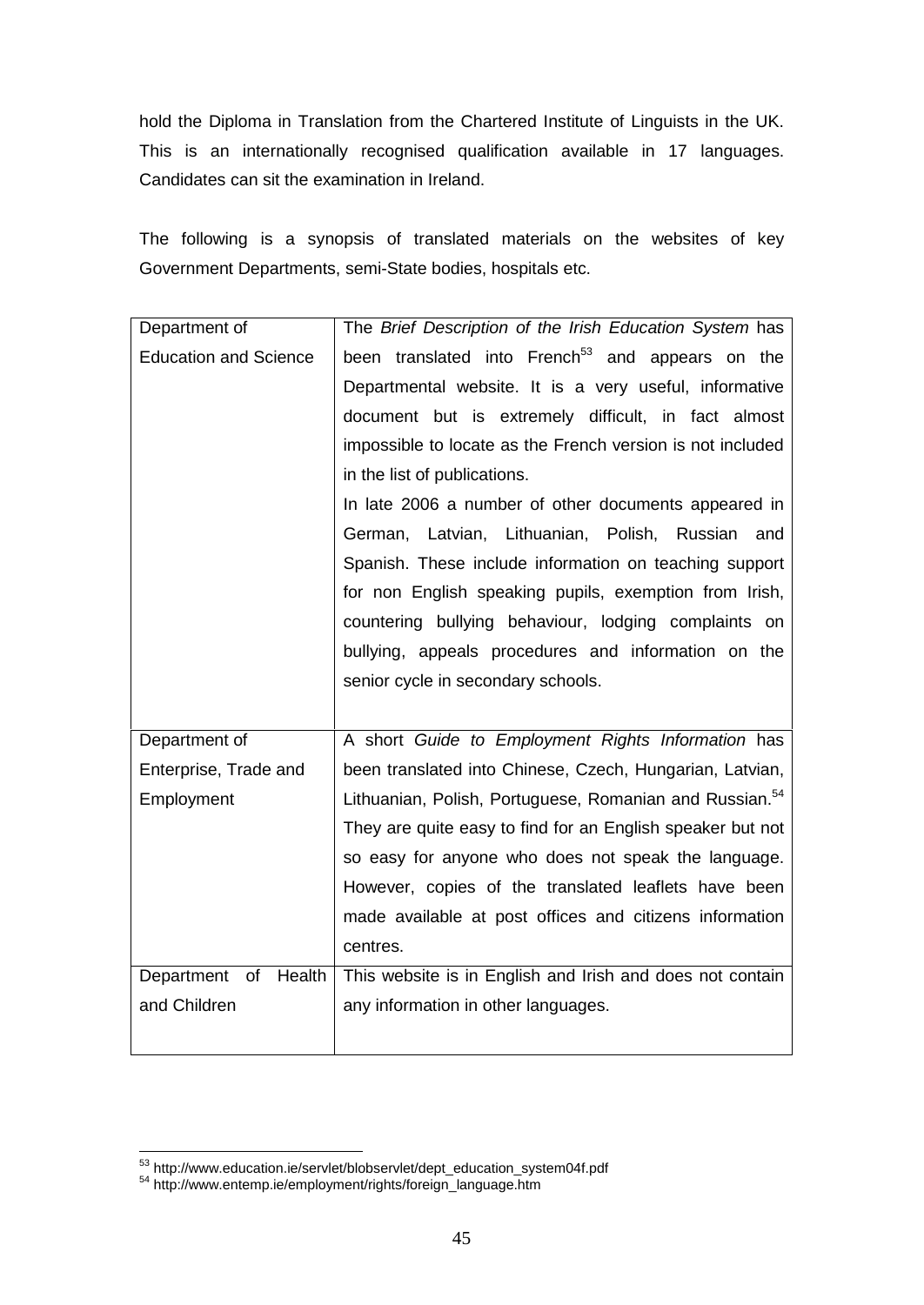hold the Diploma in Translation from the Chartered Institute of Linguists in the UK. This is an internationally recognised qualification available in 17 languages. Candidates can sit the examination in Ireland.

The following is a synopsis of translated materials on the websites of key Government Departments, semi-State bodies, hospitals etc.

| | |
|---|---|
| Department of Education and Science | The *Brief Description of the Irish Education System* has been translated into French[53] and appears on the Departmental website. It is a very useful, informative document but is extremely difficult, in fact almost impossible to locate as the French version is not included in the list of publications. In late 2006 a number of other documents appeared in German, Latvian, Lithuanian, Polish, Russian and Spanish. These include information on teaching support for non English speaking pupils, exemption from Irish, countering bullying behaviour, lodging complaints on bullying, appeals procedures and information on the senior cycle in secondary schools. |
| Department of Enterprise, Trade and Employment | A short *Guide to Employment Rights Information* has been translated into Chinese, Czech, Hungarian, Latvian, Lithuanian, Polish, Portuguese, Romanian and Russian.[54] They are quite easy to find for an English speaker but not so easy for anyone who does not speak the language. However, copies of the translated leaflets have been made available at post offices and citizens information centres. |
| Department of Health and Children | This website is in English and Irish and does not contain any information in other languages. |

[53] http://www.education.ie/servlet/blobservlet/dept_education_system04f.pdf

[54] http://www.entemp.ie/employment/rights/foreign_language.htm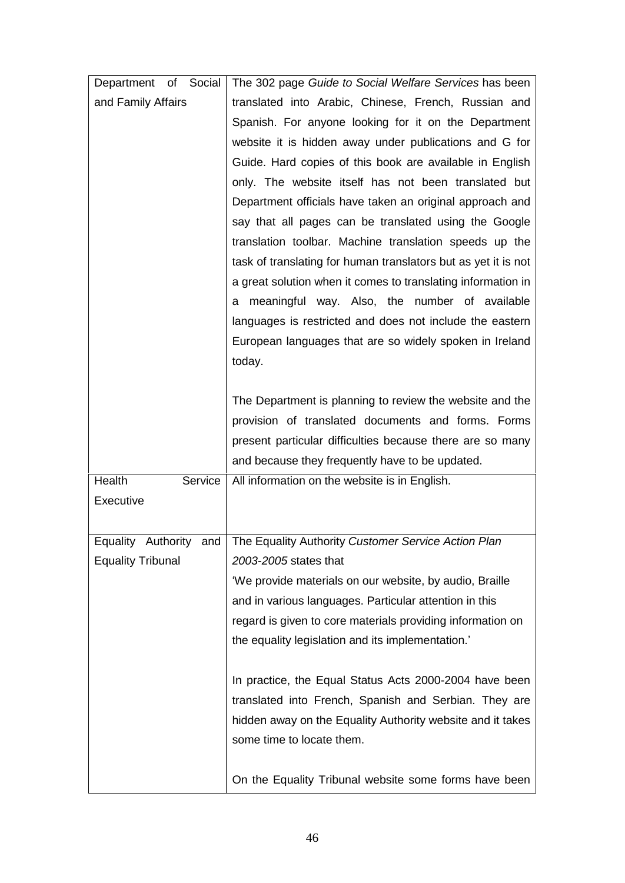| | |
|---|---|
| Department of Social and Family Affairs | The 302 page *Guide to Social Welfare Services* has been translated into Arabic, Chinese, French, Russian and Spanish. For anyone looking for it on the Department website it is hidden away under publications and G for Guide. Hard copies of this book are available in English only. The website itself has not been translated but Department officials have taken an original approach and say that all pages can be translated using the Google translation toolbar. Machine translation speeds up the task of translating for human translators but as yet it is not a great solution when it comes to translating information in a meaningful way. Also, the number of available languages is restricted and does not include the eastern European languages that are so widely spoken in Ireland today.<br><br>The Department is planning to review the website and the provision of translated documents and forms. Forms present particular difficulties because there are so many and because they frequently have to be updated. |
| Health Service Executive | All information on the website is in English. |
| Equality Authority and Equality Tribunal | The Equality Authority *Customer Service Action Plan 2003-2005* states that<br>'We provide materials on our website, by audio, Braille and in various languages. Particular attention in this regard is given to core materials providing information on the equality legislation and its implementation.'<br><br>In practice, the Equal Status Acts 2000-2004 have been translated into French, Spanish and Serbian. They are hidden away on the Equality Authority website and it takes some time to locate them.<br><br>On the Equality Tribunal website some forms have been |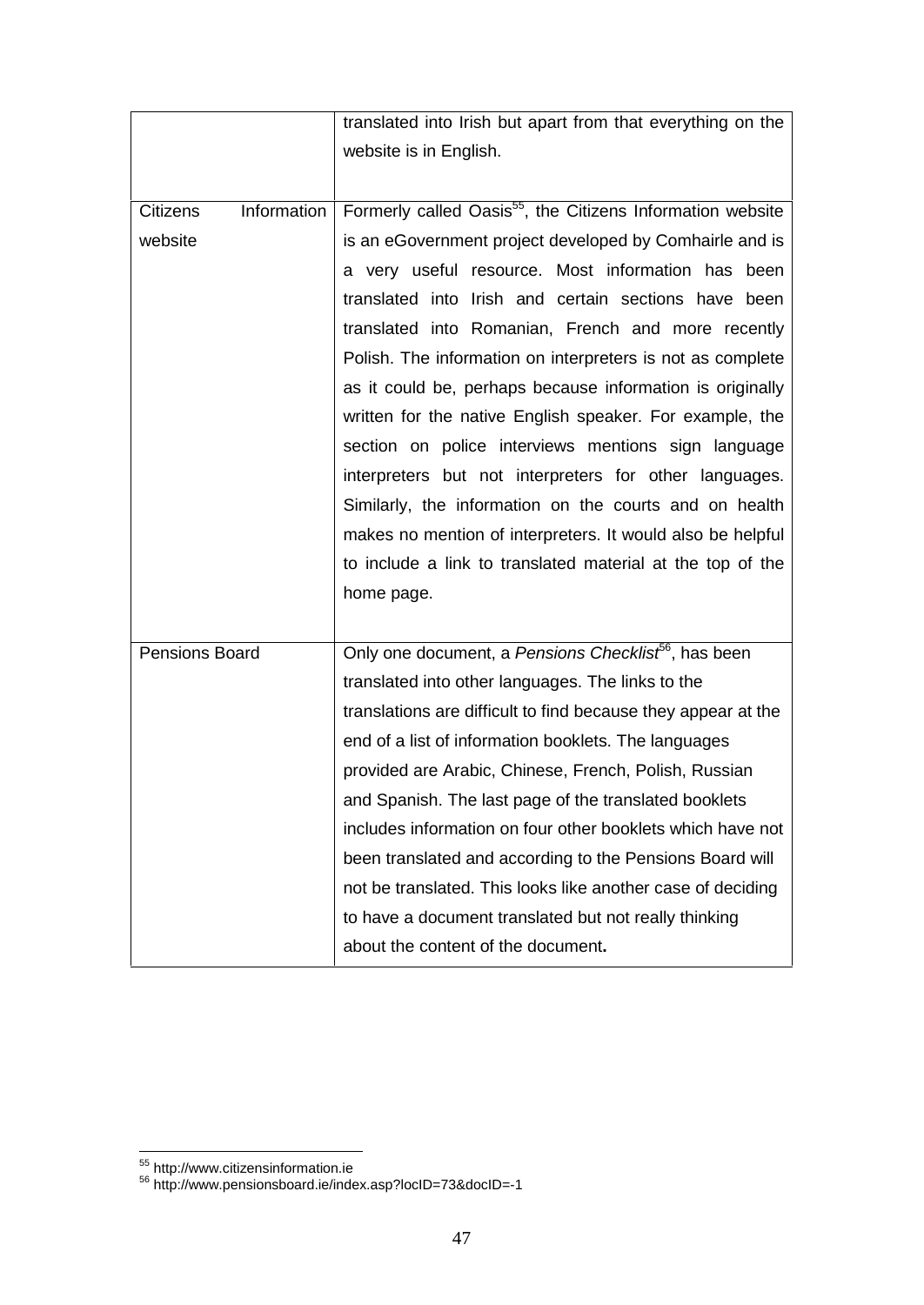| | |
|---|---|
| | translated into Irish but apart from that everything on the website is in English. |
| Citizens Information website | Formerly called Oasis[55], the Citizens Information website is an eGovernment project developed by Comhairle and is a very useful resource. Most information has been translated into Irish and certain sections have been translated into Romanian, French and more recently Polish. The information on interpreters is not as complete as it could be, perhaps because information is originally written for the native English speaker. For example, the section on police interviews mentions sign language interpreters but not interpreters for other languages. Similarly, the information on the courts and on health makes no mention of interpreters. It would also be helpful to include a link to translated material at the top of the home page. |
| Pensions Board | Only one document, a *Pensions Checklist*[56], has been translated into other languages. The links to the translations are difficult to find because they appear at the end of a list of information booklets. The languages provided are Arabic, Chinese, French, Polish, Russian and Spanish. The last page of the translated booklets includes information on four other booklets which have not been translated and according to the Pensions Board will not be translated. This looks like another case of deciding to have a document translated but not really thinking about the content of the document**.** |

[55] http://www.citizensinformation.ie

[56] http://www.pensionsboard.ie/index.asp?locID=73&docID=-1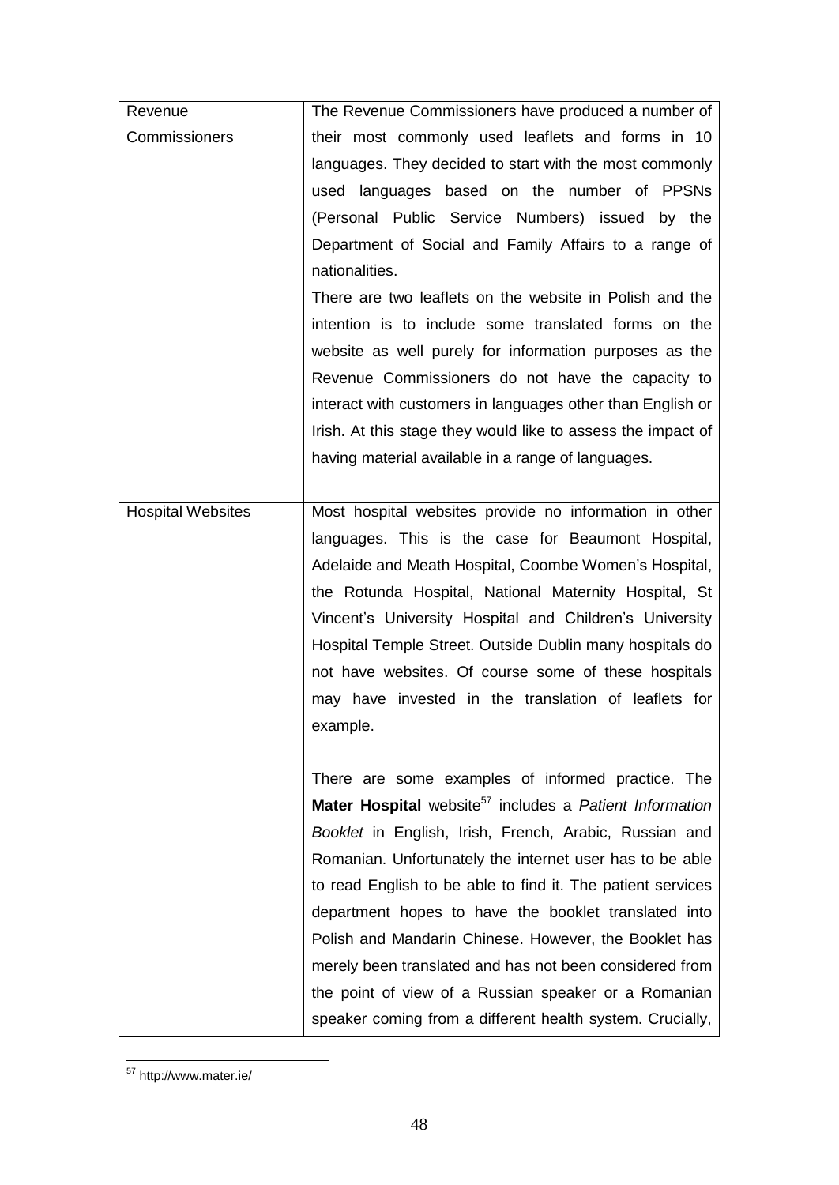| | |
|---|---|
| Revenue Commissioners | The Revenue Commissioners have produced a number of their most commonly used leaflets and forms in 10 languages. They decided to start with the most commonly used languages based on the number of PPSNs (Personal Public Service Numbers) issued by the Department of Social and Family Affairs to a range of nationalities.<br>There are two leaflets on the website in Polish and the intention is to include some translated forms on the website as well purely for information purposes as the Revenue Commissioners do not have the capacity to interact with customers in languages other than English or Irish. At this stage they would like to assess the impact of having material available in a range of languages. |
| Hospital Websites | Most hospital websites provide no information in other languages. This is the case for Beaumont Hospital, Adelaide and Meath Hospital, Coombe Women's Hospital, the Rotunda Hospital, National Maternity Hospital, St Vincent's University Hospital and Children's University Hospital Temple Street. Outside Dublin many hospitals do not have websites. Of course some of these hospitals may have invested in the translation of leaflets for example.<br><br>There are some examples of informed practice. The **Mater Hospital** website[57] includes a *Patient Information Booklet* in English, Irish, French, Arabic, Russian and Romanian. Unfortunately the internet user has to be able to read English to be able to find it. The patient services department hopes to have the booklet translated into Polish and Mandarin Chinese. However, the Booklet has merely been translated and has not been considered from the point of view of a Russian speaker or a Romanian speaker coming from a different health system. Crucially, |

[57] http://www.mater.ie/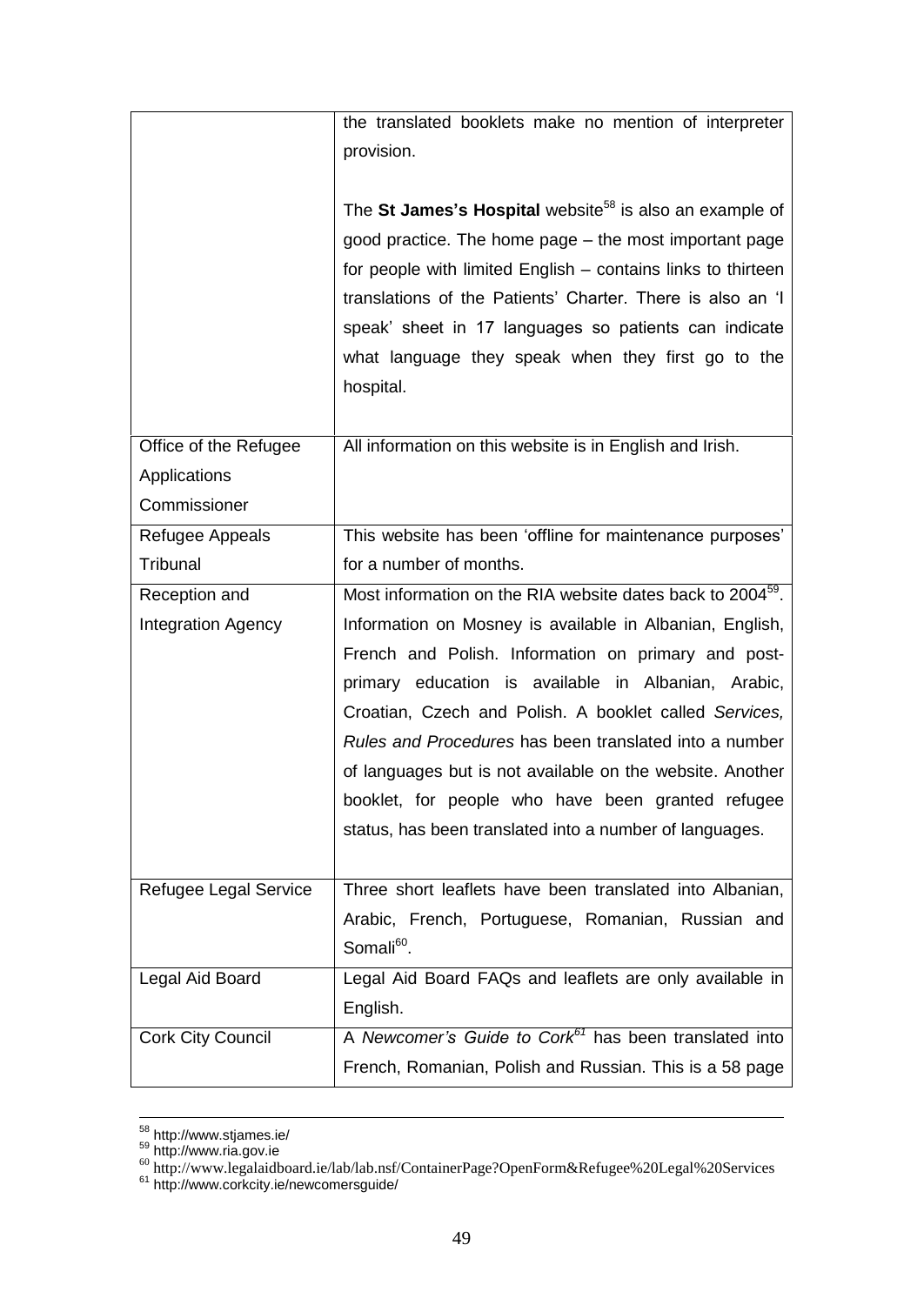| | |
|---|---|
| | the translated booklets make no mention of interpreter provision.<br><br>The **St James's Hospital** website[58] is also an example of good practice. The home page – the most important page for people with limited English – contains links to thirteen translations of the Patients' Charter. There is also an 'I speak' sheet in 17 languages so patients can indicate what language they speak when they first go to the hospital. |
| Office of the Refugee Applications Commissioner | All information on this website is in English and Irish. |
| Refugee Appeals Tribunal | This website has been 'offline for maintenance purposes' for a number of months. |
| Reception and Integration Agency | Most information on the RIA website dates back to 2004[59]. Information on Mosney is available in Albanian, English, French and Polish. Information on primary and post-primary education is available in Albanian, Arabic, Croatian, Czech and Polish. A booklet called *Services, Rules and Procedures* has been translated into a number of languages but is not available on the website. Another booklet, for people who have been granted refugee status, has been translated into a number of languages. |
| Refugee Legal Service | Three short leaflets have been translated into Albanian, Arabic, French, Portuguese, Romanian, Russian and Somali[60]. |
| Legal Aid Board | Legal Aid Board FAQs and leaflets are only available in English. |
| Cork City Council | A *Newcomer's Guide to Cork*[61] has been translated into French, Romanian, Polish and Russian. This is a 58 page |

[58] http://www.stjames.ie/
[59] http://www.ria.gov.ie
[60] http://www.legalaidboard.ie/lab/lab.nsf/ContainerPage?OpenForm&Refugee%20Legal%20Services
[61] http://www.corkcity.ie/newcomersguide/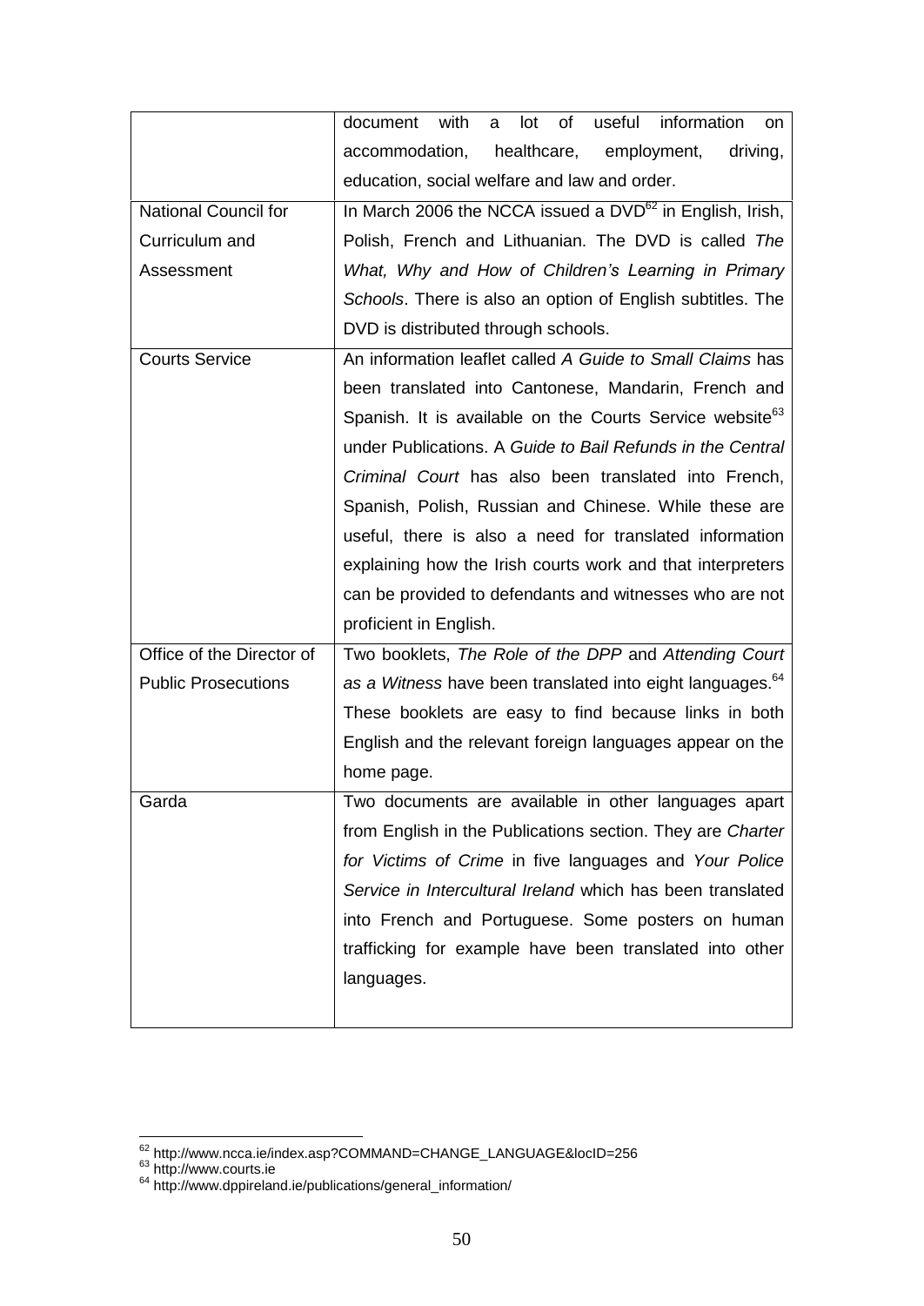| | |
|---|---|
| | document with a lot of useful information on accommodation, healthcare, employment, driving, education, social welfare and law and order. |
| National Council for Curriculum and Assessment | In March 2006 the NCCA issued a DVD[62] in English, Irish, Polish, French and Lithuanian. The DVD is called *The What, Why and How of Children's Learning in Primary Schools*. There is also an option of English subtitles. The DVD is distributed through schools. |
| Courts Service | An information leaflet called *A Guide to Small Claims* has been translated into Cantonese, Mandarin, French and Spanish. It is available on the Courts Service website[63] under Publications. A *Guide to Bail Refunds in the Central Criminal Court* has also been translated into French, Spanish, Polish, Russian and Chinese. While these are useful, there is also a need for translated information explaining how the Irish courts work and that interpreters can be provided to defendants and witnesses who are not proficient in English. |
| Office of the Director of Public Prosecutions | Two booklets, *The Role of the DPP* and *Attending Court as a Witness* have been translated into eight languages.[64] These booklets are easy to find because links in both English and the relevant foreign languages appear on the home page. |
| Garda | Two documents are available in other languages apart from English in the Publications section. They are *Charter for Victims of Crime* in five languages and *Your Police Service in Intercultural Ireland* which has been translated into French and Portuguese. Some posters on human trafficking for example have been translated into other languages. |

[62] http://www.ncca.ie/index.asp?COMMAND=CHANGE_LANGUAGE&locID=256
[63] http://www.courts.ie
[64] http://www.dppireland.ie/publications/general_information/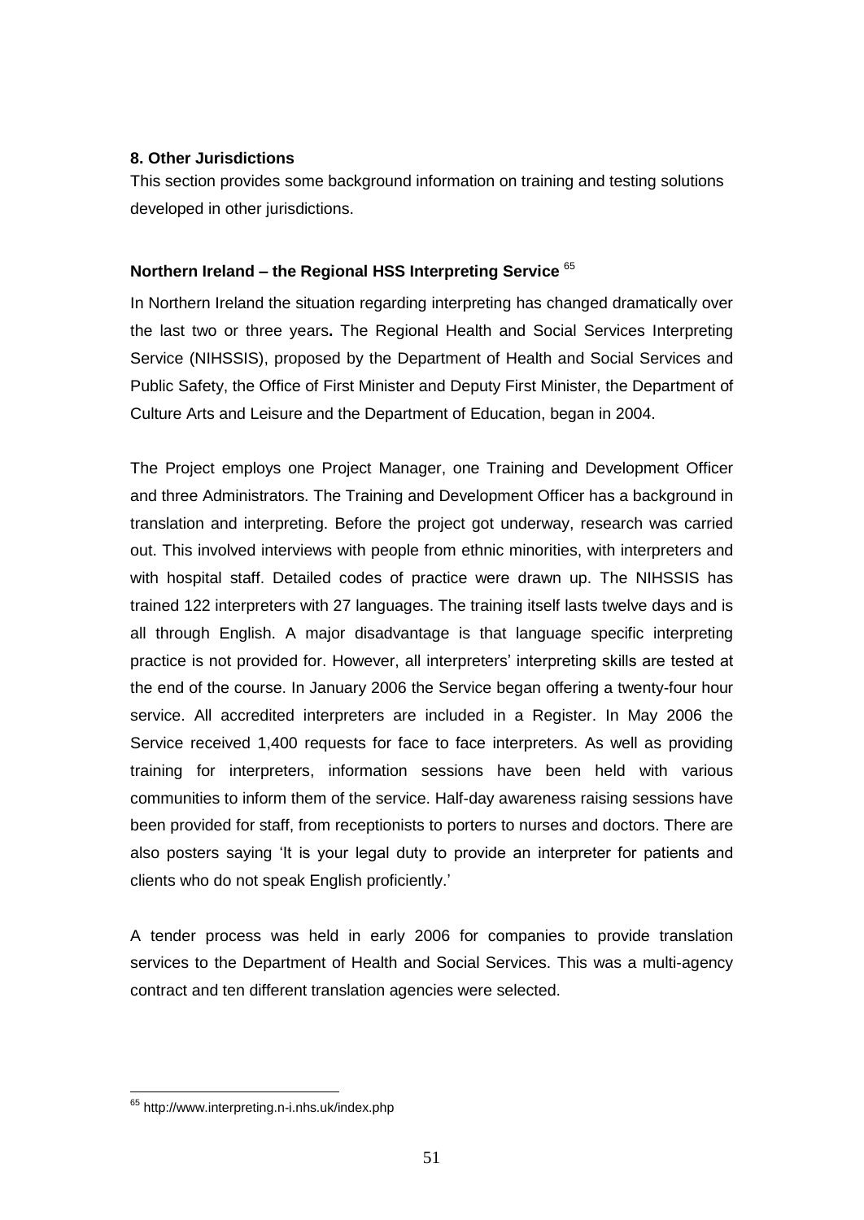## 8. Other Jurisdictions

This section provides some background information on training and testing solutions developed in other jurisdictions.

### Northern Ireland – the Regional HSS Interpreting Service [65]

In Northern Ireland the situation regarding interpreting has changed dramatically over the last two or three years**.** The Regional Health and Social Services Interpreting Service (NIHSSIS), proposed by the Department of Health and Social Services and Public Safety, the Office of First Minister and Deputy First Minister, the Department of Culture Arts and Leisure and the Department of Education, began in 2004.

The Project employs one Project Manager, one Training and Development Officer and three Administrators. The Training and Development Officer has a background in translation and interpreting. Before the project got underway, research was carried out. This involved interviews with people from ethnic minorities, with interpreters and with hospital staff. Detailed codes of practice were drawn up. The NIHSSIS has trained 122 interpreters with 27 languages. The training itself lasts twelve days and is all through English. A major disadvantage is that language specific interpreting practice is not provided for. However, all interpreters' interpreting skills are tested at the end of the course. In January 2006 the Service began offering a twenty-four hour service. All accredited interpreters are included in a Register. In May 2006 the Service received 1,400 requests for face to face interpreters. As well as providing training for interpreters, information sessions have been held with various communities to inform them of the service. Half-day awareness raising sessions have been provided for staff, from receptionists to porters to nurses and doctors. There are also posters saying 'It is your legal duty to provide an interpreter for patients and clients who do not speak English proficiently.'

A tender process was held in early 2006 for companies to provide translation services to the Department of Health and Social Services. This was a multi-agency contract and ten different translation agencies were selected.

---

[65] http://www.interpreting.n-i.nhs.uk/index.php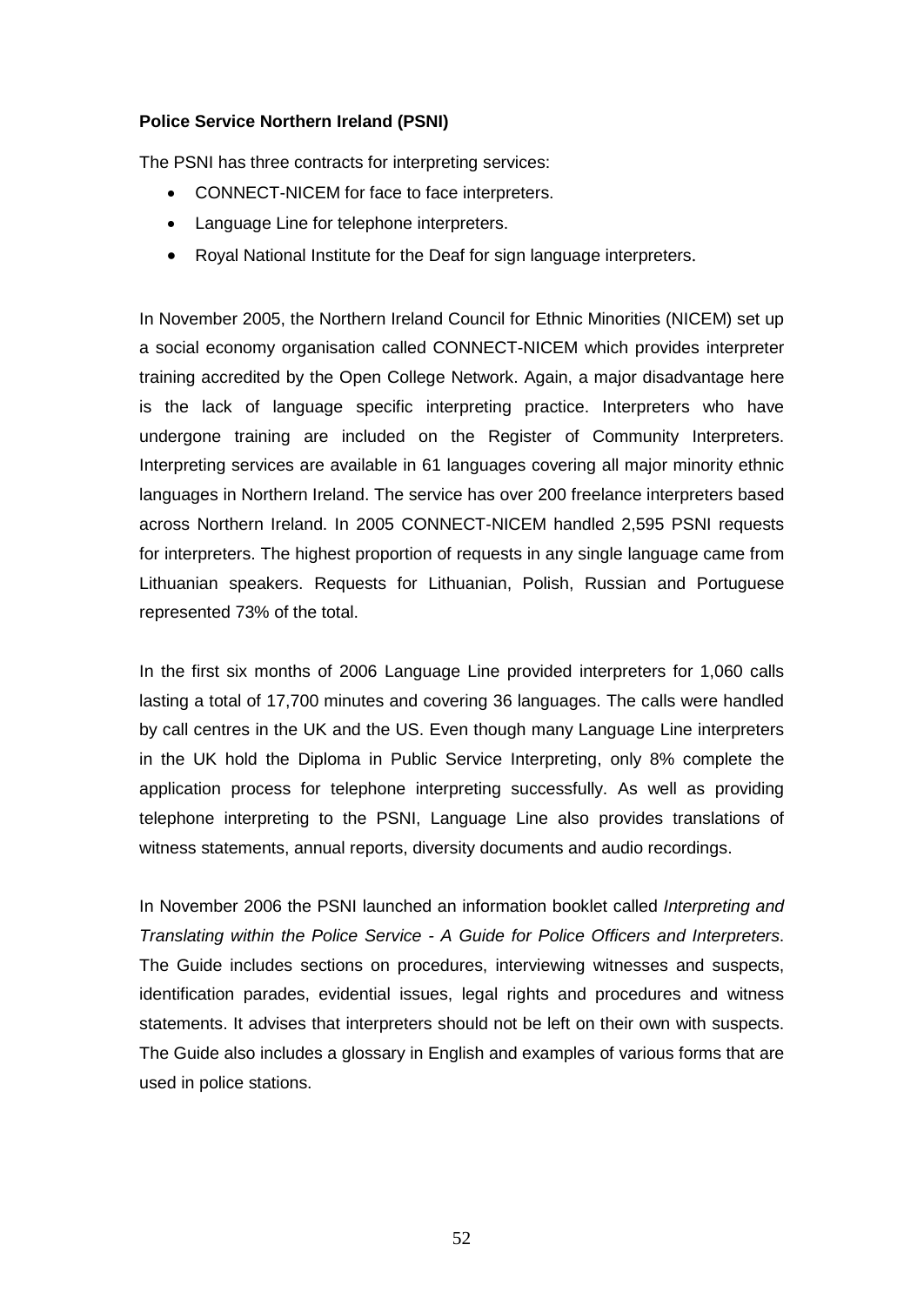**Police Service Northern Ireland (PSNI)**

The PSNI has three contracts for interpreting services:

- CONNECT-NICEM for face to face interpreters.
- Language Line for telephone interpreters.
- Royal National Institute for the Deaf for sign language interpreters.

In November 2005, the Northern Ireland Council for Ethnic Minorities (NICEM) set up a social economy organisation called CONNECT-NICEM which provides interpreter training accredited by the Open College Network. Again, a major disadvantage here is the lack of language specific interpreting practice. Interpreters who have undergone training are included on the Register of Community Interpreters. Interpreting services are available in 61 languages covering all major minority ethnic languages in Northern Ireland. The service has over 200 freelance interpreters based across Northern Ireland. In 2005 CONNECT-NICEM handled 2,595 PSNI requests for interpreters. The highest proportion of requests in any single language came from Lithuanian speakers. Requests for Lithuanian, Polish, Russian and Portuguese represented 73% of the total.

In the first six months of 2006 Language Line provided interpreters for 1,060 calls lasting a total of 17,700 minutes and covering 36 languages. The calls were handled by call centres in the UK and the US. Even though many Language Line interpreters in the UK hold the Diploma in Public Service Interpreting, only 8% complete the application process for telephone interpreting successfully. As well as providing telephone interpreting to the PSNI, Language Line also provides translations of witness statements, annual reports, diversity documents and audio recordings.

In November 2006 the PSNI launched an information booklet called *Interpreting and Translating within the Police Service - A Guide for Police Officers and Interpreters*. The Guide includes sections on procedures, interviewing witnesses and suspects, identification parades, evidential issues, legal rights and procedures and witness statements. It advises that interpreters should not be left on their own with suspects. The Guide also includes a glossary in English and examples of various forms that are used in police stations.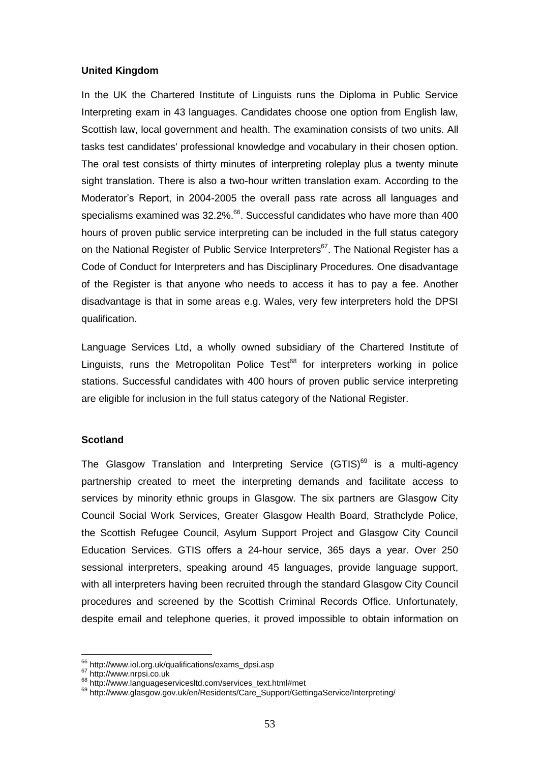**United Kingdom**

In the UK the Chartered Institute of Linguists runs the Diploma in Public Service Interpreting exam in 43 languages. Candidates choose one option from English law, Scottish law, local government and health. The examination consists of two units. All tasks test candidates' professional knowledge and vocabulary in their chosen option. The oral test consists of thirty minutes of interpreting roleplay plus a twenty minute sight translation. There is also a two-hour written translation exam. According to the Moderator's Report, in 2004-2005 the overall pass rate across all languages and specialisms examined was 32.2%.[66]. Successful candidates who have more than 400 hours of proven public service interpreting can be included in the full status category on the National Register of Public Service Interpreters[67]. The National Register has a Code of Conduct for Interpreters and has Disciplinary Procedures. One disadvantage of the Register is that anyone who needs to access it has to pay a fee. Another disadvantage is that in some areas e.g. Wales, very few interpreters hold the DPSI qualification.

Language Services Ltd, a wholly owned subsidiary of the Chartered Institute of Linguists, runs the Metropolitan Police Test[68] for interpreters working in police stations. Successful candidates with 400 hours of proven public service interpreting are eligible for inclusion in the full status category of the National Register.

**Scotland**

The Glasgow Translation and Interpreting Service (GTIS)[69] is a multi-agency partnership created to meet the interpreting demands and facilitate access to services by minority ethnic groups in Glasgow. The six partners are Glasgow City Council Social Work Services, Greater Glasgow Health Board, Strathclyde Police, the Scottish Refugee Council, Asylum Support Project and Glasgow City Council Education Services. GTIS offers a 24-hour service, 365 days a year. Over 250 sessional interpreters, speaking around 45 languages, provide language support, with all interpreters having been recruited through the standard Glasgow City Council procedures and screened by the Scottish Criminal Records Office. Unfortunately, despite email and telephone queries, it proved impossible to obtain information on

---

[66] http://www.iol.org.uk/qualifications/exams_dpsi.asp

[67] http://www.nrpsi.co.uk

[68] http://www.languageservicesltd.com/services_text.html#met

[69] http://www.glasgow.gov.uk/en/Residents/Care_Support/GettingaService/Interpreting/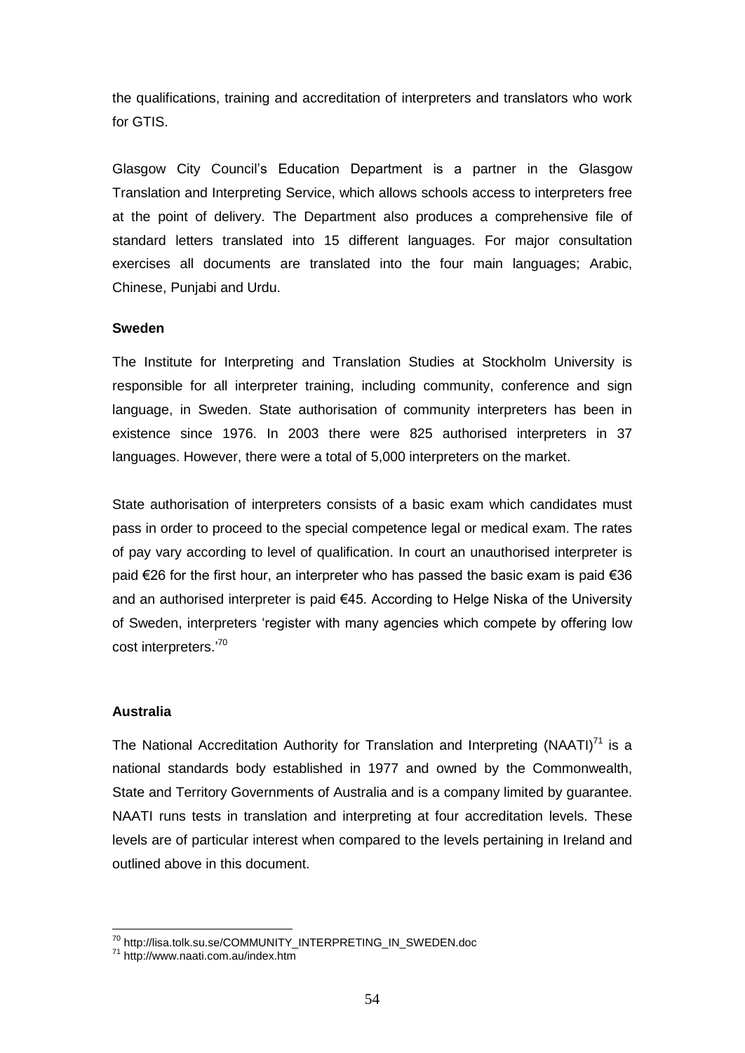the qualifications, training and accreditation of interpreters and translators who work for GTIS.

Glasgow City Council's Education Department is a partner in the Glasgow Translation and Interpreting Service, which allows schools access to interpreters free at the point of delivery. The Department also produces a comprehensive file of standard letters translated into 15 different languages. For major consultation exercises all documents are translated into the four main languages; Arabic, Chinese, Punjabi and Urdu.

**Sweden**

The Institute for Interpreting and Translation Studies at Stockholm University is responsible for all interpreter training, including community, conference and sign language, in Sweden. State authorisation of community interpreters has been in existence since 1976. In 2003 there were 825 authorised interpreters in 37 languages. However, there were a total of 5,000 interpreters on the market.

State authorisation of interpreters consists of a basic exam which candidates must pass in order to proceed to the special competence legal or medical exam. The rates of pay vary according to level of qualification. In court an unauthorised interpreter is paid €26 for the first hour, an interpreter who has passed the basic exam is paid €36 and an authorised interpreter is paid €45. According to Helge Niska of the University of Sweden, interpreters 'register with many agencies which compete by offering low cost interpreters.'[70]

**Australia**

The National Accreditation Authority for Translation and Interpreting (NAATI)[71] is a national standards body established in 1977 and owned by the Commonwealth, State and Territory Governments of Australia and is a company limited by guarantee. NAATI runs tests in translation and interpreting at four accreditation levels. These levels are of particular interest when compared to the levels pertaining in Ireland and outlined above in this document.

---

[70] http://lisa.tolk.su.se/COMMUNITY_INTERPRETING_IN_SWEDEN.doc

[71] http://www.naati.com.au/index.htm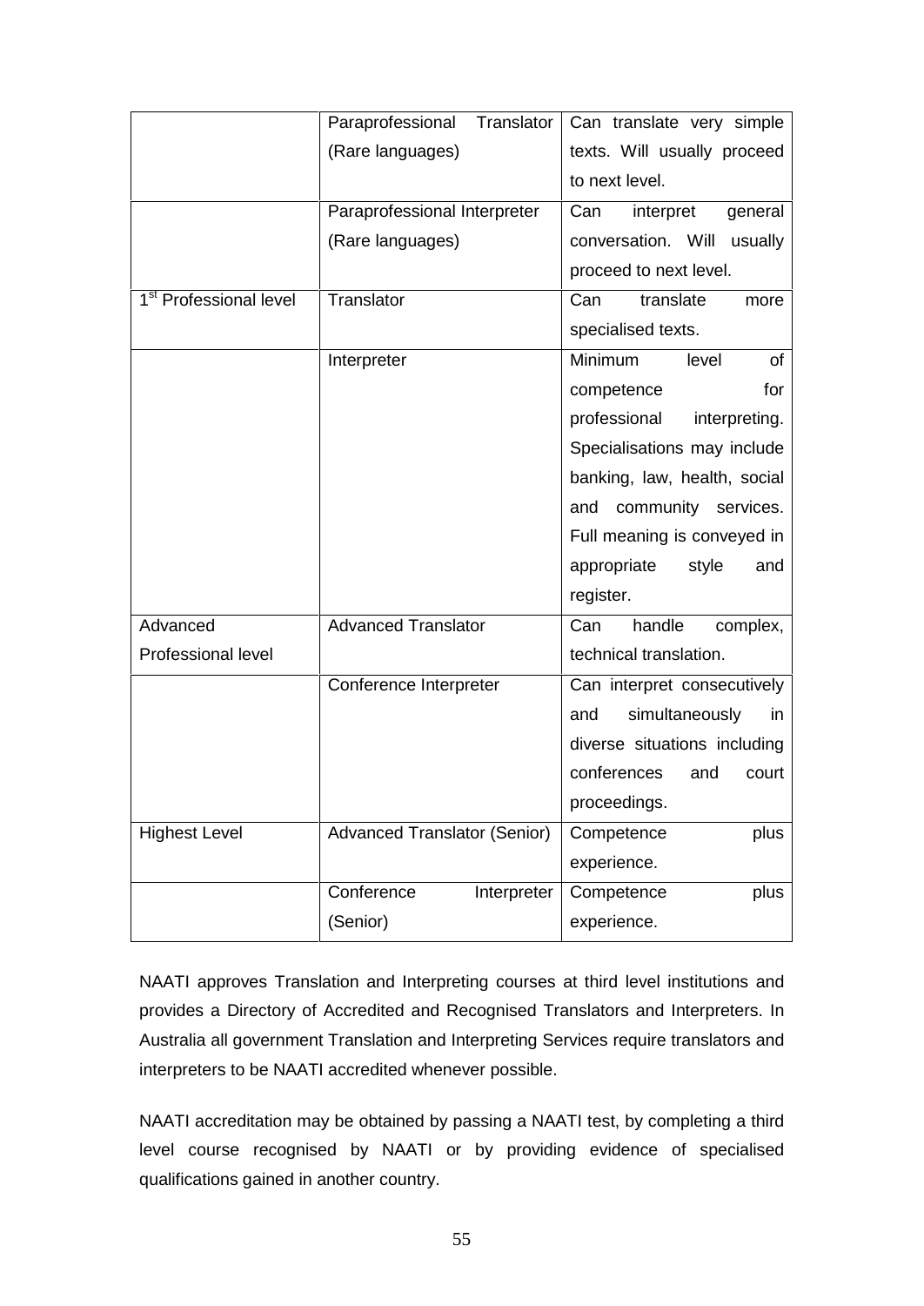| | | |
|---|---|---|
| | Paraprofessional Translator (Rare languages) | Can translate very simple texts. Will usually proceed to next level. |
| | Paraprofessional Interpreter (Rare languages) | Can interpret general conversation. Will usually proceed to next level. |
| 1st Professional level | Translator | Can translate more specialised texts. |
| | Interpreter | Minimum level of competence for professional interpreting. Specialisations may include banking, law, health, social and community services. Full meaning is conveyed in appropriate style and register. |
| Advanced Professional level | Advanced Translator | Can handle complex, technical translation. |
| | Conference Interpreter | Can interpret consecutively and simultaneously in diverse situations including conferences and court proceedings. |
| Highest Level | Advanced Translator (Senior) | Competence plus experience. |
| | Conference Interpreter (Senior) | Competence plus experience. |

NAATI approves Translation and Interpreting courses at third level institutions and provides a Directory of Accredited and Recognised Translators and Interpreters. In Australia all government Translation and Interpreting Services require translators and interpreters to be NAATI accredited whenever possible.

NAATI accreditation may be obtained by passing a NAATI test, by completing a third level course recognised by NAATI or by providing evidence of specialised qualifications gained in another country.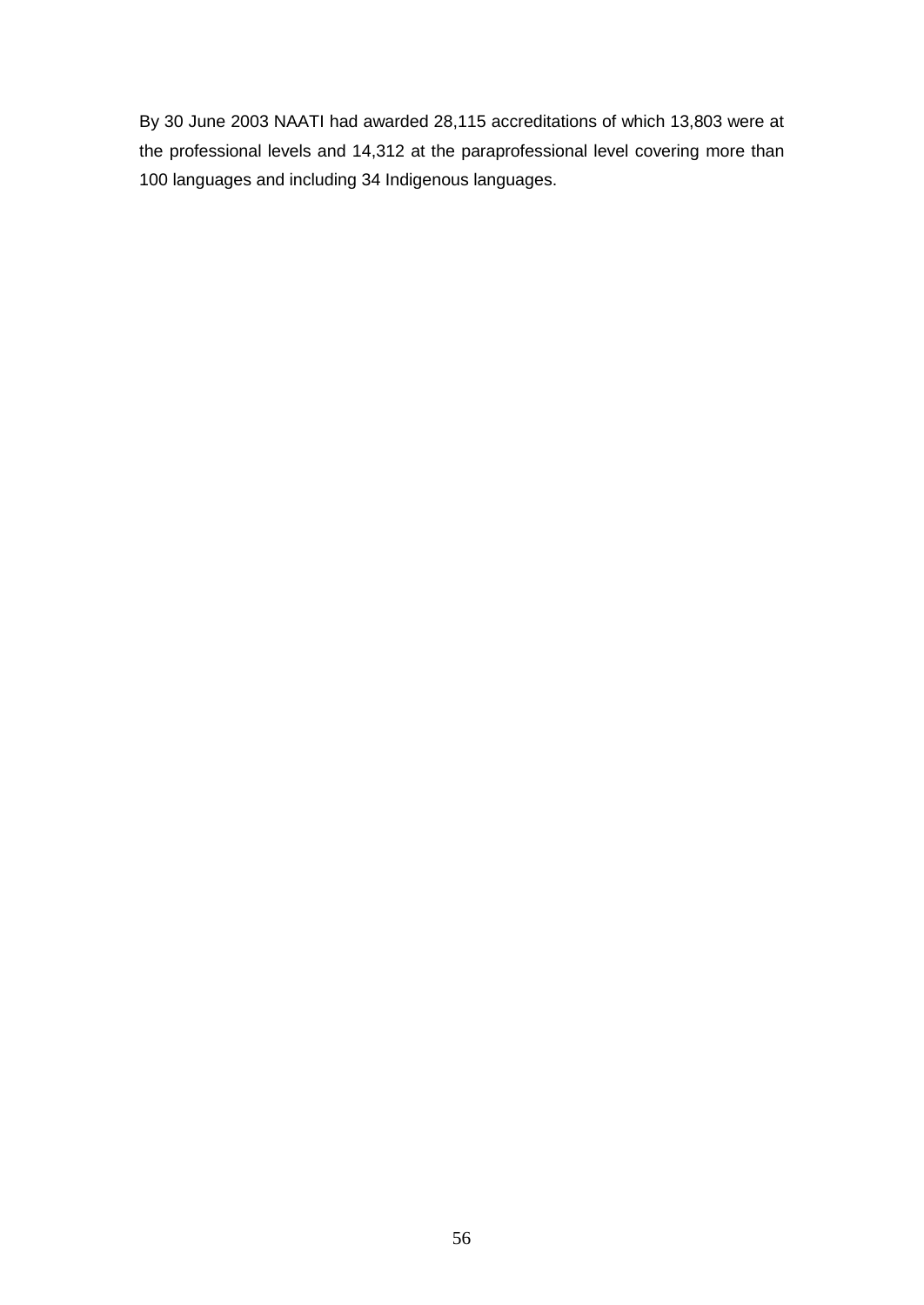By 30 June 2003 NAATI had awarded 28,115 accreditations of which 13,803 were at the professional levels and 14,312 at the paraprofessional level covering more than 100 languages and including 34 Indigenous languages.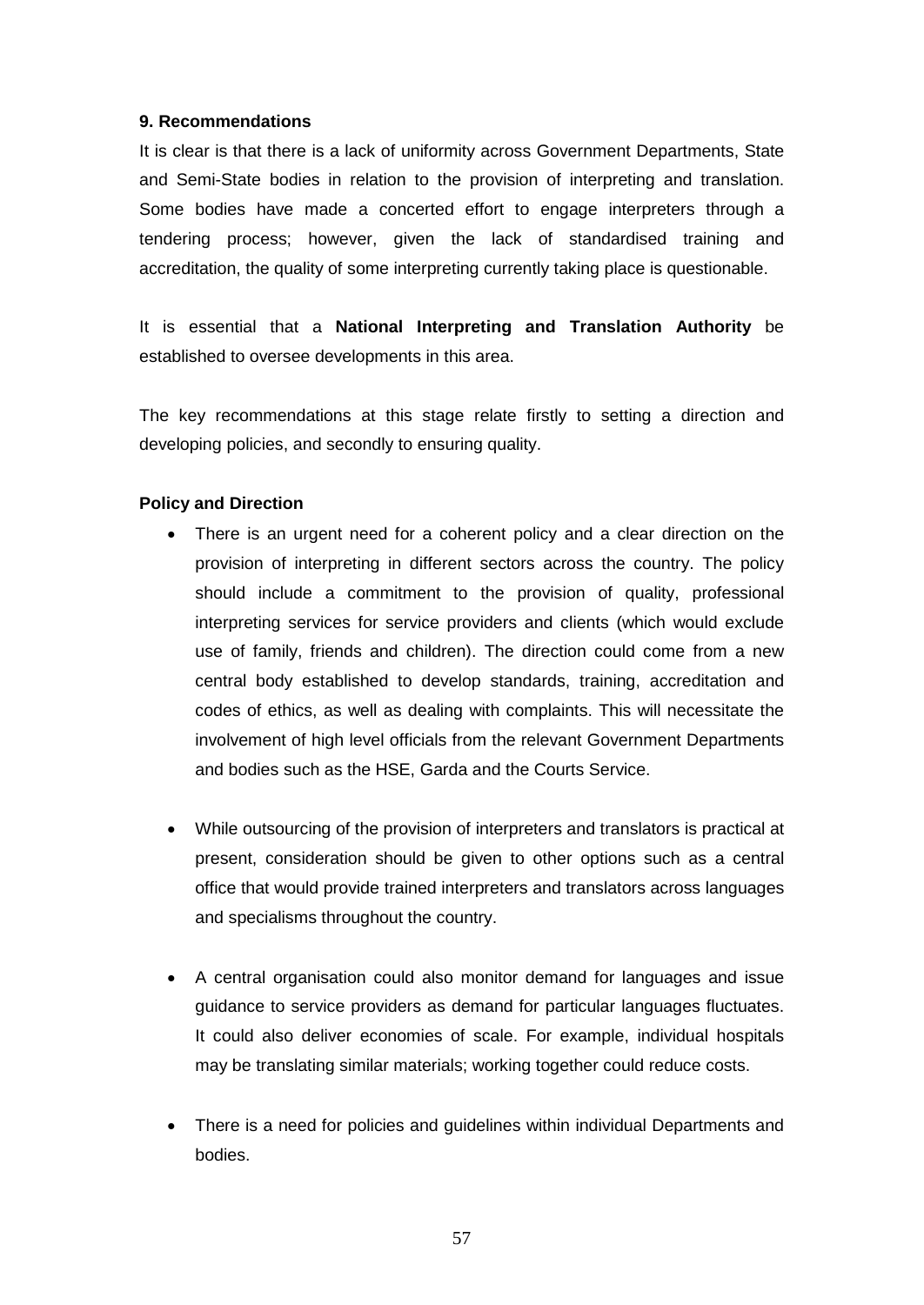## 9. Recommendations

It is clear is that there is a lack of uniformity across Government Departments, State and Semi-State bodies in relation to the provision of interpreting and translation. Some bodies have made a concerted effort to engage interpreters through a tendering process; however, given the lack of standardised training and accreditation, the quality of some interpreting currently taking place is questionable.

It is essential that a **National Interpreting and Translation Authority** be established to oversee developments in this area.

The key recommendations at this stage relate firstly to setting a direction and developing policies, and secondly to ensuring quality.

### Policy and Direction

- There is an urgent need for a coherent policy and a clear direction on the provision of interpreting in different sectors across the country. The policy should include a commitment to the provision of quality, professional interpreting services for service providers and clients (which would exclude use of family, friends and children). The direction could come from a new central body established to develop standards, training, accreditation and codes of ethics, as well as dealing with complaints. This will necessitate the involvement of high level officials from the relevant Government Departments and bodies such as the HSE, Garda and the Courts Service.

- While outsourcing of the provision of interpreters and translators is practical at present, consideration should be given to other options such as a central office that would provide trained interpreters and translators across languages and specialisms throughout the country.

- A central organisation could also monitor demand for languages and issue guidance to service providers as demand for particular languages fluctuates. It could also deliver economies of scale. For example, individual hospitals may be translating similar materials; working together could reduce costs.

- There is a need for policies and guidelines within individual Departments and bodies.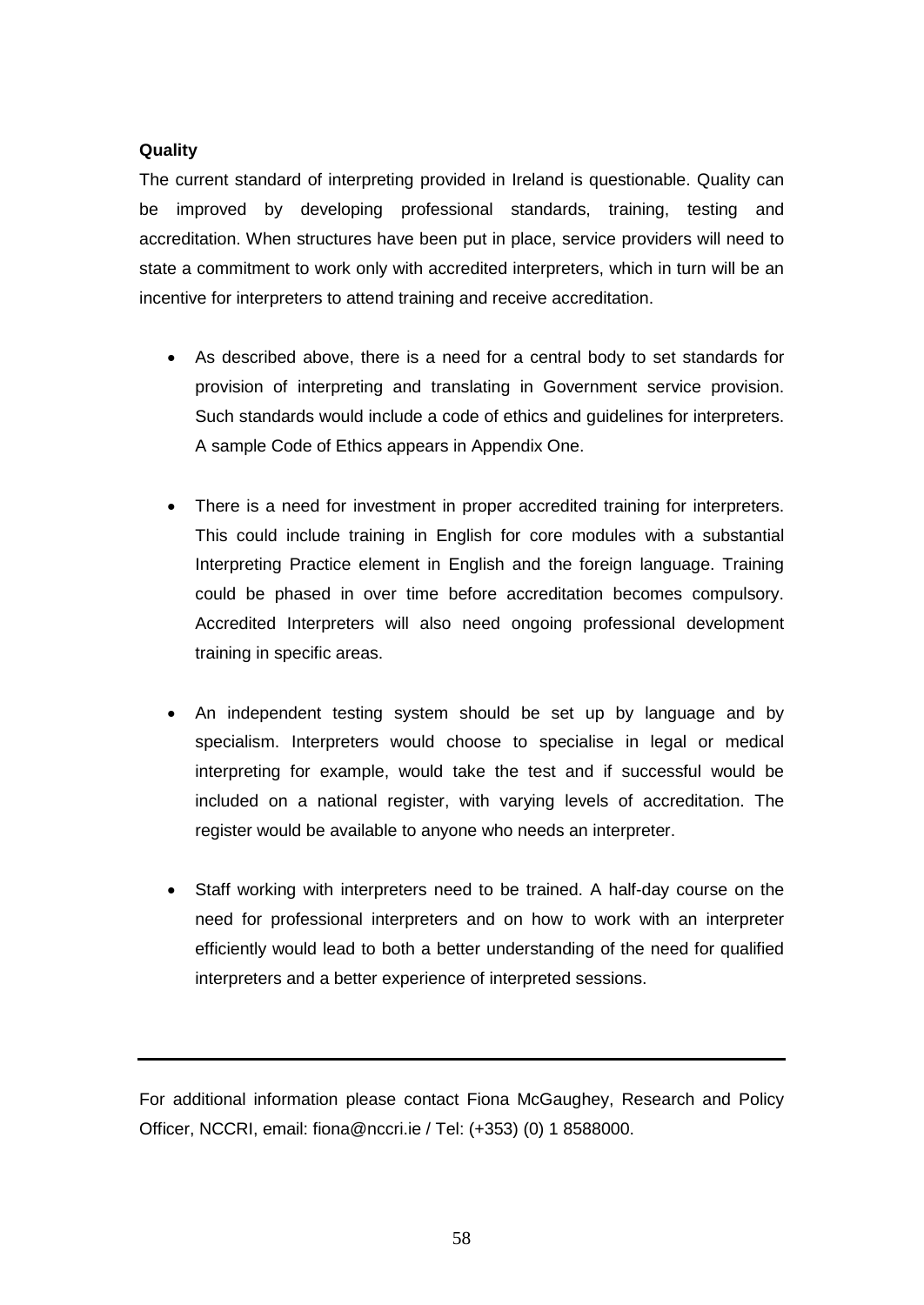**Quality**

The current standard of interpreting provided in Ireland is questionable. Quality can be improved by developing professional standards, training, testing and accreditation. When structures have been put in place, service providers will need to state a commitment to work only with accredited interpreters, which in turn will be an incentive for interpreters to attend training and receive accreditation.

- As described above, there is a need for a central body to set standards for provision of interpreting and translating in Government service provision. Such standards would include a code of ethics and guidelines for interpreters. A sample Code of Ethics appears in Appendix One.

- There is a need for investment in proper accredited training for interpreters. This could include training in English for core modules with a substantial Interpreting Practice element in English and the foreign language. Training could be phased in over time before accreditation becomes compulsory. Accredited Interpreters will also need ongoing professional development training in specific areas.

- An independent testing system should be set up by language and by specialism. Interpreters would choose to specialise in legal or medical interpreting for example, would take the test and if successful would be included on a national register, with varying levels of accreditation. The register would be available to anyone who needs an interpreter.

- Staff working with interpreters need to be trained. A half-day course on the need for professional interpreters and on how to work with an interpreter efficiently would lead to both a better understanding of the need for qualified interpreters and a better experience of interpreted sessions.

---

For additional information please contact Fiona McGaughey, Research and Policy Officer, NCCRI, email: fiona@nccri.ie / Tel: (+353) (0) 1 8588000.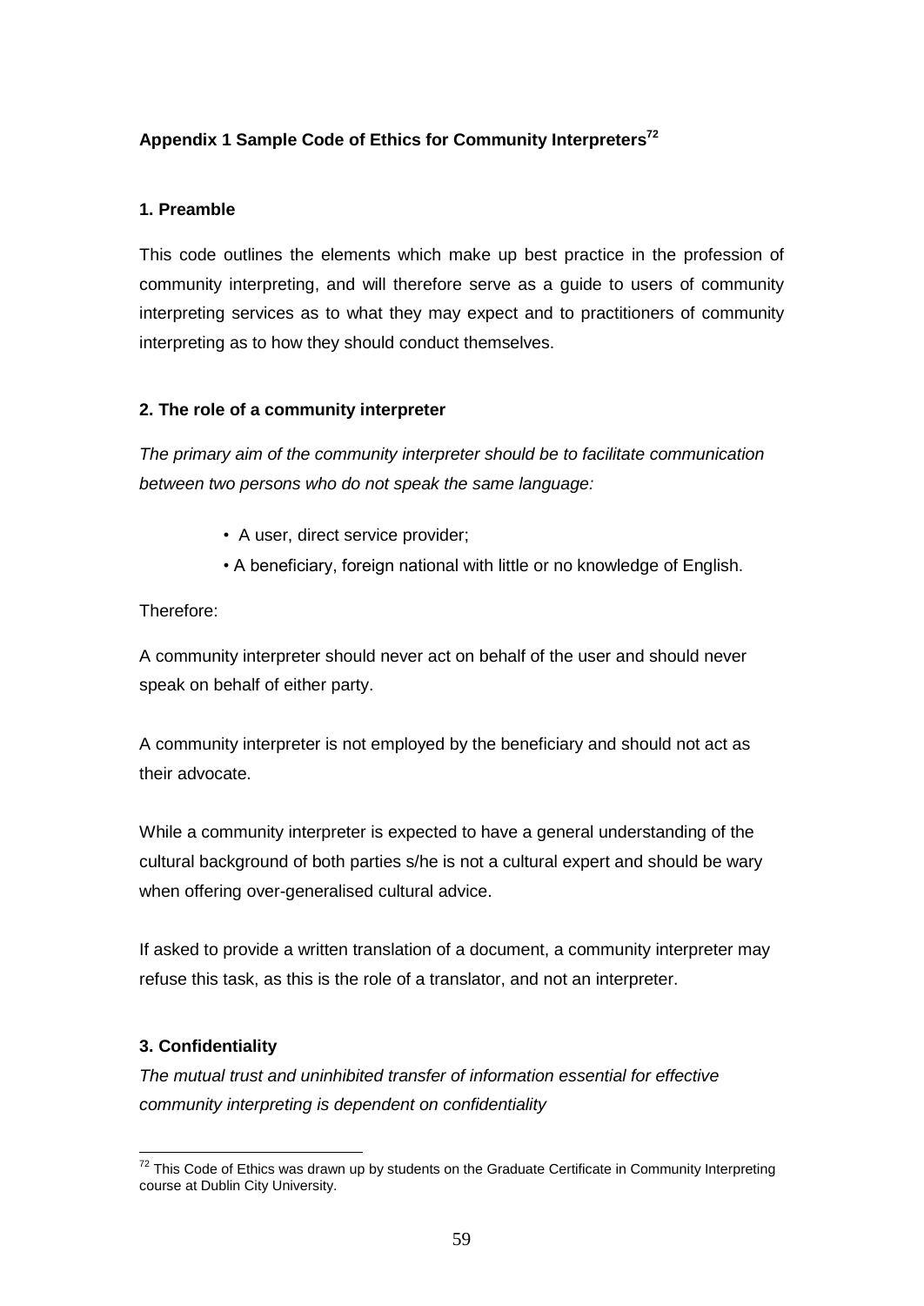## Appendix 1 Sample Code of Ethics for Community Interpreters[72]

### 1. Preamble

This code outlines the elements which make up best practice in the profession of community interpreting, and will therefore serve as a guide to users of community interpreting services as to what they may expect and to practitioners of community interpreting as to how they should conduct themselves.

### 2. The role of a community interpreter

*The primary aim of the community interpreter should be to facilitate communication between two persons who do not speak the same language:*

- A user, direct service provider;
- A beneficiary, foreign national with little or no knowledge of English.

Therefore:

A community interpreter should never act on behalf of the user and should never speak on behalf of either party.

A community interpreter is not employed by the beneficiary and should not act as their advocate.

While a community interpreter is expected to have a general understanding of the cultural background of both parties s/he is not a cultural expert and should be wary when offering over-generalised cultural advice.

If asked to provide a written translation of a document, a community interpreter may refuse this task, as this is the role of a translator, and not an interpreter.

### 3. Confidentiality

*The mutual trust and uninhibited transfer of information essential for effective community interpreting is dependent on confidentiality*

[72] This Code of Ethics was drawn up by students on the Graduate Certificate in Community Interpreting course at Dublin City University.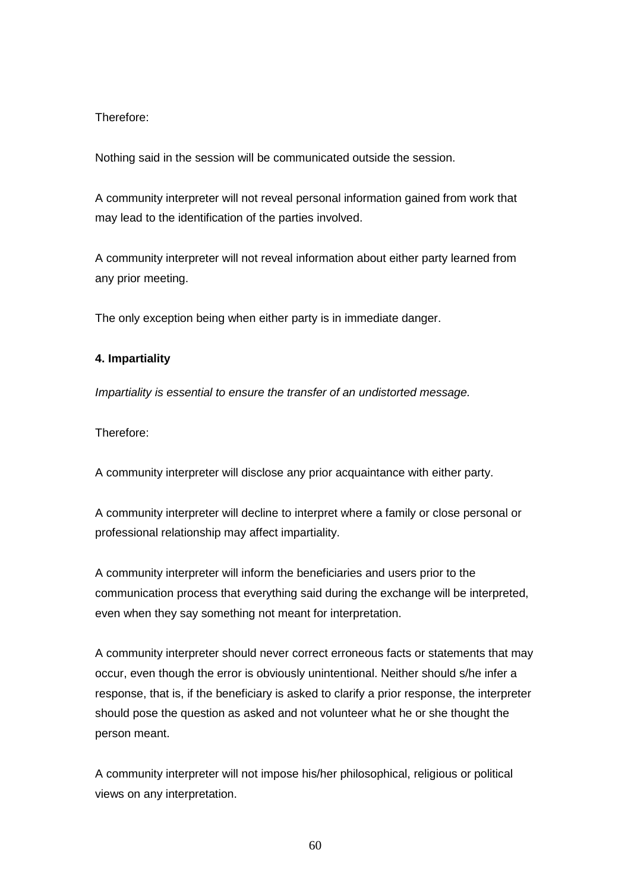Therefore:

Nothing said in the session will be communicated outside the session.

A community interpreter will not reveal personal information gained from work that may lead to the identification of the parties involved.

A community interpreter will not reveal information about either party learned from any prior meeting.

The only exception being when either party is in immediate danger.

**4. Impartiality**

*Impartiality is essential to ensure the transfer of an undistorted message.*

Therefore:

A community interpreter will disclose any prior acquaintance with either party.

A community interpreter will decline to interpret where a family or close personal or professional relationship may affect impartiality.

A community interpreter will inform the beneficiaries and users prior to the communication process that everything said during the exchange will be interpreted, even when they say something not meant for interpretation.

A community interpreter should never correct erroneous facts or statements that may occur, even though the error is obviously unintentional. Neither should s/he infer a response, that is, if the beneficiary is asked to clarify a prior response, the interpreter should pose the question as asked and not volunteer what he or she thought the person meant.

A community interpreter will not impose his/her philosophical, religious or political views on any interpretation.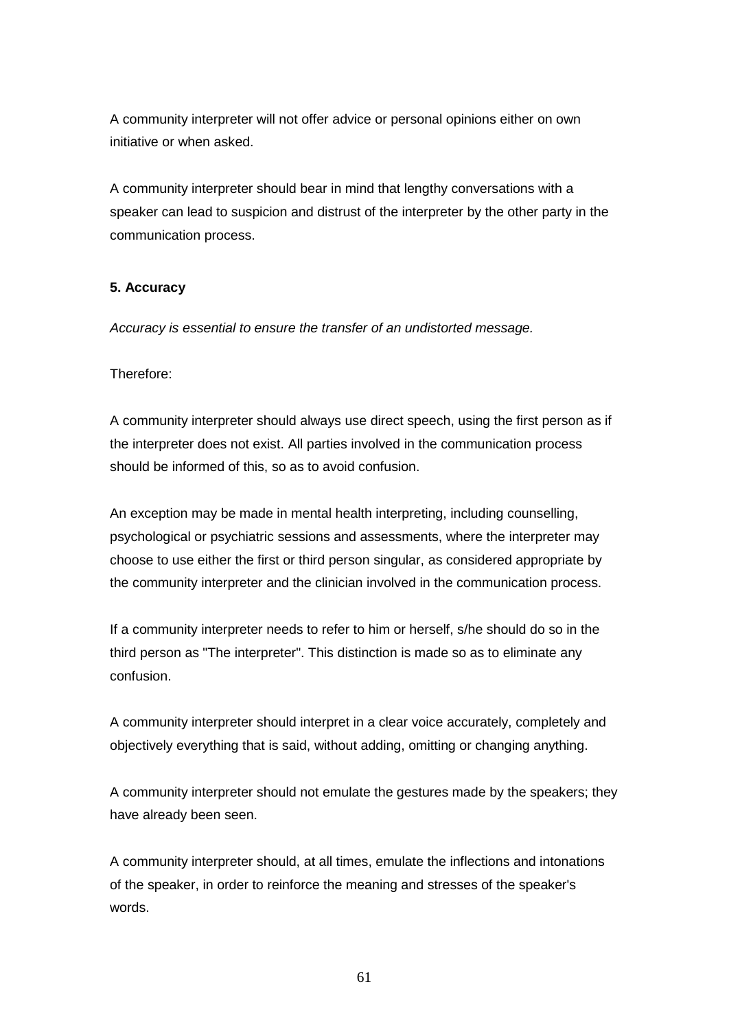A community interpreter will not offer advice or personal opinions either on own initiative or when asked.

A community interpreter should bear in mind that lengthy conversations with a speaker can lead to suspicion and distrust of the interpreter by the other party in the communication process.

**5. Accuracy**

*Accuracy is essential to ensure the transfer of an undistorted message.*

Therefore:

A community interpreter should always use direct speech, using the first person as if the interpreter does not exist. All parties involved in the communication process should be informed of this, so as to avoid confusion.

An exception may be made in mental health interpreting, including counselling, psychological or psychiatric sessions and assessments, where the interpreter may choose to use either the first or third person singular, as considered appropriate by the community interpreter and the clinician involved in the communication process.

If a community interpreter needs to refer to him or herself, s/he should do so in the third person as "The interpreter". This distinction is made so as to eliminate any confusion.

A community interpreter should interpret in a clear voice accurately, completely and objectively everything that is said, without adding, omitting or changing anything.

A community interpreter should not emulate the gestures made by the speakers; they have already been seen.

A community interpreter should, at all times, emulate the inflections and intonations of the speaker, in order to reinforce the meaning and stresses of the speaker's words.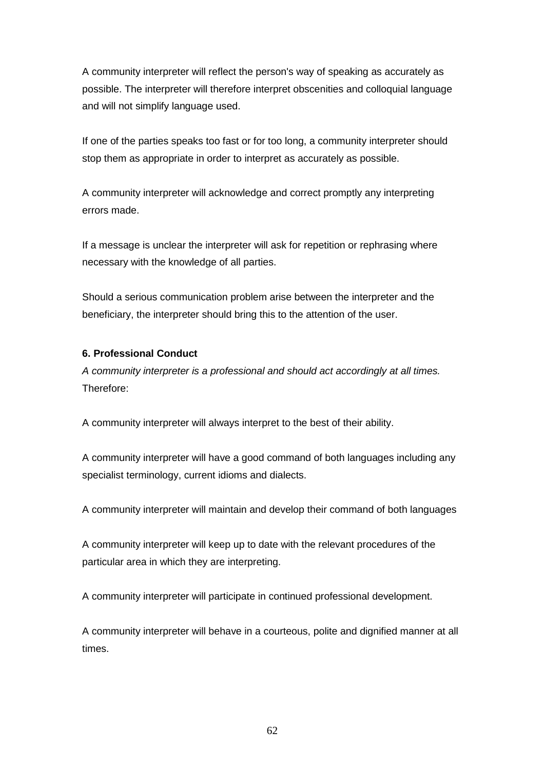A community interpreter will reflect the person's way of speaking as accurately as possible. The interpreter will therefore interpret obscenities and colloquial language and will not simplify language used.

If one of the parties speaks too fast or for too long, a community interpreter should stop them as appropriate in order to interpret as accurately as possible.

A community interpreter will acknowledge and correct promptly any interpreting errors made.

If a message is unclear the interpreter will ask for repetition or rephrasing where necessary with the knowledge of all parties.

Should a serious communication problem arise between the interpreter and the beneficiary, the interpreter should bring this to the attention of the user.

**6. Professional Conduct**

*A community interpreter is a professional and should act accordingly at all times.* Therefore:

A community interpreter will always interpret to the best of their ability.

A community interpreter will have a good command of both languages including any specialist terminology, current idioms and dialects.

A community interpreter will maintain and develop their command of both languages

A community interpreter will keep up to date with the relevant procedures of the particular area in which they are interpreting.

A community interpreter will participate in continued professional development.

A community interpreter will behave in a courteous, polite and dignified manner at all times.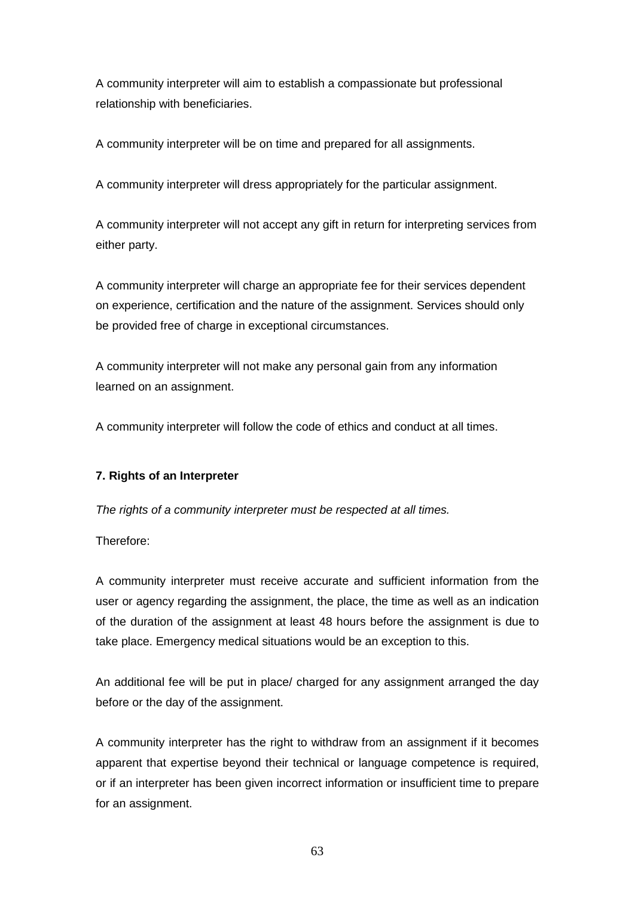A community interpreter will aim to establish a compassionate but professional relationship with beneficiaries.

A community interpreter will be on time and prepared for all assignments.

A community interpreter will dress appropriately for the particular assignment.

A community interpreter will not accept any gift in return for interpreting services from either party.

A community interpreter will charge an appropriate fee for their services dependent on experience, certification and the nature of the assignment. Services should only be provided free of charge in exceptional circumstances.

A community interpreter will not make any personal gain from any information learned on an assignment.

A community interpreter will follow the code of ethics and conduct at all times.

**7. Rights of an Interpreter**

*The rights of a community interpreter must be respected at all times.*

Therefore:

A community interpreter must receive accurate and sufficient information from the user or agency regarding the assignment, the place, the time as well as an indication of the duration of the assignment at least 48 hours before the assignment is due to take place. Emergency medical situations would be an exception to this.

An additional fee will be put in place/ charged for any assignment arranged the day before or the day of the assignment.

A community interpreter has the right to withdraw from an assignment if it becomes apparent that expertise beyond their technical or language competence is required, or if an interpreter has been given incorrect information or insufficient time to prepare for an assignment.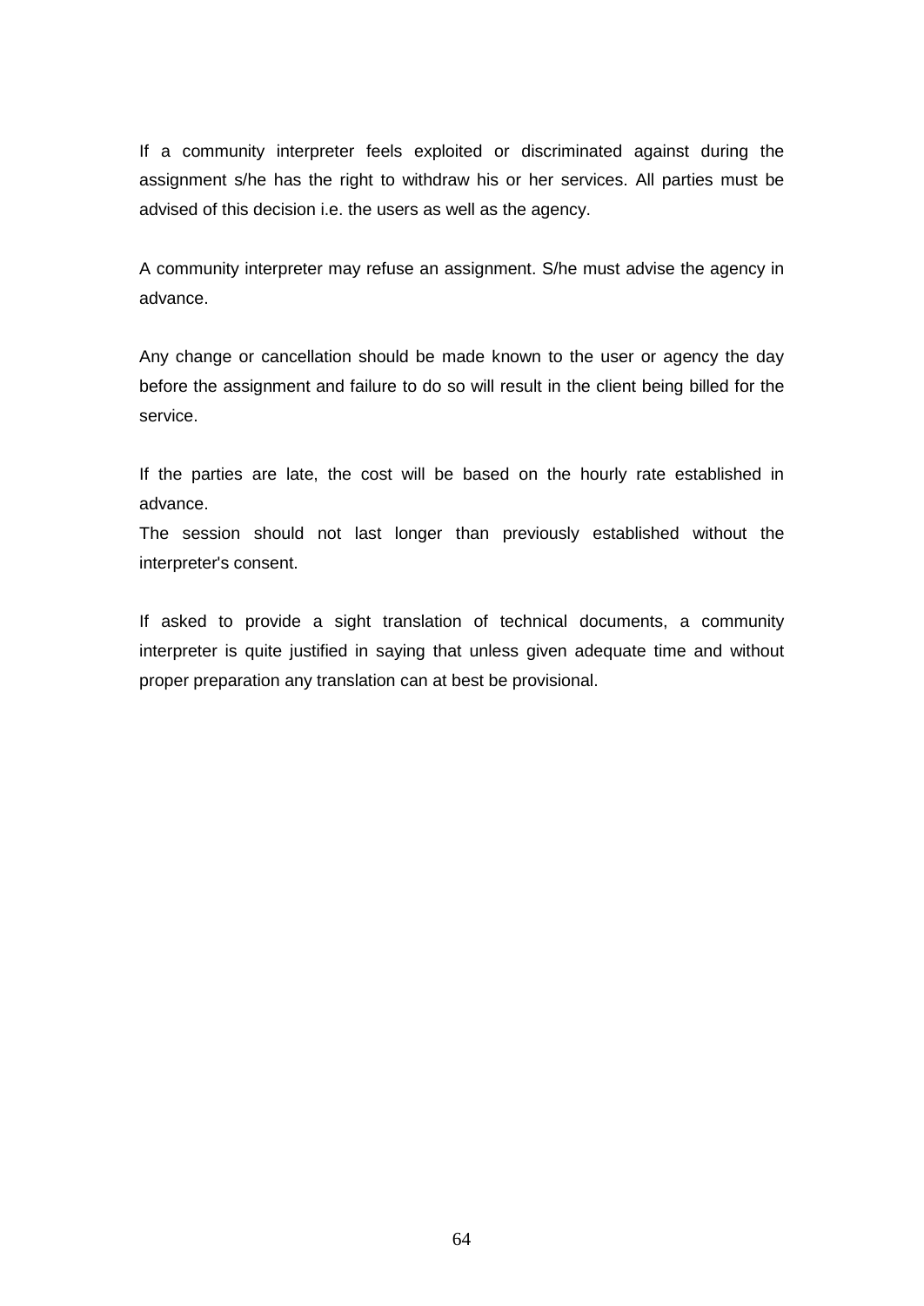If a community interpreter feels exploited or discriminated against during the assignment s/he has the right to withdraw his or her services. All parties must be advised of this decision i.e. the users as well as the agency.

A community interpreter may refuse an assignment. S/he must advise the agency in advance.

Any change or cancellation should be made known to the user or agency the day before the assignment and failure to do so will result in the client being billed for the service.

If the parties are late, the cost will be based on the hourly rate established in advance.
The session should not last longer than previously established without the interpreter's consent.

If asked to provide a sight translation of technical documents, a community interpreter is quite justified in saying that unless given adequate time and without proper preparation any translation can at best be provisional.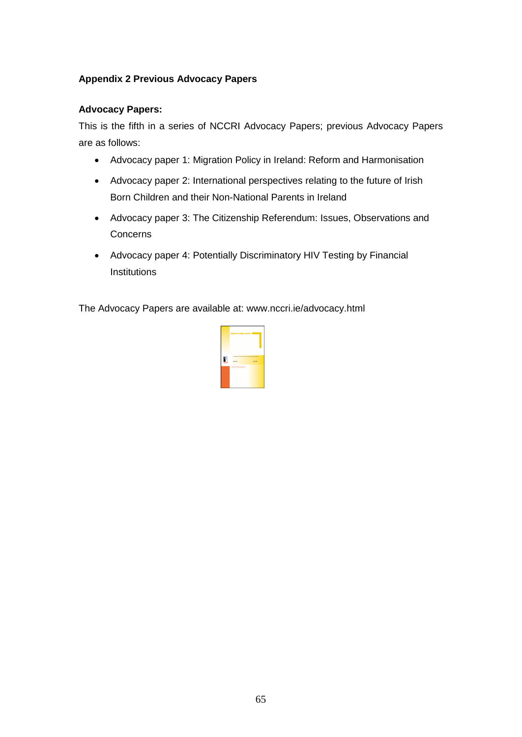## Appendix 2 Previous Advocacy Papers

**Advocacy Papers:**

This is the fifth in a series of NCCRI Advocacy Papers; previous Advocacy Papers are as follows:

- Advocacy paper 1: Migration Policy in Ireland: Reform and Harmonisation
- Advocacy paper 2: International perspectives relating to the future of Irish Born Children and their Non-National Parents in Ireland
- Advocacy paper 3: The Citizenship Referendum: Issues, Observations and Concerns
- Advocacy paper 4: Potentially Discriminatory HIV Testing by Financial Institutions

The Advocacy Papers are available at: www.nccri.ie/advocacy.html